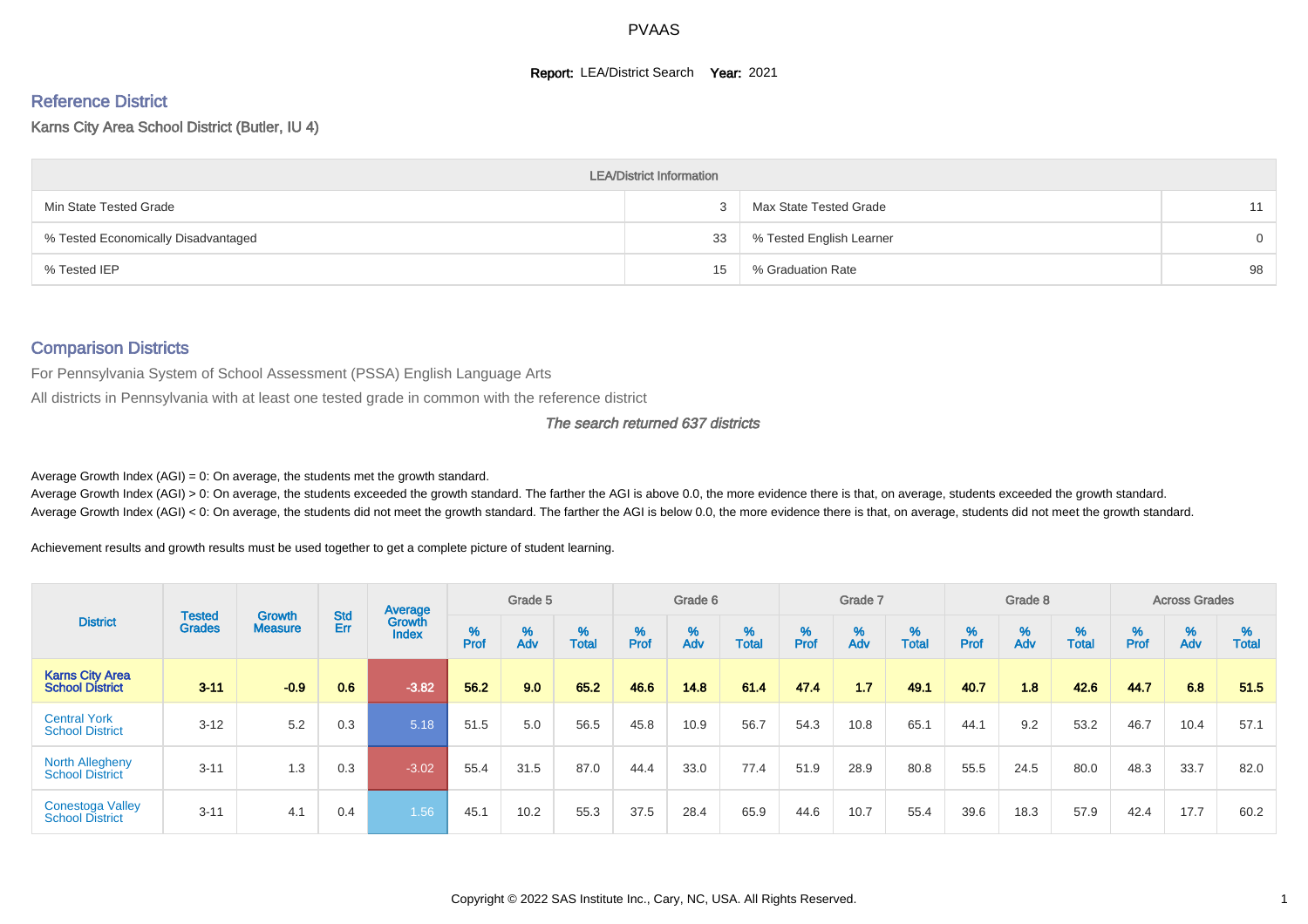PVAAS

**Report:** LEA/District Search **Year:** 2021

## Reference District

### Karns City Area School District (Butler, IU 4)

| LEA/District Information | | | |
|---|---|---|---|
| Min State Tested Grade | 3 | Max State Tested Grade | 11 |
| % Tested Economically Disadvantaged | 33 | % Tested English Learner | 0 |
| % Tested IEP | 15 | % Graduation Rate | 98 |

## Comparison Districts

For Pennsylvania System of School Assessment (PSSA) English Language Arts

All districts in Pennsylvania with at least one tested grade in common with the reference district

*The search returned 637 districts*

Average Growth Index (AGI) = 0: On average, the students met the growth standard.

Average Growth Index (AGI) > 0: On average, the students exceeded the growth standard. The farther the AGI is above 0.0, the more evidence there is that, on average, students exceeded the growth standard.

Average Growth Index (AGI) < 0: On average, the students did not meet the growth standard. The farther the AGI is below 0.0, the more evidence there is that, on average, students did not meet the growth standard.

Achievement results and growth results must be used together to get a complete picture of student learning.

| District | Tested Grades | Growth Measure | Std Err | Average Growth Index | Grade 5 | | | Grade 6 | | | Grade 7 | | | Grade 8 | | | Across Grades | | |
|---|---|---|---|---|---|---|---|---|---|---|---|---|---|---|---|---|---|---|---|
| | | | | | % Prof | % Adv | % Total | % Prof | % Adv | % Total | % Prof | % Adv | % Total | % Prof | % Adv | % Total | % Prof | % Adv | % Total |
| **Karns City Area School District** | **3-11** | **-0.9** | **0.6** | **-3.82** | **56.2** | **9.0** | **65.2** | **46.6** | **14.8** | **61.4** | **47.4** | **1.7** | **49.1** | **40.7** | **1.8** | **42.6** | **44.7** | **6.8** | **51.5** |
| Central York School District | 3-12 | 5.2 | 0.3 | 5.18 | 51.5 | 5.0 | 56.5 | 45.8 | 10.9 | 56.7 | 54.3 | 10.8 | 65.1 | 44.1 | 9.2 | 53.2 | 46.7 | 10.4 | 57.1 |
| North Allegheny School District | 3-11 | 1.3 | 0.3 | -3.02 | 55.4 | 31.5 | 87.0 | 44.4 | 33.0 | 77.4 | 51.9 | 28.9 | 80.8 | 55.5 | 24.5 | 80.0 | 48.3 | 33.7 | 82.0 |
| Conestoga Valley School District | 3-11 | 4.1 | 0.4 | 1.56 | 45.1 | 10.2 | 55.3 | 37.5 | 28.4 | 65.9 | 44.6 | 10.7 | 55.4 | 39.6 | 18.3 | 57.9 | 42.4 | 17.7 | 60.2 |

Copyright © 2022 SAS Institute Inc., Cary, NC, USA. All Rights Reserved.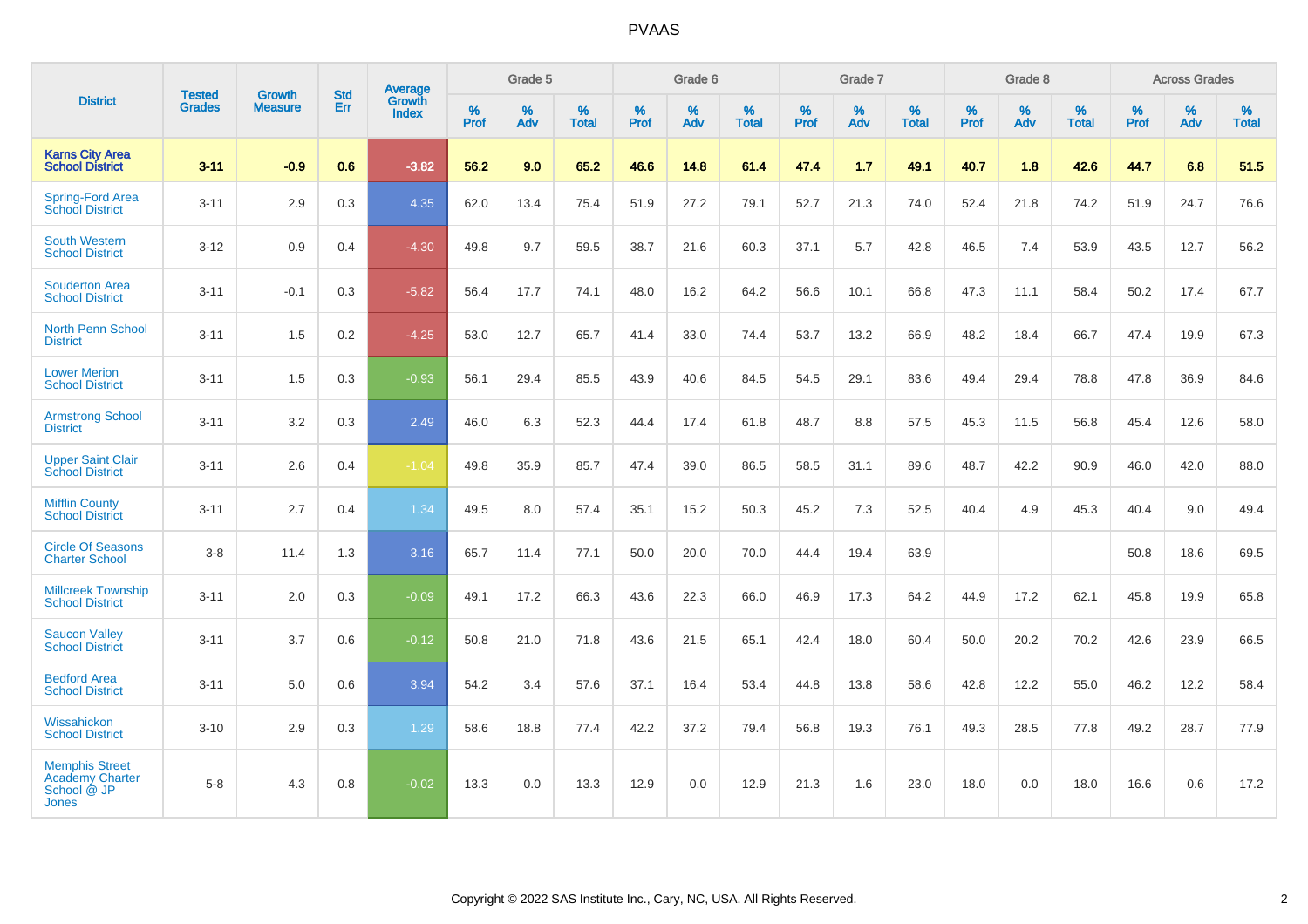# PVAAS

| District | Tested Grades | Growth Measure | Std Err | Average Growth Index | Grade 5 | | | Grade 6 | | | Grade 7 | | | Grade 8 | | | Across Grades | | |
|---|---|---|---|---|---|---|---|---|---|---|---|---|---|---|---|---|---|---|---|
| | | | | | % Prof | % Adv | % Total | % Prof | % Adv | % Total | % Prof | % Adv | % Total | % Prof | % Adv | % Total | % Prof | % Adv | % Total |
| **Karns City Area School District** | **3-11** | **-0.9** | **0.6** | **-3.82** | **56.2** | **9.0** | **65.2** | **46.6** | **14.8** | **61.4** | **47.4** | **1.7** | **49.1** | **40.7** | **1.8** | **42.6** | **44.7** | **6.8** | **51.5** |
| Spring-Ford Area School District | 3-11 | 2.9 | 0.3 | 4.35 | 62.0 | 13.4 | 75.4 | 51.9 | 27.2 | 79.1 | 52.7 | 21.3 | 74.0 | 52.4 | 21.8 | 74.2 | 51.9 | 24.7 | 76.6 |
| South Western School District | 3-12 | 0.9 | 0.4 | -4.30 | 49.8 | 9.7 | 59.5 | 38.7 | 21.6 | 60.3 | 37.1 | 5.7 | 42.8 | 46.5 | 7.4 | 53.9 | 43.5 | 12.7 | 56.2 |
| Souderton Area School District | 3-11 | -0.1 | 0.3 | -5.82 | 56.4 | 17.7 | 74.1 | 48.0 | 16.2 | 64.2 | 56.6 | 10.1 | 66.8 | 47.3 | 11.1 | 58.4 | 50.2 | 17.4 | 67.7 |
| North Penn School District | 3-11 | 1.5 | 0.2 | -4.25 | 53.0 | 12.7 | 65.7 | 41.4 | 33.0 | 74.4 | 53.7 | 13.2 | 66.9 | 48.2 | 18.4 | 66.7 | 47.4 | 19.9 | 67.3 |
| Lower Merion School District | 3-11 | 1.5 | 0.3 | -0.93 | 56.1 | 29.4 | 85.5 | 43.9 | 40.6 | 84.5 | 54.5 | 29.1 | 83.6 | 49.4 | 29.4 | 78.8 | 47.8 | 36.9 | 84.6 |
| Armstrong School District | 3-11 | 3.2 | 0.3 | 2.49 | 46.0 | 6.3 | 52.3 | 44.4 | 17.4 | 61.8 | 48.7 | 8.8 | 57.5 | 45.3 | 11.5 | 56.8 | 45.4 | 12.6 | 58.0 |
| Upper Saint Clair School District | 3-11 | 2.6 | 0.4 | -1.04 | 49.8 | 35.9 | 85.7 | 47.4 | 39.0 | 86.5 | 58.5 | 31.1 | 89.6 | 48.7 | 42.2 | 90.9 | 46.0 | 42.0 | 88.0 |
| Mifflin County School District | 3-11 | 2.7 | 0.4 | 1.34 | 49.5 | 8.0 | 57.4 | 35.1 | 15.2 | 50.3 | 45.2 | 7.3 | 52.5 | 40.4 | 4.9 | 45.3 | 40.4 | 9.0 | 49.4 |
| Circle Of Seasons Charter School | 3-8 | 11.4 | 1.3 | 3.16 | 65.7 | 11.4 | 77.1 | 50.0 | 20.0 | 70.0 | 44.4 | 19.4 | 63.9 | | | | 50.8 | 18.6 | 69.5 |
| Millcreek Township School District | 3-11 | 2.0 | 0.3 | -0.09 | 49.1 | 17.2 | 66.3 | 43.6 | 22.3 | 66.0 | 46.9 | 17.3 | 64.2 | 44.9 | 17.2 | 62.1 | 45.8 | 19.9 | 65.8 |
| Saucon Valley School District | 3-11 | 3.7 | 0.6 | -0.12 | 50.8 | 21.0 | 71.8 | 43.6 | 21.5 | 65.1 | 42.4 | 18.0 | 60.4 | 50.0 | 20.2 | 70.2 | 42.6 | 23.9 | 66.5 |
| Bedford Area School District | 3-11 | 5.0 | 0.6 | 3.94 | 54.2 | 3.4 | 57.6 | 37.1 | 16.4 | 53.4 | 44.8 | 13.8 | 58.6 | 42.8 | 12.2 | 55.0 | 46.2 | 12.2 | 58.4 |
| Wissahickon School District | 3-10 | 2.9 | 0.3 | 1.29 | 58.6 | 18.8 | 77.4 | 42.2 | 37.2 | 79.4 | 56.8 | 19.3 | 76.1 | 49.3 | 28.5 | 77.8 | 49.2 | 28.7 | 77.9 |
| Memphis Street Academy Charter School @ JP Jones | 5-8 | 4.3 | 0.8 | -0.02 | 13.3 | 0.0 | 13.3 | 12.9 | 0.0 | 12.9 | 21.3 | 1.6 | 23.0 | 18.0 | 0.0 | 18.0 | 16.6 | 0.6 | 17.2 |

Copyright © 2022 SAS Institute Inc., Cary, NC, USA. All Rights Reserved.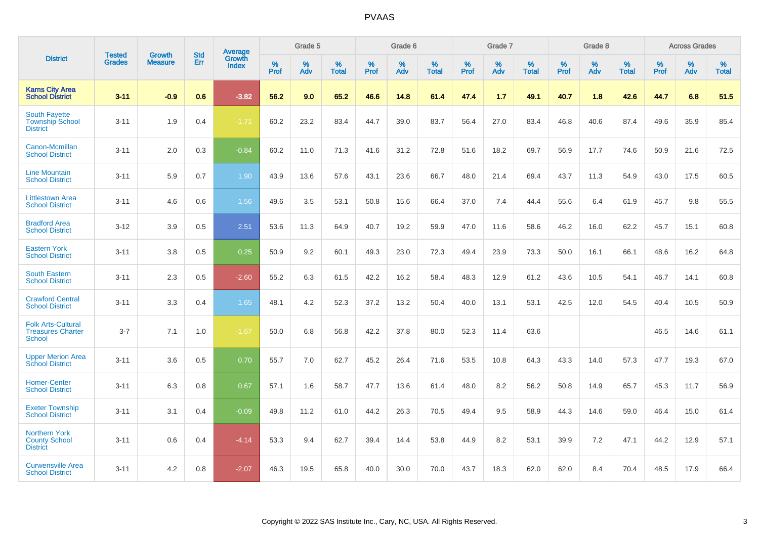# PVAAS

| District | Tested Grades | Growth Measure | Std Err | Average Growth Index | Grade 5 | | | Grade 6 | | | Grade 7 | | | Grade 8 | | | Across Grades | | |
|---|---|---|---|---|---|---|---|---|---|---|---|---|---|---|---|---|---|---|---|
| | | | | | % Prof | % Adv | % Total | % Prof | % Adv | % Total | % Prof | % Adv | % Total | % Prof | % Adv | % Total | % Prof | % Adv | % Total |
| **Karns City Area School District** | **3-11** | **-0.9** | **0.6** | **-3.82** | **56.2** | **9.0** | **65.2** | **46.6** | **14.8** | **61.4** | **47.4** | **1.7** | **49.1** | **40.7** | **1.8** | **42.6** | **44.7** | **6.8** | **51.5** |
| South Fayette Township School District | 3-11 | 1.9 | 0.4 | -1.71 | 60.2 | 23.2 | 83.4 | 44.7 | 39.0 | 83.7 | 56.4 | 27.0 | 83.4 | 46.8 | 40.6 | 87.4 | 49.6 | 35.9 | 85.4 |
| Canon-Mcmillan School District | 3-11 | 2.0 | 0.3 | -0.84 | 60.2 | 11.0 | 71.3 | 41.6 | 31.2 | 72.8 | 51.6 | 18.2 | 69.7 | 56.9 | 17.7 | 74.6 | 50.9 | 21.6 | 72.5 |
| Line Mountain School District | 3-11 | 5.9 | 0.7 | 1.90 | 43.9 | 13.6 | 57.6 | 43.1 | 23.6 | 66.7 | 48.0 | 21.4 | 69.4 | 43.7 | 11.3 | 54.9 | 43.0 | 17.5 | 60.5 |
| Littlestown Area School District | 3-11 | 4.6 | 0.6 | 1.56 | 49.6 | 3.5 | 53.1 | 50.8 | 15.6 | 66.4 | 37.0 | 7.4 | 44.4 | 55.6 | 6.4 | 61.9 | 45.7 | 9.8 | 55.5 |
| Bradford Area School District | 3-12 | 3.9 | 0.5 | 2.51 | 53.6 | 11.3 | 64.9 | 40.7 | 19.2 | 59.9 | 47.0 | 11.6 | 58.6 | 46.2 | 16.0 | 62.2 | 45.7 | 15.1 | 60.8 |
| Eastern York School District | 3-11 | 3.8 | 0.5 | 0.25 | 50.9 | 9.2 | 60.1 | 49.3 | 23.0 | 72.3 | 49.4 | 23.9 | 73.3 | 50.0 | 16.1 | 66.1 | 48.6 | 16.2 | 64.8 |
| South Eastern School District | 3-11 | 2.3 | 0.5 | -2.60 | 55.2 | 6.3 | 61.5 | 42.2 | 16.2 | 58.4 | 48.3 | 12.9 | 61.2 | 43.6 | 10.5 | 54.1 | 46.7 | 14.1 | 60.8 |
| Crawford Central School District | 3-11 | 3.3 | 0.4 | 1.65 | 48.1 | 4.2 | 52.3 | 37.2 | 13.2 | 50.4 | 40.0 | 13.1 | 53.1 | 42.5 | 12.0 | 54.5 | 40.4 | 10.5 | 50.9 |
| Folk Arts-Cultural Treasures Charter School | 3-7 | 7.1 | 1.0 | -1.67 | 50.0 | 6.8 | 56.8 | 42.2 | 37.8 | 80.0 | 52.3 | 11.4 | 63.6 | | | | 46.5 | 14.6 | 61.1 |
| Upper Merion Area School District | 3-11 | 3.6 | 0.5 | 0.70 | 55.7 | 7.0 | 62.7 | 45.2 | 26.4 | 71.6 | 53.5 | 10.8 | 64.3 | 43.3 | 14.0 | 57.3 | 47.7 | 19.3 | 67.0 |
| Homer-Center School District | 3-11 | 6.3 | 0.8 | 0.67 | 57.1 | 1.6 | 58.7 | 47.7 | 13.6 | 61.4 | 48.0 | 8.2 | 56.2 | 50.8 | 14.9 | 65.7 | 45.3 | 11.7 | 56.9 |
| Exeter Township School District | 3-11 | 3.1 | 0.4 | -0.09 | 49.8 | 11.2 | 61.0 | 44.2 | 26.3 | 70.5 | 49.4 | 9.5 | 58.9 | 44.3 | 14.6 | 59.0 | 46.4 | 15.0 | 61.4 |
| Northern York County School District | 3-11 | 0.6 | 0.4 | -4.14 | 53.3 | 9.4 | 62.7 | 39.4 | 14.4 | 53.8 | 44.9 | 8.2 | 53.1 | 39.9 | 7.2 | 47.1 | 44.2 | 12.9 | 57.1 |
| Curwensville Area School District | 3-11 | 4.2 | 0.8 | -2.07 | 46.3 | 19.5 | 65.8 | 40.0 | 30.0 | 70.0 | 43.7 | 18.3 | 62.0 | 62.0 | 8.4 | 70.4 | 48.5 | 17.9 | 66.4 |

Copyright © 2022 SAS Institute Inc., Cary, NC, USA. All Rights Reserved.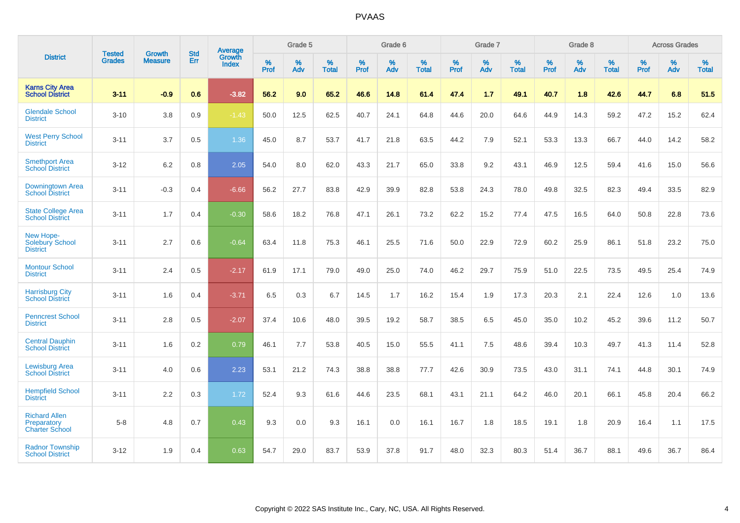| District | Tested Grades | Growth Measure | Std Err | Average Growth Index | Grade 5 | | | Grade 6 | | | Grade 7 | | | Grade 8 | | | Across Grades | | |
|---|---|---|---|---|---|---|---|---|---|---|---|---|---|---|---|---|---|---|---|
| | | | | | % Prof | % Adv | % Total | % Prof | % Adv | % Total | % Prof | % Adv | % Total | % Prof | % Adv | % Total | % Prof | % Adv | % Total |
| **Karns City Area School District** | **3-11** | **-0.9** | **0.6** | **-3.82** | **56.2** | **9.0** | **65.2** | **46.6** | **14.8** | **61.4** | **47.4** | **1.7** | **49.1** | **40.7** | **1.8** | **42.6** | **44.7** | **6.8** | **51.5** |
| Glendale School District | 3-10 | 3.8 | 0.9 | -1.43 | 50.0 | 12.5 | 62.5 | 40.7 | 24.1 | 64.8 | 44.6 | 20.0 | 64.6 | 44.9 | 14.3 | 59.2 | 47.2 | 15.2 | 62.4 |
| West Perry School District | 3-11 | 3.7 | 0.5 | 1.36 | 45.0 | 8.7 | 53.7 | 41.7 | 21.8 | 63.5 | 44.2 | 7.9 | 52.1 | 53.3 | 13.3 | 66.7 | 44.0 | 14.2 | 58.2 |
| Smethport Area School District | 3-12 | 6.2 | 0.8 | 2.05 | 54.0 | 8.0 | 62.0 | 43.3 | 21.7 | 65.0 | 33.8 | 9.2 | 43.1 | 46.9 | 12.5 | 59.4 | 41.6 | 15.0 | 56.6 |
| Downingtown Area School District | 3-11 | -0.3 | 0.4 | -6.66 | 56.2 | 27.7 | 83.8 | 42.9 | 39.9 | 82.8 | 53.8 | 24.3 | 78.0 | 49.8 | 32.5 | 82.3 | 49.4 | 33.5 | 82.9 |
| State College Area School District | 3-11 | 1.7 | 0.4 | -0.30 | 58.6 | 18.2 | 76.8 | 47.1 | 26.1 | 73.2 | 62.2 | 15.2 | 77.4 | 47.5 | 16.5 | 64.0 | 50.8 | 22.8 | 73.6 |
| New Hope-Solebury School District | 3-11 | 2.7 | 0.6 | -0.64 | 63.4 | 11.8 | 75.3 | 46.1 | 25.5 | 71.6 | 50.0 | 22.9 | 72.9 | 60.2 | 25.9 | 86.1 | 51.8 | 23.2 | 75.0 |
| Montour School District | 3-11 | 2.4 | 0.5 | -2.17 | 61.9 | 17.1 | 79.0 | 49.0 | 25.0 | 74.0 | 46.2 | 29.7 | 75.9 | 51.0 | 22.5 | 73.5 | 49.5 | 25.4 | 74.9 |
| Harrisburg City School District | 3-11 | 1.6 | 0.4 | -3.71 | 6.5 | 0.3 | 6.7 | 14.5 | 1.7 | 16.2 | 15.4 | 1.9 | 17.3 | 20.3 | 2.1 | 22.4 | 12.6 | 1.0 | 13.6 |
| Penncrest School District | 3-11 | 2.8 | 0.5 | -2.07 | 37.4 | 10.6 | 48.0 | 39.5 | 19.2 | 58.7 | 38.5 | 6.5 | 45.0 | 35.0 | 10.2 | 45.2 | 39.6 | 11.2 | 50.7 |
| Central Dauphin School District | 3-11 | 1.6 | 0.2 | 0.79 | 46.1 | 7.7 | 53.8 | 40.5 | 15.0 | 55.5 | 41.1 | 7.5 | 48.6 | 39.4 | 10.3 | 49.7 | 41.3 | 11.4 | 52.8 |
| Lewisburg Area School District | 3-11 | 4.0 | 0.6 | 2.23 | 53.1 | 21.2 | 74.3 | 38.8 | 38.8 | 77.7 | 42.6 | 30.9 | 73.5 | 43.0 | 31.1 | 74.1 | 44.8 | 30.1 | 74.9 |
| Hempfield School District | 3-11 | 2.2 | 0.3 | 1.72 | 52.4 | 9.3 | 61.6 | 44.6 | 23.5 | 68.1 | 43.1 | 21.1 | 64.2 | 46.0 | 20.1 | 66.1 | 45.8 | 20.4 | 66.2 |
| Richard Allen Preparatory Charter School | 5-8 | 4.8 | 0.7 | 0.43 | 9.3 | 0.0 | 9.3 | 16.1 | 0.0 | 16.1 | 16.7 | 1.8 | 18.5 | 19.1 | 1.8 | 20.9 | 16.4 | 1.1 | 17.5 |
| Radnor Township School District | 3-12 | 1.9 | 0.4 | 0.63 | 54.7 | 29.0 | 83.7 | 53.9 | 37.8 | 91.7 | 48.0 | 32.3 | 80.3 | 51.4 | 36.7 | 88.1 | 49.6 | 36.7 | 86.4 |

Copyright © 2022 SAS Institute Inc., Cary, NC, USA. All Rights Reserved.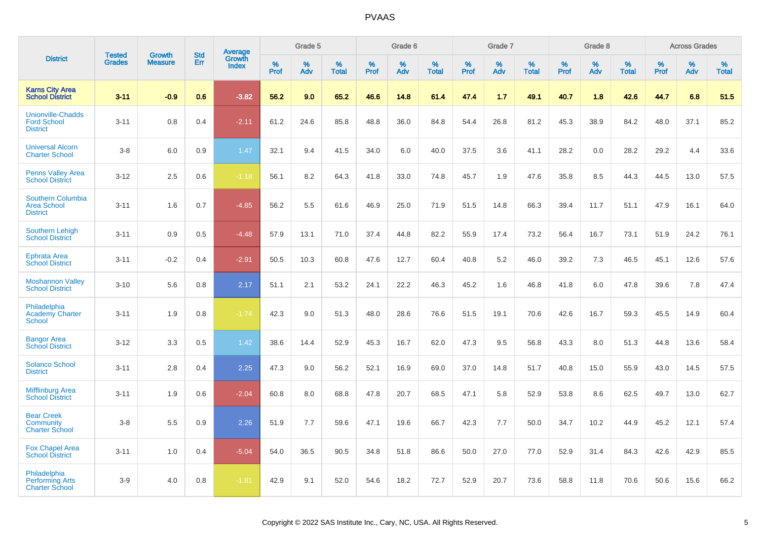# PVAAS

| District | Tested Grades | Growth Measure | Std Err | Average Growth Index | Grade 5 | | | Grade 6 | | | Grade 7 | | | Grade 8 | | | Across Grades | | |
|---|---|---|---|---|---|---|---|---|---|---|---|---|---|---|---|---|---|---|---|
| | | | | | % Prof | % Adv | % Total | % Prof | % Adv | % Total | % Prof | % Adv | % Total | % Prof | % Adv | % Total | % Prof | % Adv | % Total |
| **Karns City Area School District** | **3-11** | **-0.9** | **0.6** | **-3.82** | **56.2** | **9.0** | **65.2** | **46.6** | **14.8** | **61.4** | **47.4** | **1.7** | **49.1** | **40.7** | **1.8** | **42.6** | **44.7** | **6.8** | **51.5** |
| Unionville-Chadds Ford School District | 3-11 | 0.8 | 0.4 | -2.11 | 61.2 | 24.6 | 85.8 | 48.8 | 36.0 | 84.8 | 54.4 | 26.8 | 81.2 | 45.3 | 38.9 | 84.2 | 48.0 | 37.1 | 85.2 |
| Universal Alcorn Charter School | 3-8 | 6.0 | 0.9 | 1.47 | 32.1 | 9.4 | 41.5 | 34.0 | 6.0 | 40.0 | 37.5 | 3.6 | 41.1 | 28.2 | 0.0 | 28.2 | 29.2 | 4.4 | 33.6 |
| Penns Valley Area School District | 3-12 | 2.5 | 0.6 | -1.18 | 56.1 | 8.2 | 64.3 | 41.8 | 33.0 | 74.8 | 45.7 | 1.9 | 47.6 | 35.8 | 8.5 | 44.3 | 44.5 | 13.0 | 57.5 |
| Southern Columbia Area School District | 3-11 | 1.6 | 0.7 | -4.85 | 56.2 | 5.5 | 61.6 | 46.9 | 25.0 | 71.9 | 51.5 | 14.8 | 66.3 | 39.4 | 11.7 | 51.1 | 47.9 | 16.1 | 64.0 |
| Southern Lehigh School District | 3-11 | 0.9 | 0.5 | -4.48 | 57.9 | 13.1 | 71.0 | 37.4 | 44.8 | 82.2 | 55.9 | 17.4 | 73.2 | 56.4 | 16.7 | 73.1 | 51.9 | 24.2 | 76.1 |
| Ephrata Area School District | 3-11 | -0.2 | 0.4 | -2.91 | 50.5 | 10.3 | 60.8 | 47.6 | 12.7 | 60.4 | 40.8 | 5.2 | 46.0 | 39.2 | 7.3 | 46.5 | 45.1 | 12.6 | 57.6 |
| Moshannon Valley School District | 3-10 | 5.6 | 0.8 | 2.17 | 51.1 | 2.1 | 53.2 | 24.1 | 22.2 | 46.3 | 45.2 | 1.6 | 46.8 | 41.8 | 6.0 | 47.8 | 39.6 | 7.8 | 47.4 |
| Philadelphia Academy Charter School | 3-11 | 1.9 | 0.8 | -1.74 | 42.3 | 9.0 | 51.3 | 48.0 | 28.6 | 76.6 | 51.5 | 19.1 | 70.6 | 42.6 | 16.7 | 59.3 | 45.5 | 14.9 | 60.4 |
| Bangor Area School District | 3-12 | 3.3 | 0.5 | 1.42 | 38.6 | 14.4 | 52.9 | 45.3 | 16.7 | 62.0 | 47.3 | 9.5 | 56.8 | 43.3 | 8.0 | 51.3 | 44.8 | 13.6 | 58.4 |
| Solanco School District | 3-11 | 2.8 | 0.4 | 2.25 | 47.3 | 9.0 | 56.2 | 52.1 | 16.9 | 69.0 | 37.0 | 14.8 | 51.7 | 40.8 | 15.0 | 55.9 | 43.0 | 14.5 | 57.5 |
| Mifflinburg Area School District | 3-11 | 1.9 | 0.6 | -2.04 | 60.8 | 8.0 | 68.8 | 47.8 | 20.7 | 68.5 | 47.1 | 5.8 | 52.9 | 53.8 | 8.6 | 62.5 | 49.7 | 13.0 | 62.7 |
| Bear Creek Community Charter School | 3-8 | 5.5 | 0.9 | 2.26 | 51.9 | 7.7 | 59.6 | 47.1 | 19.6 | 66.7 | 42.3 | 7.7 | 50.0 | 34.7 | 10.2 | 44.9 | 45.2 | 12.1 | 57.4 |
| Fox Chapel Area School District | 3-11 | 1.0 | 0.4 | -5.04 | 54.0 | 36.5 | 90.5 | 34.8 | 51.8 | 86.6 | 50.0 | 27.0 | 77.0 | 52.9 | 31.4 | 84.3 | 42.6 | 42.9 | 85.5 |
| Philadelphia Performing Arts Charter School | 3-9 | 4.0 | 0.8 | -1.81 | 42.9 | 9.1 | 52.0 | 54.6 | 18.2 | 72.7 | 52.9 | 20.7 | 73.6 | 58.8 | 11.8 | 70.6 | 50.6 | 15.6 | 66.2 |

Copyright © 2022 SAS Institute Inc., Cary, NC, USA. All Rights Reserved.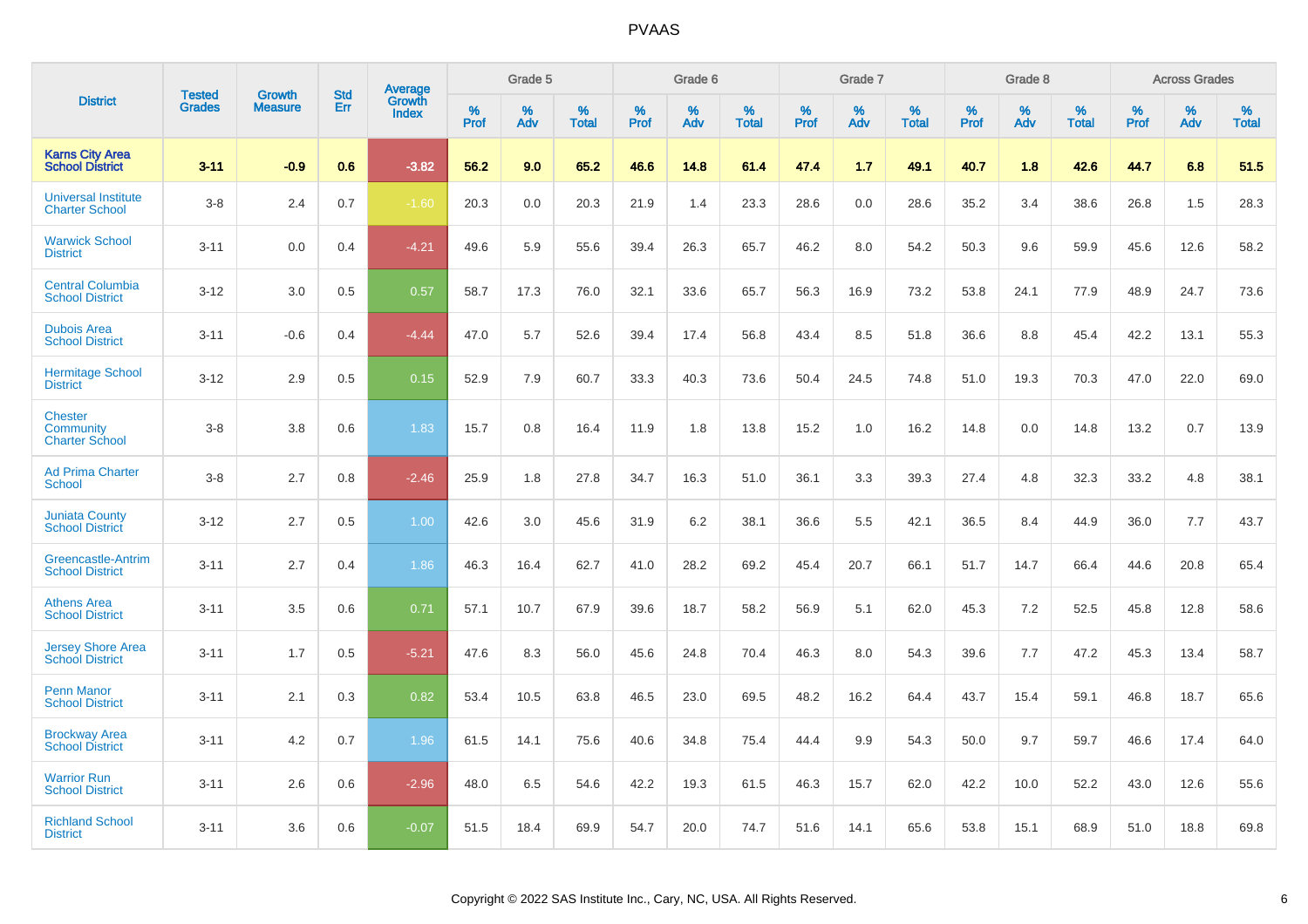# PVAAS

| District | Tested Grades | Growth Measure | Std Err | Average Growth Index | Grade 5 | | | Grade 6 | | | Grade 7 | | | Grade 8 | | | Across Grades | | |
|---|---|---|---|---|---|---|---|---|---|---|---|---|---|---|---|---|---|---|---|
| | | | | | % Prof | % Adv | % Total | % Prof | % Adv | % Total | % Prof | % Adv | % Total | % Prof | % Adv | % Total | % Prof | % Adv | % Total |
| **Karns City Area School District** | **3-11** | **-0.9** | **0.6** | **-3.82** | **56.2** | **9.0** | **65.2** | **46.6** | **14.8** | **61.4** | **47.4** | **1.7** | **49.1** | **40.7** | **1.8** | **42.6** | **44.7** | **6.8** | **51.5** |
| Universal Institute Charter School | 3-8 | 2.4 | 0.7 | -1.60 | 20.3 | 0.0 | 20.3 | 21.9 | 1.4 | 23.3 | 28.6 | 0.0 | 28.6 | 35.2 | 3.4 | 38.6 | 26.8 | 1.5 | 28.3 |
| Warwick School District | 3-11 | 0.0 | 0.4 | -4.21 | 49.6 | 5.9 | 55.6 | 39.4 | 26.3 | 65.7 | 46.2 | 8.0 | 54.2 | 50.3 | 9.6 | 59.9 | 45.6 | 12.6 | 58.2 |
| Central Columbia School District | 3-12 | 3.0 | 0.5 | 0.57 | 58.7 | 17.3 | 76.0 | 32.1 | 33.6 | 65.7 | 56.3 | 16.9 | 73.2 | 53.8 | 24.1 | 77.9 | 48.9 | 24.7 | 73.6 |
| Dubois Area School District | 3-11 | -0.6 | 0.4 | -4.44 | 47.0 | 5.7 | 52.6 | 39.4 | 17.4 | 56.8 | 43.4 | 8.5 | 51.8 | 36.6 | 8.8 | 45.4 | 42.2 | 13.1 | 55.3 |
| Hermitage School District | 3-12 | 2.9 | 0.5 | 0.15 | 52.9 | 7.9 | 60.7 | 33.3 | 40.3 | 73.6 | 50.4 | 24.5 | 74.8 | 51.0 | 19.3 | 70.3 | 47.0 | 22.0 | 69.0 |
| Chester Community Charter School | 3-8 | 3.8 | 0.6 | 1.83 | 15.7 | 0.8 | 16.4 | 11.9 | 1.8 | 13.8 | 15.2 | 1.0 | 16.2 | 14.8 | 0.0 | 14.8 | 13.2 | 0.7 | 13.9 |
| Ad Prima Charter School | 3-8 | 2.7 | 0.8 | -2.46 | 25.9 | 1.8 | 27.8 | 34.7 | 16.3 | 51.0 | 36.1 | 3.3 | 39.3 | 27.4 | 4.8 | 32.3 | 33.2 | 4.8 | 38.1 |
| Juniata County School District | 3-12 | 2.7 | 0.5 | 1.00 | 42.6 | 3.0 | 45.6 | 31.9 | 6.2 | 38.1 | 36.6 | 5.5 | 42.1 | 36.5 | 8.4 | 44.9 | 36.0 | 7.7 | 43.7 |
| Greencastle-Antrim School District | 3-11 | 2.7 | 0.4 | 1.86 | 46.3 | 16.4 | 62.7 | 41.0 | 28.2 | 69.2 | 45.4 | 20.7 | 66.1 | 51.7 | 14.7 | 66.4 | 44.6 | 20.8 | 65.4 |
| Athens Area School District | 3-11 | 3.5 | 0.6 | 0.71 | 57.1 | 10.7 | 67.9 | 39.6 | 18.7 | 58.2 | 56.9 | 5.1 | 62.0 | 45.3 | 7.2 | 52.5 | 45.8 | 12.8 | 58.6 |
| Jersey Shore Area School District | 3-11 | 1.7 | 0.5 | -5.21 | 47.6 | 8.3 | 56.0 | 45.6 | 24.8 | 70.4 | 46.3 | 8.0 | 54.3 | 39.6 | 7.7 | 47.2 | 45.3 | 13.4 | 58.7 |
| Penn Manor School District | 3-11 | 2.1 | 0.3 | 0.82 | 53.4 | 10.5 | 63.8 | 46.5 | 23.0 | 69.5 | 48.2 | 16.2 | 64.4 | 43.7 | 15.4 | 59.1 | 46.8 | 18.7 | 65.6 |
| Brockway Area School District | 3-11 | 4.2 | 0.7 | 1.96 | 61.5 | 14.1 | 75.6 | 40.6 | 34.8 | 75.4 | 44.4 | 9.9 | 54.3 | 50.0 | 9.7 | 59.7 | 46.6 | 17.4 | 64.0 |
| Warrior Run School District | 3-11 | 2.6 | 0.6 | -2.96 | 48.0 | 6.5 | 54.6 | 42.2 | 19.3 | 61.5 | 46.3 | 15.7 | 62.0 | 42.2 | 10.0 | 52.2 | 43.0 | 12.6 | 55.6 |
| Richland School District | 3-11 | 3.6 | 0.6 | -0.07 | 51.5 | 18.4 | 69.9 | 54.7 | 20.0 | 74.7 | 51.6 | 14.1 | 65.6 | 53.8 | 15.1 | 68.9 | 51.0 | 18.8 | 69.8 |

Copyright © 2022 SAS Institute Inc., Cary, NC, USA. All Rights Reserved.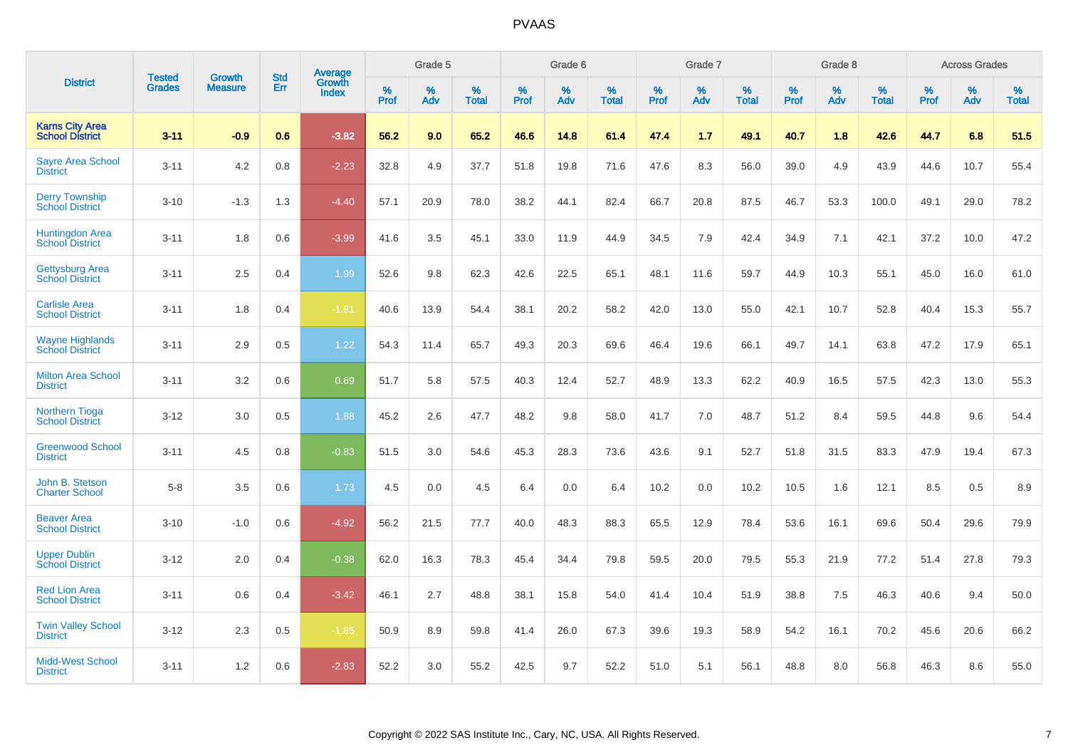# PVAAS

| District | Tested Grades | Growth Measure | Std Err | Average Growth Index | Grade 5 | | | Grade 6 | | | Grade 7 | | | Grade 8 | | | Across Grades | | |
|---|---|---|---|---|---|---|---|---|---|---|---|---|---|---|---|---|---|---|---|
| | | | | | % Prof | % Adv | % Total | % Prof | % Adv | % Total | % Prof | % Adv | % Total | % Prof | % Adv | % Total | % Prof | % Adv | % Total |
| **Karns City Area School District** | **3-11** | **-0.9** | **0.6** | **-3.82** | **56.2** | **9.0** | **65.2** | **46.6** | **14.8** | **61.4** | **47.4** | **1.7** | **49.1** | **40.7** | **1.8** | **42.6** | **44.7** | **6.8** | **51.5** |
| Sayre Area School District | 3-11 | 4.2 | 0.8 | -2.23 | 32.8 | 4.9 | 37.7 | 51.8 | 19.8 | 71.6 | 47.6 | 8.3 | 56.0 | 39.0 | 4.9 | 43.9 | 44.6 | 10.7 | 55.4 |
| Derry Township School District | 3-10 | -1.3 | 1.3 | -4.40 | 57.1 | 20.9 | 78.0 | 38.2 | 44.1 | 82.4 | 66.7 | 20.8 | 87.5 | 46.7 | 53.3 | 100.0 | 49.1 | 29.0 | 78.2 |
| Huntingdon Area School District | 3-11 | 1.8 | 0.6 | -3.99 | 41.6 | 3.5 | 45.1 | 33.0 | 11.9 | 44.9 | 34.5 | 7.9 | 42.4 | 34.9 | 7.1 | 42.1 | 37.2 | 10.0 | 47.2 |
| Gettysburg Area School District | 3-11 | 2.5 | 0.4 | 1.99 | 52.6 | 9.8 | 62.3 | 42.6 | 22.5 | 65.1 | 48.1 | 11.6 | 59.7 | 44.9 | 10.3 | 55.1 | 45.0 | 16.0 | 61.0 |
| Carlisle Area School District | 3-11 | 1.8 | 0.4 | -1.81 | 40.6 | 13.9 | 54.4 | 38.1 | 20.2 | 58.2 | 42.0 | 13.0 | 55.0 | 42.1 | 10.7 | 52.8 | 40.4 | 15.3 | 55.7 |
| Wayne Highlands School District | 3-11 | 2.9 | 0.5 | 1.22 | 54.3 | 11.4 | 65.7 | 49.3 | 20.3 | 69.6 | 46.4 | 19.6 | 66.1 | 49.7 | 14.1 | 63.8 | 47.2 | 17.9 | 65.1 |
| Milton Area School District | 3-11 | 3.2 | 0.6 | 0.69 | 51.7 | 5.8 | 57.5 | 40.3 | 12.4 | 52.7 | 48.9 | 13.3 | 62.2 | 40.9 | 16.5 | 57.5 | 42.3 | 13.0 | 55.3 |
| Northern Tioga School District | 3-12 | 3.0 | 0.5 | 1.88 | 45.2 | 2.6 | 47.7 | 48.2 | 9.8 | 58.0 | 41.7 | 7.0 | 48.7 | 51.2 | 8.4 | 59.5 | 44.8 | 9.6 | 54.4 |
| Greenwood School District | 3-11 | 4.5 | 0.8 | -0.83 | 51.5 | 3.0 | 54.6 | 45.3 | 28.3 | 73.6 | 43.6 | 9.1 | 52.7 | 51.8 | 31.5 | 83.3 | 47.9 | 19.4 | 67.3 |
| John B. Stetson Charter School | 5-8 | 3.5 | 0.6 | 1.73 | 4.5 | 0.0 | 4.5 | 6.4 | 0.0 | 6.4 | 10.2 | 0.0 | 10.2 | 10.5 | 1.6 | 12.1 | 8.5 | 0.5 | 8.9 |
| Beaver Area School District | 3-10 | -1.0 | 0.6 | -4.92 | 56.2 | 21.5 | 77.7 | 40.0 | 48.3 | 88.3 | 65.5 | 12.9 | 78.4 | 53.6 | 16.1 | 69.6 | 50.4 | 29.6 | 79.9 |
| Upper Dublin School District | 3-12 | 2.0 | 0.4 | -0.38 | 62.0 | 16.3 | 78.3 | 45.4 | 34.4 | 79.8 | 59.5 | 20.0 | 79.5 | 55.3 | 21.9 | 77.2 | 51.4 | 27.8 | 79.3 |
| Red Lion Area School District | 3-11 | 0.6 | 0.4 | -3.42 | 46.1 | 2.7 | 48.8 | 38.1 | 15.8 | 54.0 | 41.4 | 10.4 | 51.9 | 38.8 | 7.5 | 46.3 | 40.6 | 9.4 | 50.0 |
| Twin Valley School District | 3-12 | 2.3 | 0.5 | -1.85 | 50.9 | 8.9 | 59.8 | 41.4 | 26.0 | 67.3 | 39.6 | 19.3 | 58.9 | 54.2 | 16.1 | 70.2 | 45.6 | 20.6 | 66.2 |
| Midd-West School District | 3-11 | 1.2 | 0.6 | -2.83 | 52.2 | 3.0 | 55.2 | 42.5 | 9.7 | 52.2 | 51.0 | 5.1 | 56.1 | 48.8 | 8.0 | 56.8 | 46.3 | 8.6 | 55.0 |

Copyright © 2022 SAS Institute Inc., Cary, NC, USA. All Rights Reserved.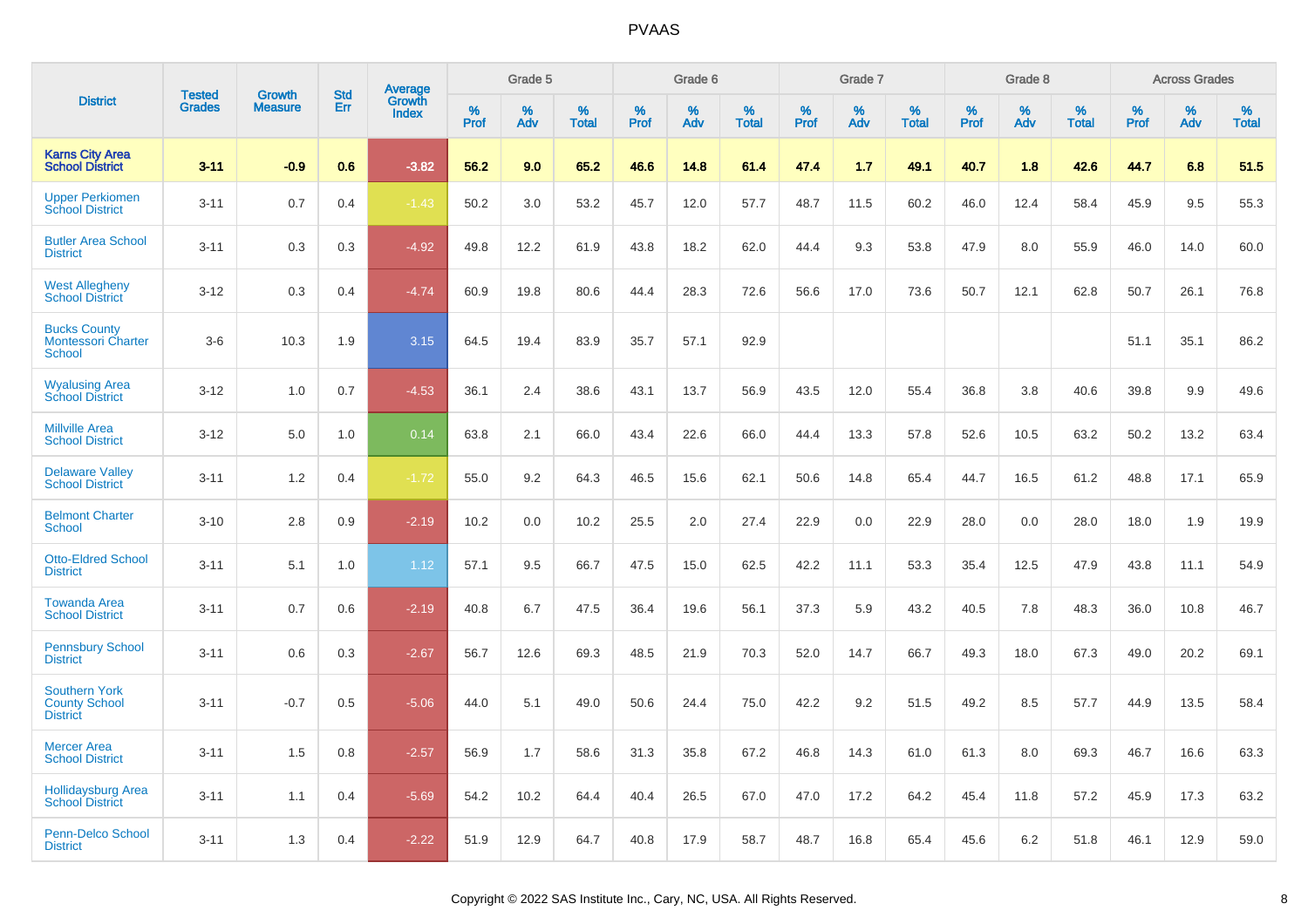| District | Tested Grades | Growth Measure | Std Err | Average Growth Index | Grade 5 | | | Grade 6 | | | Grade 7 | | | Grade 8 | | | Across Grades | | |
|---|---|---|---|---|---|---|---|---|---|---|---|---|---|---|---|---|---|---|---|
| | | | | | % Prof | % Adv | % Total | % Prof | % Adv | % Total | % Prof | % Adv | % Total | % Prof | % Adv | % Total | % Prof | % Adv | % Total |
| **Karns City Area School District** | **3-11** | **-0.9** | **0.6** | **-3.82** | **56.2** | **9.0** | **65.2** | **46.6** | **14.8** | **61.4** | **47.4** | **1.7** | **49.1** | **40.7** | **1.8** | **42.6** | **44.7** | **6.8** | **51.5** |
| Upper Perkiomen School District | 3-11 | 0.7 | 0.4 | -1.43 | 50.2 | 3.0 | 53.2 | 45.7 | 12.0 | 57.7 | 48.7 | 11.5 | 60.2 | 46.0 | 12.4 | 58.4 | 45.9 | 9.5 | 55.3 |
| Butler Area School District | 3-11 | 0.3 | 0.3 | -4.92 | 49.8 | 12.2 | 61.9 | 43.8 | 18.2 | 62.0 | 44.4 | 9.3 | 53.8 | 47.9 | 8.0 | 55.9 | 46.0 | 14.0 | 60.0 |
| West Allegheny School District | 3-12 | 0.3 | 0.4 | -4.74 | 60.9 | 19.8 | 80.6 | 44.4 | 28.3 | 72.6 | 56.6 | 17.0 | 73.6 | 50.7 | 12.1 | 62.8 | 50.7 | 26.1 | 76.8 |
| Bucks County Montessori Charter School | 3-6 | 10.3 | 1.9 | 3.15 | 64.5 | 19.4 | 83.9 | 35.7 | 57.1 | 92.9 | | | | | | | 51.1 | 35.1 | 86.2 |
| Wyalusing Area School District | 3-12 | 1.0 | 0.7 | -4.53 | 36.1 | 2.4 | 38.6 | 43.1 | 13.7 | 56.9 | 43.5 | 12.0 | 55.4 | 36.8 | 3.8 | 40.6 | 39.8 | 9.9 | 49.6 |
| Millville Area School District | 3-12 | 5.0 | 1.0 | 0.14 | 63.8 | 2.1 | 66.0 | 43.4 | 22.6 | 66.0 | 44.4 | 13.3 | 57.8 | 52.6 | 10.5 | 63.2 | 50.2 | 13.2 | 63.4 |
| Delaware Valley School District | 3-11 | 1.2 | 0.4 | -1.72 | 55.0 | 9.2 | 64.3 | 46.5 | 15.6 | 62.1 | 50.6 | 14.8 | 65.4 | 44.7 | 16.5 | 61.2 | 48.8 | 17.1 | 65.9 |
| Belmont Charter School | 3-10 | 2.8 | 0.9 | -2.19 | 10.2 | 0.0 | 10.2 | 25.5 | 2.0 | 27.4 | 22.9 | 0.0 | 22.9 | 28.0 | 0.0 | 28.0 | 18.0 | 1.9 | 19.9 |
| Otto-Eldred School District | 3-11 | 5.1 | 1.0 | 1.12 | 57.1 | 9.5 | 66.7 | 47.5 | 15.0 | 62.5 | 42.2 | 11.1 | 53.3 | 35.4 | 12.5 | 47.9 | 43.8 | 11.1 | 54.9 |
| Towanda Area School District | 3-11 | 0.7 | 0.6 | -2.19 | 40.8 | 6.7 | 47.5 | 36.4 | 19.6 | 56.1 | 37.3 | 5.9 | 43.2 | 40.5 | 7.8 | 48.3 | 36.0 | 10.8 | 46.7 |
| Pennsbury School District | 3-11 | 0.6 | 0.3 | -2.67 | 56.7 | 12.6 | 69.3 | 48.5 | 21.9 | 70.3 | 52.0 | 14.7 | 66.7 | 49.3 | 18.0 | 67.3 | 49.0 | 20.2 | 69.1 |
| Southern York County School District | 3-11 | -0.7 | 0.5 | -5.06 | 44.0 | 5.1 | 49.0 | 50.6 | 24.4 | 75.0 | 42.2 | 9.2 | 51.5 | 49.2 | 8.5 | 57.7 | 44.9 | 13.5 | 58.4 |
| Mercer Area School District | 3-11 | 1.5 | 0.8 | -2.57 | 56.9 | 1.7 | 58.6 | 31.3 | 35.8 | 67.2 | 46.8 | 14.3 | 61.0 | 61.3 | 8.0 | 69.3 | 46.7 | 16.6 | 63.3 |
| Hollidaysburg Area School District | 3-11 | 1.1 | 0.4 | -5.69 | 54.2 | 10.2 | 64.4 | 40.4 | 26.5 | 67.0 | 47.0 | 17.2 | 64.2 | 45.4 | 11.8 | 57.2 | 45.9 | 17.3 | 63.2 |
| Penn-Delco School District | 3-11 | 1.3 | 0.4 | -2.22 | 51.9 | 12.9 | 64.7 | 40.8 | 17.9 | 58.7 | 48.7 | 16.8 | 65.4 | 45.6 | 6.2 | 51.8 | 46.1 | 12.9 | 59.0 |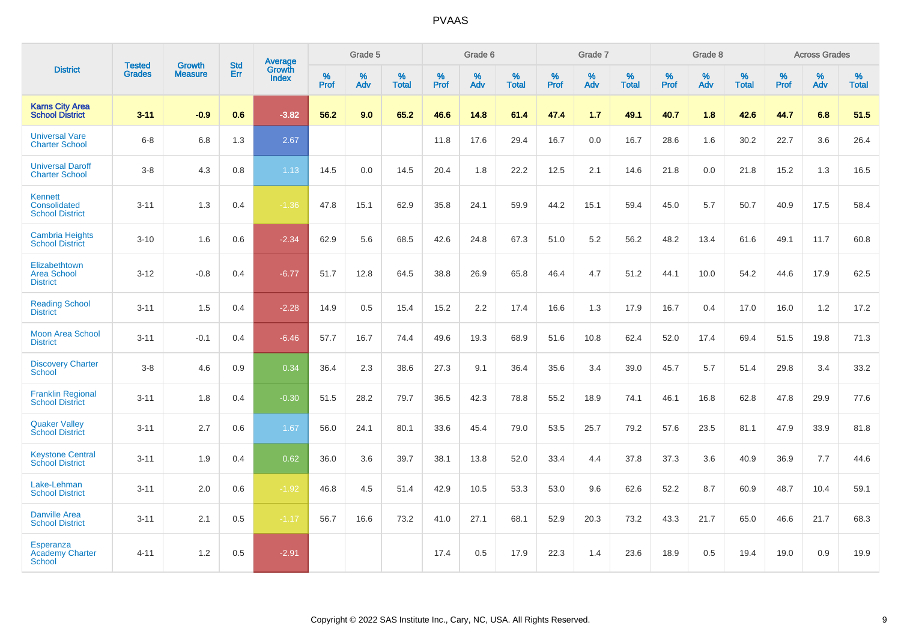# PVAAS

| District | Tested Grades | Growth Measure | Std Err | Average Growth Index | Grade 5 | | | Grade 6 | | | Grade 7 | | | Grade 8 | | | Across Grades | | |
|---|---|---|---|---|---|---|---|---|---|---|---|---|---|---|---|---|---|---|---|
| | | | | | % Prof | % Adv | % Total | % Prof | % Adv | % Total | % Prof | % Adv | % Total | % Prof | % Adv | % Total | % Prof | % Adv | % Total |
| **Karns City Area School District** | **3-11** | **-0.9** | **0.6** | **-3.82** | **56.2** | **9.0** | **65.2** | **46.6** | **14.8** | **61.4** | **47.4** | **1.7** | **49.1** | **40.7** | **1.8** | **42.6** | **44.7** | **6.8** | **51.5** |
| Universal Vare Charter School | 6-8 | 6.8 | 1.3 | 2.67 | | | | 11.8 | 17.6 | 29.4 | 16.7 | 0.0 | 16.7 | 28.6 | 1.6 | 30.2 | 22.7 | 3.6 | 26.4 |
| Universal Daroff Charter School | 3-8 | 4.3 | 0.8 | 1.13 | 14.5 | 0.0 | 14.5 | 20.4 | 1.8 | 22.2 | 12.5 | 2.1 | 14.6 | 21.8 | 0.0 | 21.8 | 15.2 | 1.3 | 16.5 |
| Kennett Consolidated School District | 3-11 | 1.3 | 0.4 | -1.36 | 47.8 | 15.1 | 62.9 | 35.8 | 24.1 | 59.9 | 44.2 | 15.1 | 59.4 | 45.0 | 5.7 | 50.7 | 40.9 | 17.5 | 58.4 |
| Cambria Heights School District | 3-10 | 1.6 | 0.6 | -2.34 | 62.9 | 5.6 | 68.5 | 42.6 | 24.8 | 67.3 | 51.0 | 5.2 | 56.2 | 48.2 | 13.4 | 61.6 | 49.1 | 11.7 | 60.8 |
| Elizabethtown Area School District | 3-12 | -0.8 | 0.4 | -6.77 | 51.7 | 12.8 | 64.5 | 38.8 | 26.9 | 65.8 | 46.4 | 4.7 | 51.2 | 44.1 | 10.0 | 54.2 | 44.6 | 17.9 | 62.5 |
| Reading School District | 3-11 | 1.5 | 0.4 | -2.28 | 14.9 | 0.5 | 15.4 | 15.2 | 2.2 | 17.4 | 16.6 | 1.3 | 17.9 | 16.7 | 0.4 | 17.0 | 16.0 | 1.2 | 17.2 |
| Moon Area School District | 3-11 | -0.1 | 0.4 | -6.46 | 57.7 | 16.7 | 74.4 | 49.6 | 19.3 | 68.9 | 51.6 | 10.8 | 62.4 | 52.0 | 17.4 | 69.4 | 51.5 | 19.8 | 71.3 |
| Discovery Charter School | 3-8 | 4.6 | 0.9 | 0.34 | 36.4 | 2.3 | 38.6 | 27.3 | 9.1 | 36.4 | 35.6 | 3.4 | 39.0 | 45.7 | 5.7 | 51.4 | 29.8 | 3.4 | 33.2 |
| Franklin Regional School District | 3-11 | 1.8 | 0.4 | -0.30 | 51.5 | 28.2 | 79.7 | 36.5 | 42.3 | 78.8 | 55.2 | 18.9 | 74.1 | 46.1 | 16.8 | 62.8 | 47.8 | 29.9 | 77.6 |
| Quaker Valley School District | 3-11 | 2.7 | 0.6 | 1.67 | 56.0 | 24.1 | 80.1 | 33.6 | 45.4 | 79.0 | 53.5 | 25.7 | 79.2 | 57.6 | 23.5 | 81.1 | 47.9 | 33.9 | 81.8 |
| Keystone Central School District | 3-11 | 1.9 | 0.4 | 0.62 | 36.0 | 3.6 | 39.7 | 38.1 | 13.8 | 52.0 | 33.4 | 4.4 | 37.8 | 37.3 | 3.6 | 40.9 | 36.9 | 7.7 | 44.6 |
| Lake-Lehman School District | 3-11 | 2.0 | 0.6 | -1.92 | 46.8 | 4.5 | 51.4 | 42.9 | 10.5 | 53.3 | 53.0 | 9.6 | 62.6 | 52.2 | 8.7 | 60.9 | 48.7 | 10.4 | 59.1 |
| Danville Area School District | 3-11 | 2.1 | 0.5 | -1.17 | 56.7 | 16.6 | 73.2 | 41.0 | 27.1 | 68.1 | 52.9 | 20.3 | 73.2 | 43.3 | 21.7 | 65.0 | 46.6 | 21.7 | 68.3 |
| Esperanza Academy Charter School | 4-11 | 1.2 | 0.5 | -2.91 | | | | 17.4 | 0.5 | 17.9 | 22.3 | 1.4 | 23.6 | 18.9 | 0.5 | 19.4 | 19.0 | 0.9 | 19.9 |

Copyright © 2022 SAS Institute Inc., Cary, NC, USA. All Rights Reserved.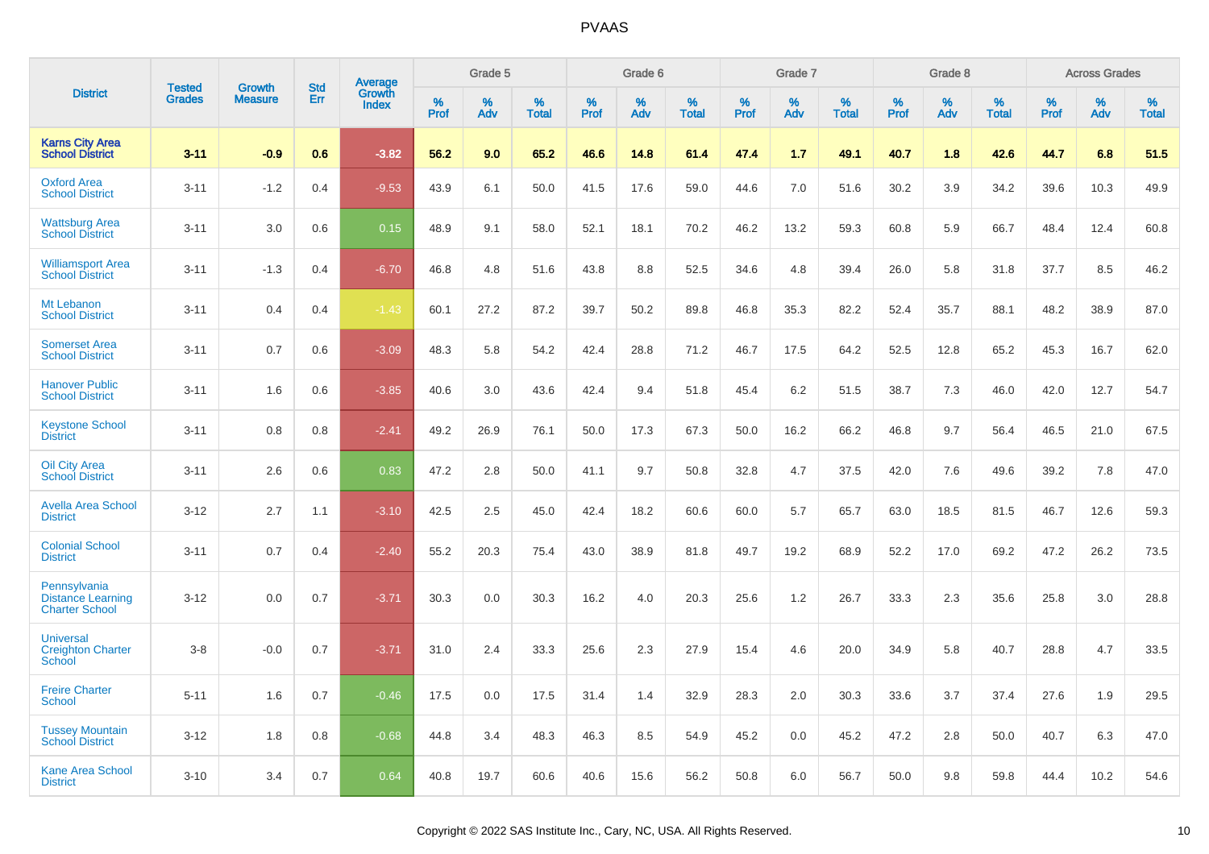# PVAAS

| District | Tested Grades | Growth Measure | Std Err | Average Growth Index | Grade 5 | | | Grade 6 | | | Grade 7 | | | Grade 8 | | | Across Grades | | |
|---|---|---|---|---|---|---|---|---|---|---|---|---|---|---|---|---|---|---|---|
| | | | | | % Prof | % Adv | % Total | % Prof | % Adv | % Total | % Prof | % Adv | % Total | % Prof | % Adv | % Total | % Prof | % Adv | % Total |
| **Karns City Area School District** | **3-11** | **-0.9** | **0.6** | **-3.82** | **56.2** | **9.0** | **65.2** | **46.6** | **14.8** | **61.4** | **47.4** | **1.7** | **49.1** | **40.7** | **1.8** | **42.6** | **44.7** | **6.8** | **51.5** |
| Oxford Area School District | 3-11 | -1.2 | 0.4 | -9.53 | 43.9 | 6.1 | 50.0 | 41.5 | 17.6 | 59.0 | 44.6 | 7.0 | 51.6 | 30.2 | 3.9 | 34.2 | 39.6 | 10.3 | 49.9 |
| Wattsburg Area School District | 3-11 | 3.0 | 0.6 | 0.15 | 48.9 | 9.1 | 58.0 | 52.1 | 18.1 | 70.2 | 46.2 | 13.2 | 59.3 | 60.8 | 5.9 | 66.7 | 48.4 | 12.4 | 60.8 |
| Williamsport Area School District | 3-11 | -1.3 | 0.4 | -6.70 | 46.8 | 4.8 | 51.6 | 43.8 | 8.8 | 52.5 | 34.6 | 4.8 | 39.4 | 26.0 | 5.8 | 31.8 | 37.7 | 8.5 | 46.2 |
| Mt Lebanon School District | 3-11 | 0.4 | 0.4 | -1.43 | 60.1 | 27.2 | 87.2 | 39.7 | 50.2 | 89.8 | 46.8 | 35.3 | 82.2 | 52.4 | 35.7 | 88.1 | 48.2 | 38.9 | 87.0 |
| Somerset Area School District | 3-11 | 0.7 | 0.6 | -3.09 | 48.3 | 5.8 | 54.2 | 42.4 | 28.8 | 71.2 | 46.7 | 17.5 | 64.2 | 52.5 | 12.8 | 65.2 | 45.3 | 16.7 | 62.0 |
| Hanover Public School District | 3-11 | 1.6 | 0.6 | -3.85 | 40.6 | 3.0 | 43.6 | 42.4 | 9.4 | 51.8 | 45.4 | 6.2 | 51.5 | 38.7 | 7.3 | 46.0 | 42.0 | 12.7 | 54.7 |
| Keystone School District | 3-11 | 0.8 | 0.8 | -2.41 | 49.2 | 26.9 | 76.1 | 50.0 | 17.3 | 67.3 | 50.0 | 16.2 | 66.2 | 46.8 | 9.7 | 56.4 | 46.5 | 21.0 | 67.5 |
| Oil City Area School District | 3-11 | 2.6 | 0.6 | 0.83 | 47.2 | 2.8 | 50.0 | 41.1 | 9.7 | 50.8 | 32.8 | 4.7 | 37.5 | 42.0 | 7.6 | 49.6 | 39.2 | 7.8 | 47.0 |
| Avella Area School District | 3-12 | 2.7 | 1.1 | -3.10 | 42.5 | 2.5 | 45.0 | 42.4 | 18.2 | 60.6 | 60.0 | 5.7 | 65.7 | 63.0 | 18.5 | 81.5 | 46.7 | 12.6 | 59.3 |
| Colonial School District | 3-11 | 0.7 | 0.4 | -2.40 | 55.2 | 20.3 | 75.4 | 43.0 | 38.9 | 81.8 | 49.7 | 19.2 | 68.9 | 52.2 | 17.0 | 69.2 | 47.2 | 26.2 | 73.5 |
| Pennsylvania Distance Learning Charter School | 3-12 | 0.0 | 0.7 | -3.71 | 30.3 | 0.0 | 30.3 | 16.2 | 4.0 | 20.3 | 25.6 | 1.2 | 26.7 | 33.3 | 2.3 | 35.6 | 25.8 | 3.0 | 28.8 |
| Universal Creighton Charter School | 3-8 | -0.0 | 0.7 | -3.71 | 31.0 | 2.4 | 33.3 | 25.6 | 2.3 | 27.9 | 15.4 | 4.6 | 20.0 | 34.9 | 5.8 | 40.7 | 28.8 | 4.7 | 33.5 |
| Freire Charter School | 5-11 | 1.6 | 0.7 | -0.46 | 17.5 | 0.0 | 17.5 | 31.4 | 1.4 | 32.9 | 28.3 | 2.0 | 30.3 | 33.6 | 3.7 | 37.4 | 27.6 | 1.9 | 29.5 |
| Tussey Mountain School District | 3-12 | 1.8 | 0.8 | -0.68 | 44.8 | 3.4 | 48.3 | 46.3 | 8.5 | 54.9 | 45.2 | 0.0 | 45.2 | 47.2 | 2.8 | 50.0 | 40.7 | 6.3 | 47.0 |
| Kane Area School District | 3-10 | 3.4 | 0.7 | 0.64 | 40.8 | 19.7 | 60.6 | 40.6 | 15.6 | 56.2 | 50.8 | 6.0 | 56.7 | 50.0 | 9.8 | 59.8 | 44.4 | 10.2 | 54.6 |

Copyright © 2022 SAS Institute Inc., Cary, NC, USA. All Rights Reserved.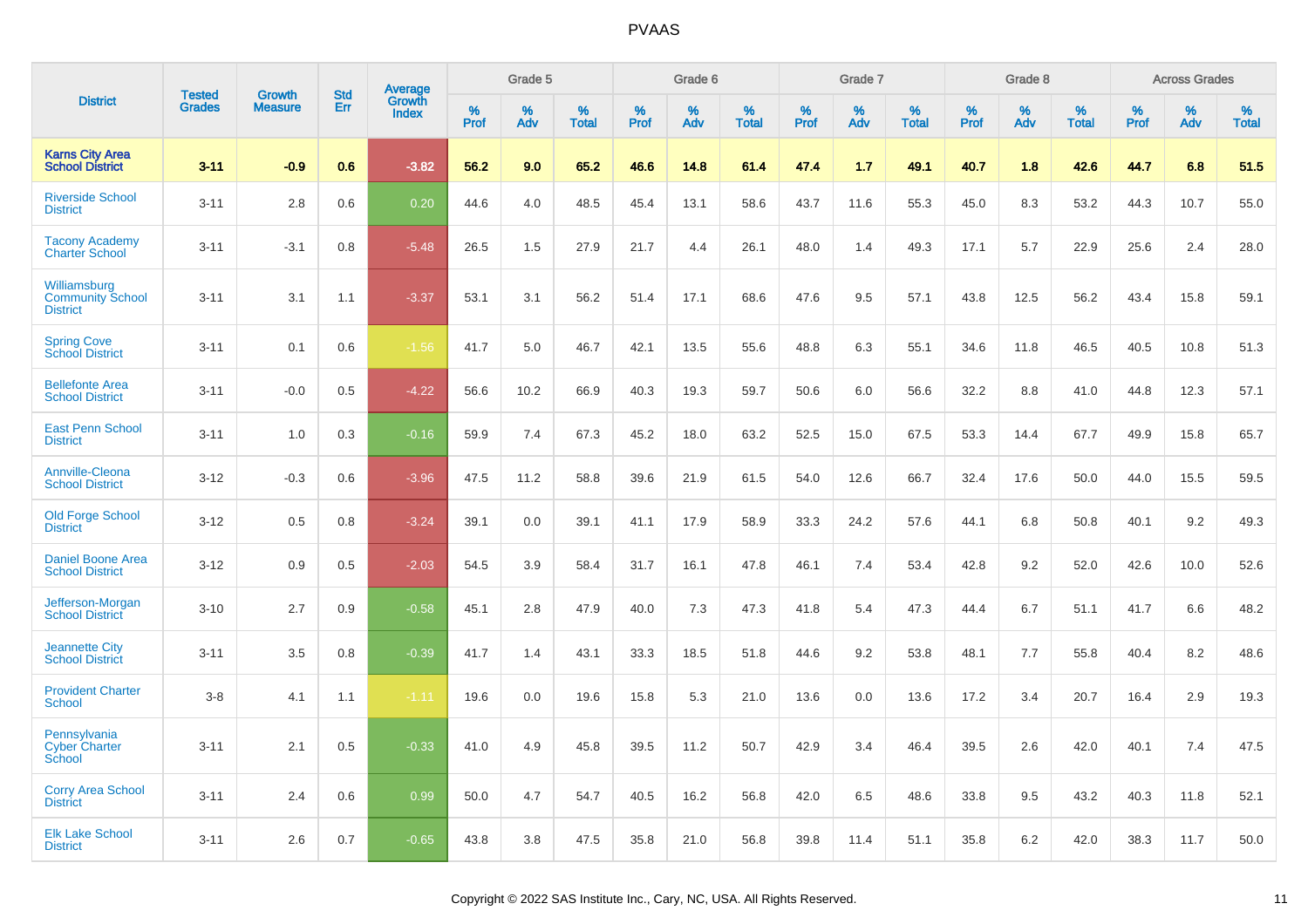# PVAAS

| District | Tested Grades | Growth Measure | Std Err | Average Growth Index | Grade 5 | | | Grade 6 | | | Grade 7 | | | Grade 8 | | | Across Grades | | |
|---|---|---|---|---|---|---|---|---|---|---|---|---|---|---|---|---|---|---|---|
| | | | | | % Prof | % Adv | % Total | % Prof | % Adv | % Total | % Prof | % Adv | % Total | % Prof | % Adv | % Total | % Prof | % Adv | % Total |
| **Karns City Area School District** | **3-11** | **-0.9** | **0.6** | **-3.82** | **56.2** | **9.0** | **65.2** | **46.6** | **14.8** | **61.4** | **47.4** | **1.7** | **49.1** | **40.7** | **1.8** | **42.6** | **44.7** | **6.8** | **51.5** |
| Riverside School District | 3-11 | 2.8 | 0.6 | 0.20 | 44.6 | 4.0 | 48.5 | 45.4 | 13.1 | 58.6 | 43.7 | 11.6 | 55.3 | 45.0 | 8.3 | 53.2 | 44.3 | 10.7 | 55.0 |
| Tacony Academy Charter School | 3-11 | -3.1 | 0.8 | -5.48 | 26.5 | 1.5 | 27.9 | 21.7 | 4.4 | 26.1 | 48.0 | 1.4 | 49.3 | 17.1 | 5.7 | 22.9 | 25.6 | 2.4 | 28.0 |
| Williamsburg Community School District | 3-11 | 3.1 | 1.1 | -3.37 | 53.1 | 3.1 | 56.2 | 51.4 | 17.1 | 68.6 | 47.6 | 9.5 | 57.1 | 43.8 | 12.5 | 56.2 | 43.4 | 15.8 | 59.1 |
| Spring Cove School District | 3-11 | 0.1 | 0.6 | -1.56 | 41.7 | 5.0 | 46.7 | 42.1 | 13.5 | 55.6 | 48.8 | 6.3 | 55.1 | 34.6 | 11.8 | 46.5 | 40.5 | 10.8 | 51.3 |
| Bellefonte Area School District | 3-11 | -0.0 | 0.5 | -4.22 | 56.6 | 10.2 | 66.9 | 40.3 | 19.3 | 59.7 | 50.6 | 6.0 | 56.6 | 32.2 | 8.8 | 41.0 | 44.8 | 12.3 | 57.1 |
| East Penn School District | 3-11 | 1.0 | 0.3 | -0.16 | 59.9 | 7.4 | 67.3 | 45.2 | 18.0 | 63.2 | 52.5 | 15.0 | 67.5 | 53.3 | 14.4 | 67.7 | 49.9 | 15.8 | 65.7 |
| Annville-Cleona School District | 3-12 | -0.3 | 0.6 | -3.96 | 47.5 | 11.2 | 58.8 | 39.6 | 21.9 | 61.5 | 54.0 | 12.6 | 66.7 | 32.4 | 17.6 | 50.0 | 44.0 | 15.5 | 59.5 |
| Old Forge School District | 3-12 | 0.5 | 0.8 | -3.24 | 39.1 | 0.0 | 39.1 | 41.1 | 17.9 | 58.9 | 33.3 | 24.2 | 57.6 | 44.1 | 6.8 | 50.8 | 40.1 | 9.2 | 49.3 |
| Daniel Boone Area School District | 3-12 | 0.9 | 0.5 | -2.03 | 54.5 | 3.9 | 58.4 | 31.7 | 16.1 | 47.8 | 46.1 | 7.4 | 53.4 | 42.8 | 9.2 | 52.0 | 42.6 | 10.0 | 52.6 |
| Jefferson-Morgan School District | 3-10 | 2.7 | 0.9 | -0.58 | 45.1 | 2.8 | 47.9 | 40.0 | 7.3 | 47.3 | 41.8 | 5.4 | 47.3 | 44.4 | 6.7 | 51.1 | 41.7 | 6.6 | 48.2 |
| Jeannette City School District | 3-11 | 3.5 | 0.8 | -0.39 | 41.7 | 1.4 | 43.1 | 33.3 | 18.5 | 51.8 | 44.6 | 9.2 | 53.8 | 48.1 | 7.7 | 55.8 | 40.4 | 8.2 | 48.6 |
| Provident Charter School | 3-8 | 4.1 | 1.1 | -1.11 | 19.6 | 0.0 | 19.6 | 15.8 | 5.3 | 21.0 | 13.6 | 0.0 | 13.6 | 17.2 | 3.4 | 20.7 | 16.4 | 2.9 | 19.3 |
| Pennsylvania Cyber Charter School | 3-11 | 2.1 | 0.5 | -0.33 | 41.0 | 4.9 | 45.8 | 39.5 | 11.2 | 50.7 | 42.9 | 3.4 | 46.4 | 39.5 | 2.6 | 42.0 | 40.1 | 7.4 | 47.5 |
| Corry Area School District | 3-11 | 2.4 | 0.6 | 0.99 | 50.0 | 4.7 | 54.7 | 40.5 | 16.2 | 56.8 | 42.0 | 6.5 | 48.6 | 33.8 | 9.5 | 43.2 | 40.3 | 11.8 | 52.1 |
| Elk Lake School District | 3-11 | 2.6 | 0.7 | -0.65 | 43.8 | 3.8 | 47.5 | 35.8 | 21.0 | 56.8 | 39.8 | 11.4 | 51.1 | 35.8 | 6.2 | 42.0 | 38.3 | 11.7 | 50.0 |

Copyright © 2022 SAS Institute Inc., Cary, NC, USA. All Rights Reserved.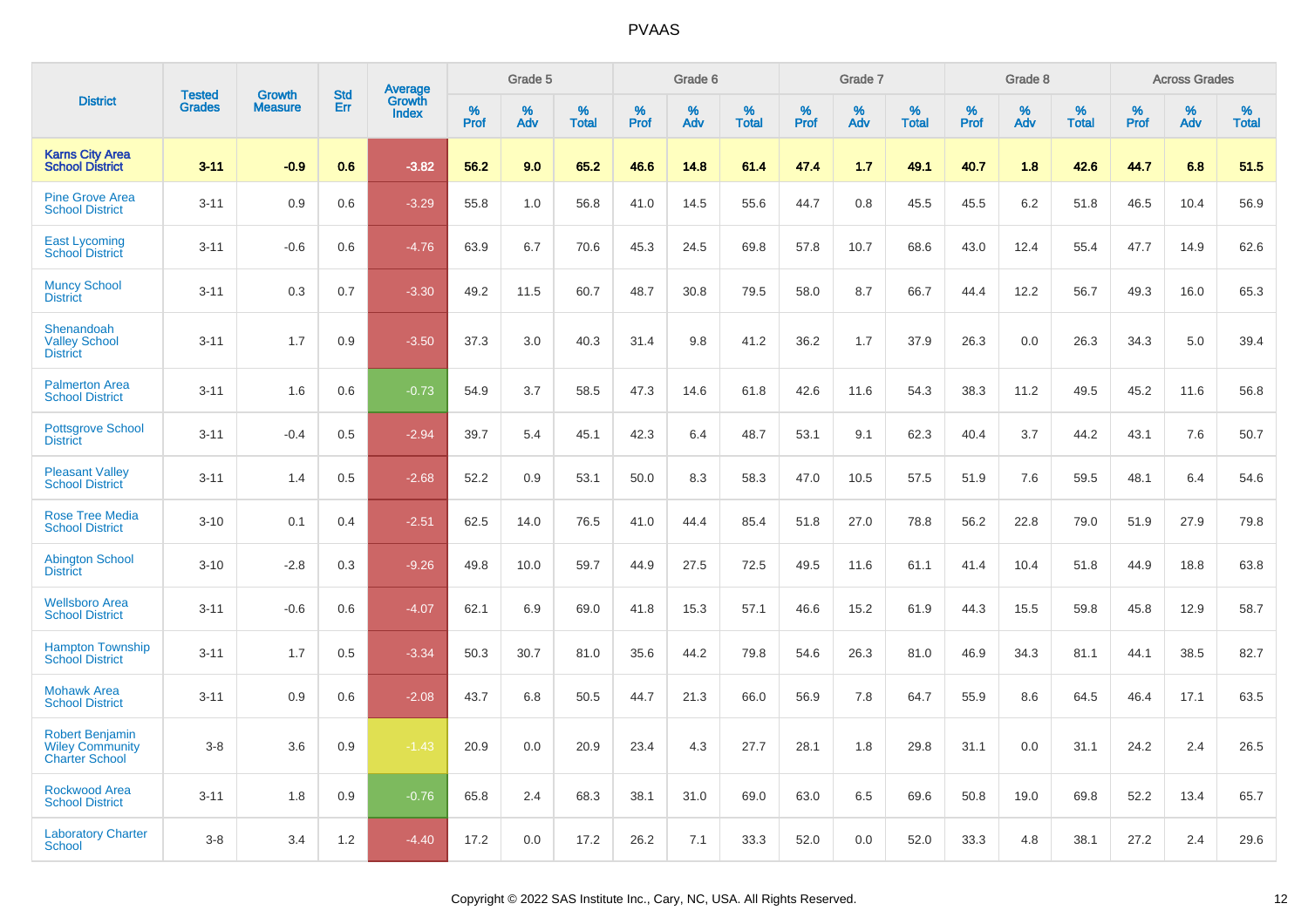# PVAAS

| District | Tested Grades | Growth Measure | Std Err | Average Growth Index | Grade 5 | | | Grade 6 | | | Grade 7 | | | Grade 8 | | | Across Grades | | |
|---|---|---|---|---|---|---|---|---|---|---|---|---|---|---|---|---|---|---|---|
| | | | | | % Prof | % Adv | % Total | % Prof | % Adv | % Total | % Prof | % Adv | % Total | % Prof | % Adv | % Total | % Prof | % Adv | % Total |
| **Karns City Area School District** | **3-11** | **-0.9** | **0.6** | **-3.82** | **56.2** | **9.0** | **65.2** | **46.6** | **14.8** | **61.4** | **47.4** | **1.7** | **49.1** | **40.7** | **1.8** | **42.6** | **44.7** | **6.8** | **51.5** |
| Pine Grove Area School District | 3-11 | 0.9 | 0.6 | -3.29 | 55.8 | 1.0 | 56.8 | 41.0 | 14.5 | 55.6 | 44.7 | 0.8 | 45.5 | 45.5 | 6.2 | 51.8 | 46.5 | 10.4 | 56.9 |
| East Lycoming School District | 3-11 | -0.6 | 0.6 | -4.76 | 63.9 | 6.7 | 70.6 | 45.3 | 24.5 | 69.8 | 57.8 | 10.7 | 68.6 | 43.0 | 12.4 | 55.4 | 47.7 | 14.9 | 62.6 |
| Muncy School District | 3-11 | 0.3 | 0.7 | -3.30 | 49.2 | 11.5 | 60.7 | 48.7 | 30.8 | 79.5 | 58.0 | 8.7 | 66.7 | 44.4 | 12.2 | 56.7 | 49.3 | 16.0 | 65.3 |
| Shenandoah Valley School District | 3-11 | 1.7 | 0.9 | -3.50 | 37.3 | 3.0 | 40.3 | 31.4 | 9.8 | 41.2 | 36.2 | 1.7 | 37.9 | 26.3 | 0.0 | 26.3 | 34.3 | 5.0 | 39.4 |
| Palmerton Area School District | 3-11 | 1.6 | 0.6 | -0.73 | 54.9 | 3.7 | 58.5 | 47.3 | 14.6 | 61.8 | 42.6 | 11.6 | 54.3 | 38.3 | 11.2 | 49.5 | 45.2 | 11.6 | 56.8 |
| Pottsgrove School District | 3-11 | -0.4 | 0.5 | -2.94 | 39.7 | 5.4 | 45.1 | 42.3 | 6.4 | 48.7 | 53.1 | 9.1 | 62.3 | 40.4 | 3.7 | 44.2 | 43.1 | 7.6 | 50.7 |
| Pleasant Valley School District | 3-11 | 1.4 | 0.5 | -2.68 | 52.2 | 0.9 | 53.1 | 50.0 | 8.3 | 58.3 | 47.0 | 10.5 | 57.5 | 51.9 | 7.6 | 59.5 | 48.1 | 6.4 | 54.6 |
| Rose Tree Media School District | 3-10 | 0.1 | 0.4 | -2.51 | 62.5 | 14.0 | 76.5 | 41.0 | 44.4 | 85.4 | 51.8 | 27.0 | 78.8 | 56.2 | 22.8 | 79.0 | 51.9 | 27.9 | 79.8 |
| Abington School District | 3-10 | -2.8 | 0.3 | -9.26 | 49.8 | 10.0 | 59.7 | 44.9 | 27.5 | 72.5 | 49.5 | 11.6 | 61.1 | 41.4 | 10.4 | 51.8 | 44.9 | 18.8 | 63.8 |
| Wellsboro Area School District | 3-11 | -0.6 | 0.6 | -4.07 | 62.1 | 6.9 | 69.0 | 41.8 | 15.3 | 57.1 | 46.6 | 15.2 | 61.9 | 44.3 | 15.5 | 59.8 | 45.8 | 12.9 | 58.7 |
| Hampton Township School District | 3-11 | 1.7 | 0.5 | -3.34 | 50.3 | 30.7 | 81.0 | 35.6 | 44.2 | 79.8 | 54.6 | 26.3 | 81.0 | 46.9 | 34.3 | 81.1 | 44.1 | 38.5 | 82.7 |
| Mohawk Area School District | 3-11 | 0.9 | 0.6 | -2.08 | 43.7 | 6.8 | 50.5 | 44.7 | 21.3 | 66.0 | 56.9 | 7.8 | 64.7 | 55.9 | 8.6 | 64.5 | 46.4 | 17.1 | 63.5 |
| Robert Benjamin Wiley Community Charter School | 3-8 | 3.6 | 0.9 | -1.43 | 20.9 | 0.0 | 20.9 | 23.4 | 4.3 | 27.7 | 28.1 | 1.8 | 29.8 | 31.1 | 0.0 | 31.1 | 24.2 | 2.4 | 26.5 |
| Rockwood Area School District | 3-11 | 1.8 | 0.9 | -0.76 | 65.8 | 2.4 | 68.3 | 38.1 | 31.0 | 69.0 | 63.0 | 6.5 | 69.6 | 50.8 | 19.0 | 69.8 | 52.2 | 13.4 | 65.7 |
| Laboratory Charter School | 3-8 | 3.4 | 1.2 | -4.40 | 17.2 | 0.0 | 17.2 | 26.2 | 7.1 | 33.3 | 52.0 | 0.0 | 52.0 | 33.3 | 4.8 | 38.1 | 27.2 | 2.4 | 29.6 |

Copyright © 2022 SAS Institute Inc., Cary, NC, USA. All Rights Reserved.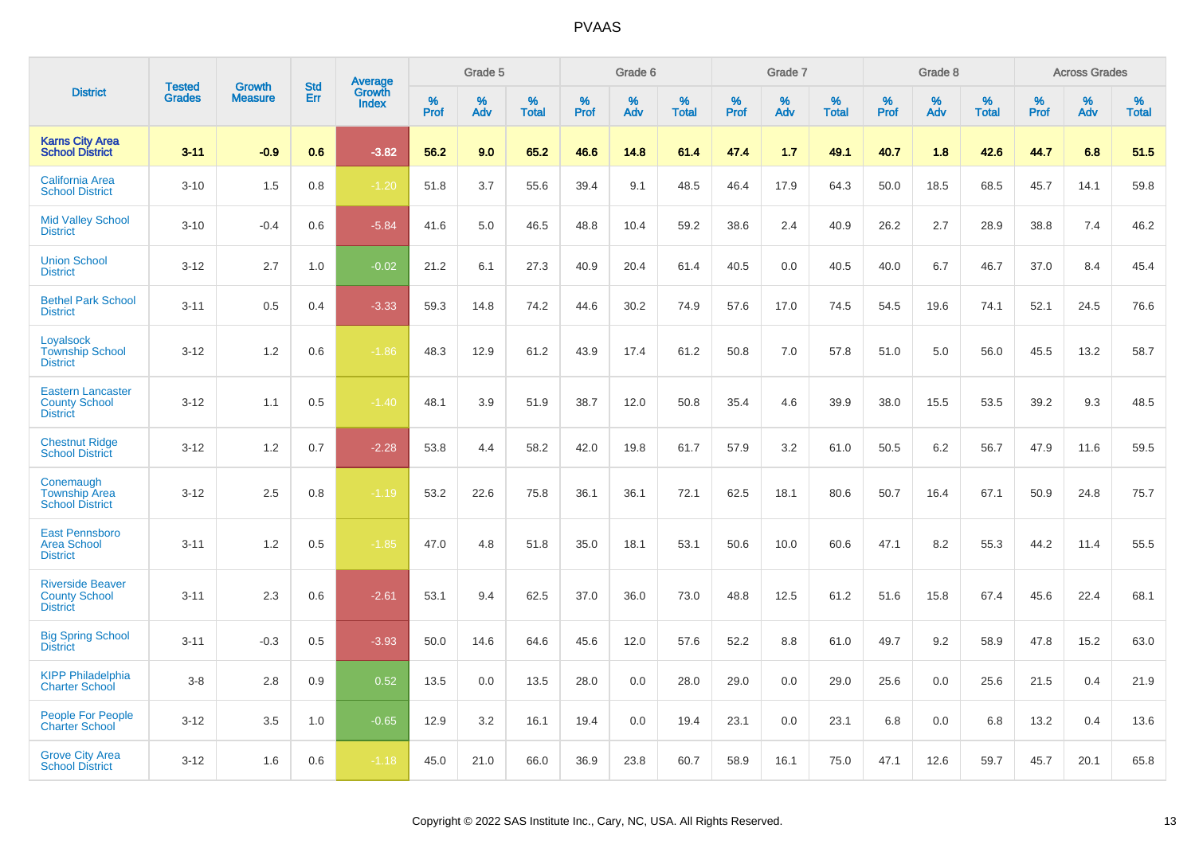# PVAAS

| District | Tested Grades | Growth Measure | Std Err | Average Growth Index | Grade 5 | | | Grade 6 | | | Grade 7 | | | Grade 8 | | | Across Grades | | |
|---|---|---|---|---|---|---|---|---|---|---|---|---|---|---|---|---|---|---|---|
| | | | | | % Prof | % Adv | % Total | % Prof | % Adv | % Total | % Prof | % Adv | % Total | % Prof | % Adv | % Total | % Prof | % Adv | % Total |
| **Karns City Area School District** | **3-11** | **-0.9** | **0.6** | **-3.82** | **56.2** | **9.0** | **65.2** | **46.6** | **14.8** | **61.4** | **47.4** | **1.7** | **49.1** | **40.7** | **1.8** | **42.6** | **44.7** | **6.8** | **51.5** |
| California Area School District | 3-10 | 1.5 | 0.8 | -1.20 | 51.8 | 3.7 | 55.6 | 39.4 | 9.1 | 48.5 | 46.4 | 17.9 | 64.3 | 50.0 | 18.5 | 68.5 | 45.7 | 14.1 | 59.8 |
| Mid Valley School District | 3-10 | -0.4 | 0.6 | -5.84 | 41.6 | 5.0 | 46.5 | 48.8 | 10.4 | 59.2 | 38.6 | 2.4 | 40.9 | 26.2 | 2.7 | 28.9 | 38.8 | 7.4 | 46.2 |
| Union School District | 3-12 | 2.7 | 1.0 | -0.02 | 21.2 | 6.1 | 27.3 | 40.9 | 20.4 | 61.4 | 40.5 | 0.0 | 40.5 | 40.0 | 6.7 | 46.7 | 37.0 | 8.4 | 45.4 |
| Bethel Park School District | 3-11 | 0.5 | 0.4 | -3.33 | 59.3 | 14.8 | 74.2 | 44.6 | 30.2 | 74.9 | 57.6 | 17.0 | 74.5 | 54.5 | 19.6 | 74.1 | 52.1 | 24.5 | 76.6 |
| Loyalsock Township School District | 3-12 | 1.2 | 0.6 | -1.86 | 48.3 | 12.9 | 61.2 | 43.9 | 17.4 | 61.2 | 50.8 | 7.0 | 57.8 | 51.0 | 5.0 | 56.0 | 45.5 | 13.2 | 58.7 |
| Eastern Lancaster County School District | 3-12 | 1.1 | 0.5 | -1.40 | 48.1 | 3.9 | 51.9 | 38.7 | 12.0 | 50.8 | 35.4 | 4.6 | 39.9 | 38.0 | 15.5 | 53.5 | 39.2 | 9.3 | 48.5 |
| Chestnut Ridge School District | 3-12 | 1.2 | 0.7 | -2.28 | 53.8 | 4.4 | 58.2 | 42.0 | 19.8 | 61.7 | 57.9 | 3.2 | 61.0 | 50.5 | 6.2 | 56.7 | 47.9 | 11.6 | 59.5 |
| Conemaugh Township Area School District | 3-12 | 2.5 | 0.8 | -1.19 | 53.2 | 22.6 | 75.8 | 36.1 | 36.1 | 72.1 | 62.5 | 18.1 | 80.6 | 50.7 | 16.4 | 67.1 | 50.9 | 24.8 | 75.7 |
| East Pennsboro Area School District | 3-11 | 1.2 | 0.5 | -1.85 | 47.0 | 4.8 | 51.8 | 35.0 | 18.1 | 53.1 | 50.6 | 10.0 | 60.6 | 47.1 | 8.2 | 55.3 | 44.2 | 11.4 | 55.5 |
| Riverside Beaver County School District | 3-11 | 2.3 | 0.6 | -2.61 | 53.1 | 9.4 | 62.5 | 37.0 | 36.0 | 73.0 | 48.8 | 12.5 | 61.2 | 51.6 | 15.8 | 67.4 | 45.6 | 22.4 | 68.1 |
| Big Spring School District | 3-11 | -0.3 | 0.5 | -3.93 | 50.0 | 14.6 | 64.6 | 45.6 | 12.0 | 57.6 | 52.2 | 8.8 | 61.0 | 49.7 | 9.2 | 58.9 | 47.8 | 15.2 | 63.0 |
| KIPP Philadelphia Charter School | 3-8 | 2.8 | 0.9 | 0.52 | 13.5 | 0.0 | 13.5 | 28.0 | 0.0 | 28.0 | 29.0 | 0.0 | 29.0 | 25.6 | 0.0 | 25.6 | 21.5 | 0.4 | 21.9 |
| People For People Charter School | 3-12 | 3.5 | 1.0 | -0.65 | 12.9 | 3.2 | 16.1 | 19.4 | 0.0 | 19.4 | 23.1 | 0.0 | 23.1 | 6.8 | 0.0 | 6.8 | 13.2 | 0.4 | 13.6 |
| Grove City Area School District | 3-12 | 1.6 | 0.6 | -1.18 | 45.0 | 21.0 | 66.0 | 36.9 | 23.8 | 60.7 | 58.9 | 16.1 | 75.0 | 47.1 | 12.6 | 59.7 | 45.7 | 20.1 | 65.8 |

Copyright © 2022 SAS Institute Inc., Cary, NC, USA. All Rights Reserved.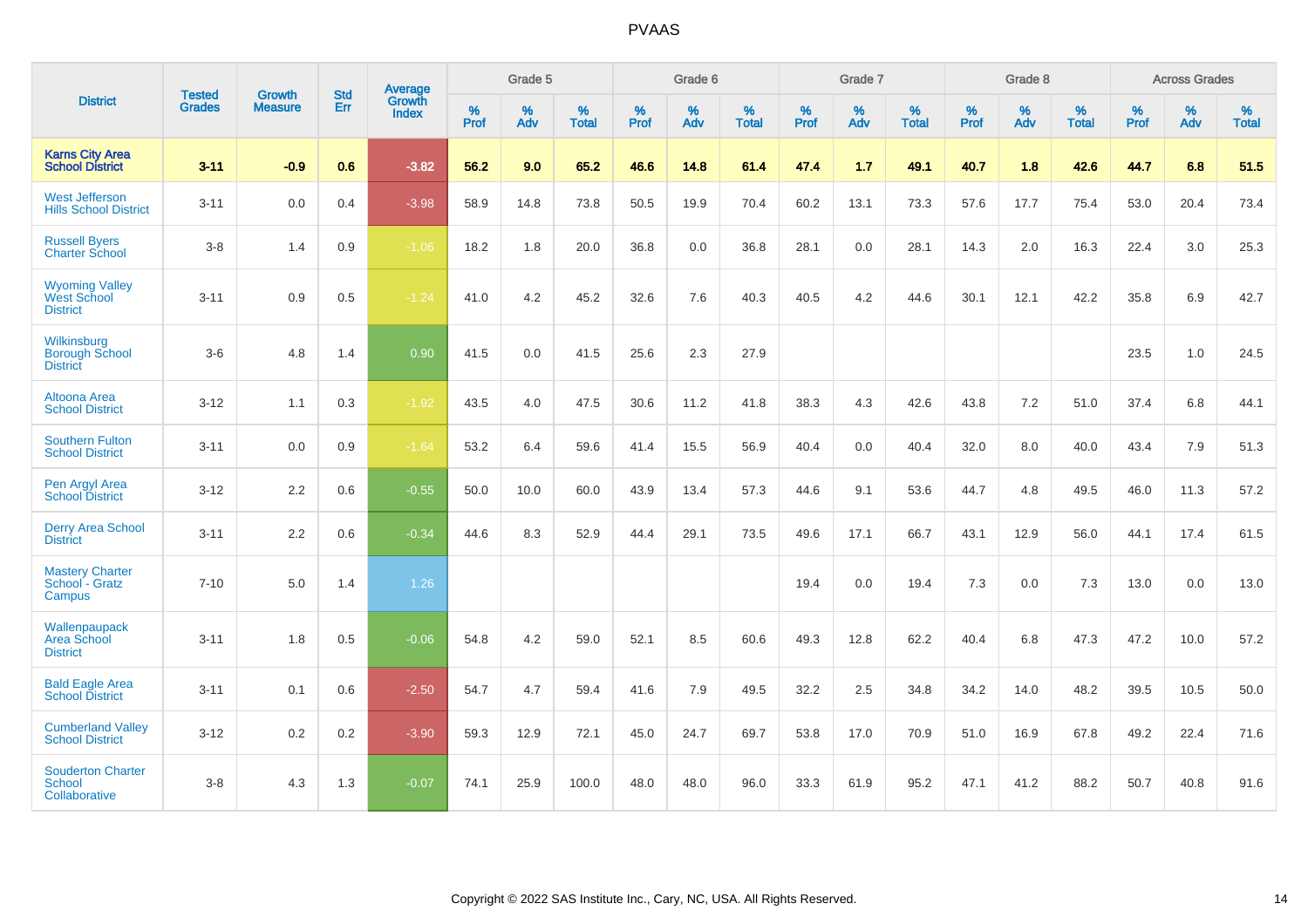# PVAAS

| District | Tested Grades | Growth Measure | Std Err | Average Growth Index | Grade 5 | | | Grade 6 | | | Grade 7 | | | Grade 8 | | | Across Grades | | |
|---|---|---|---|---|---|---|---|---|---|---|---|---|---|---|---|---|---|---|---|
| | | | | | % Prof | % Adv | % Total | % Prof | % Adv | % Total | % Prof | % Adv | % Total | % Prof | % Adv | % Total | % Prof | % Adv | % Total |
| **Karns City Area School District** | **3-11** | **-0.9** | **0.6** | **-3.82** | **56.2** | **9.0** | **65.2** | **46.6** | **14.8** | **61.4** | **47.4** | **1.7** | **49.1** | **40.7** | **1.8** | **42.6** | **44.7** | **6.8** | **51.5** |
| West Jefferson Hills School District | 3-11 | 0.0 | 0.4 | -3.98 | 58.9 | 14.8 | 73.8 | 50.5 | 19.9 | 70.4 | 60.2 | 13.1 | 73.3 | 57.6 | 17.7 | 75.4 | 53.0 | 20.4 | 73.4 |
| Russell Byers Charter School | 3-8 | 1.4 | 0.9 | -1.06 | 18.2 | 1.8 | 20.0 | 36.8 | 0.0 | 36.8 | 28.1 | 0.0 | 28.1 | 14.3 | 2.0 | 16.3 | 22.4 | 3.0 | 25.3 |
| Wyoming Valley West School District | 3-11 | 0.9 | 0.5 | -1.24 | 41.0 | 4.2 | 45.2 | 32.6 | 7.6 | 40.3 | 40.5 | 4.2 | 44.6 | 30.1 | 12.1 | 42.2 | 35.8 | 6.9 | 42.7 |
| Wilkinsburg Borough School District | 3-6 | 4.8 | 1.4 | 0.90 | 41.5 | 0.0 | 41.5 | 25.6 | 2.3 | 27.9 | | | | | | | 23.5 | 1.0 | 24.5 |
| Altoona Area School District | 3-12 | 1.1 | 0.3 | -1.92 | 43.5 | 4.0 | 47.5 | 30.6 | 11.2 | 41.8 | 38.3 | 4.3 | 42.6 | 43.8 | 7.2 | 51.0 | 37.4 | 6.8 | 44.1 |
| Southern Fulton School District | 3-11 | 0.0 | 0.9 | -1.64 | 53.2 | 6.4 | 59.6 | 41.4 | 15.5 | 56.9 | 40.4 | 0.0 | 40.4 | 32.0 | 8.0 | 40.0 | 43.4 | 7.9 | 51.3 |
| Pen Argyl Area School District | 3-12 | 2.2 | 0.6 | -0.55 | 50.0 | 10.0 | 60.0 | 43.9 | 13.4 | 57.3 | 44.6 | 9.1 | 53.6 | 44.7 | 4.8 | 49.5 | 46.0 | 11.3 | 57.2 |
| Derry Area School District | 3-11 | 2.2 | 0.6 | -0.34 | 44.6 | 8.3 | 52.9 | 44.4 | 29.1 | 73.5 | 49.6 | 17.1 | 66.7 | 43.1 | 12.9 | 56.0 | 44.1 | 17.4 | 61.5 |
| Mastery Charter School - Gratz Campus | 7-10 | 5.0 | 1.4 | 1.26 | | | | | | | 19.4 | 0.0 | 19.4 | 7.3 | 0.0 | 7.3 | 13.0 | 0.0 | 13.0 |
| Wallenpaupack Area School District | 3-11 | 1.8 | 0.5 | -0.06 | 54.8 | 4.2 | 59.0 | 52.1 | 8.5 | 60.6 | 49.3 | 12.8 | 62.2 | 40.4 | 6.8 | 47.3 | 47.2 | 10.0 | 57.2 |
| Bald Eagle Area School District | 3-11 | 0.1 | 0.6 | -2.50 | 54.7 | 4.7 | 59.4 | 41.6 | 7.9 | 49.5 | 32.2 | 2.5 | 34.8 | 34.2 | 14.0 | 48.2 | 39.5 | 10.5 | 50.0 |
| Cumberland Valley School District | 3-12 | 0.2 | 0.2 | -3.90 | 59.3 | 12.9 | 72.1 | 45.0 | 24.7 | 69.7 | 53.8 | 17.0 | 70.9 | 51.0 | 16.9 | 67.8 | 49.2 | 22.4 | 71.6 |
| Souderton Charter School Collaborative | 3-8 | 4.3 | 1.3 | -0.07 | 74.1 | 25.9 | 100.0 | 48.0 | 48.0 | 96.0 | 33.3 | 61.9 | 95.2 | 47.1 | 41.2 | 88.2 | 50.7 | 40.8 | 91.6 |

Copyright © 2022 SAS Institute Inc., Cary, NC, USA. All Rights Reserved.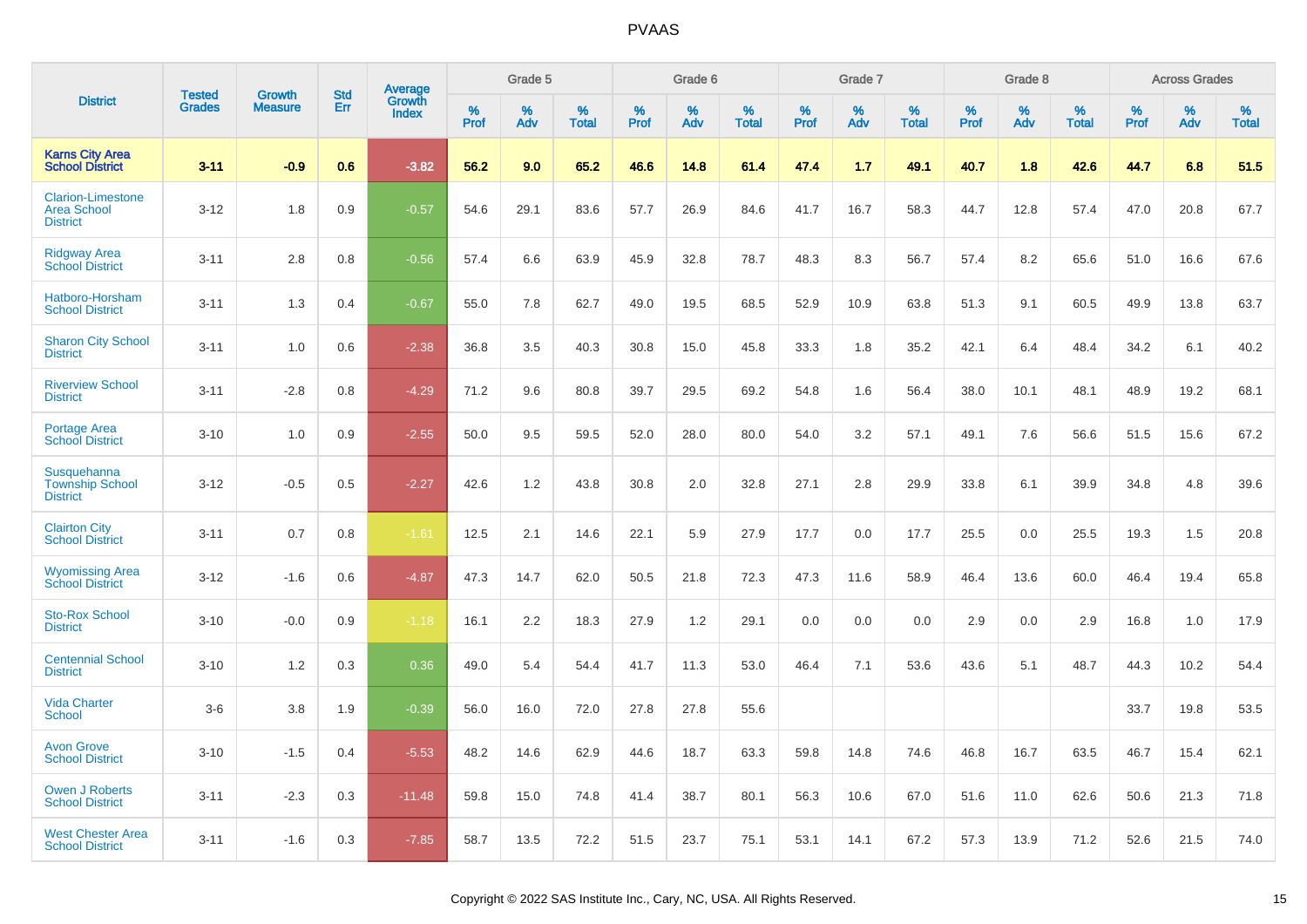# PVAAS

| District | Tested Grades | Growth Measure | Std Err | Average Growth Index | Grade 5 | | | Grade 6 | | | Grade 7 | | | Grade 8 | | | Across Grades | | |
|---|---|---|---|---|---|---|---|---|---|---|---|---|---|---|---|---|---|---|---|
| | | | | | % Prof | % Adv | % Total | % Prof | % Adv | % Total | % Prof | % Adv | % Total | % Prof | % Adv | % Total | % Prof | % Adv | % Total |
| **Karns City Area School District** | **3-11** | **-0.9** | **0.6** | **-3.82** | **56.2** | **9.0** | **65.2** | **46.6** | **14.8** | **61.4** | **47.4** | **1.7** | **49.1** | **40.7** | **1.8** | **42.6** | **44.7** | **6.8** | **51.5** |
| Clarion-Limestone Area School District | 3-12 | 1.8 | 0.9 | -0.57 | 54.6 | 29.1 | 83.6 | 57.7 | 26.9 | 84.6 | 41.7 | 16.7 | 58.3 | 44.7 | 12.8 | 57.4 | 47.0 | 20.8 | 67.7 |
| Ridgway Area School District | 3-11 | 2.8 | 0.8 | -0.56 | 57.4 | 6.6 | 63.9 | 45.9 | 32.8 | 78.7 | 48.3 | 8.3 | 56.7 | 57.4 | 8.2 | 65.6 | 51.0 | 16.6 | 67.6 |
| Hatboro-Horsham School District | 3-11 | 1.3 | 0.4 | -0.67 | 55.0 | 7.8 | 62.7 | 49.0 | 19.5 | 68.5 | 52.9 | 10.9 | 63.8 | 51.3 | 9.1 | 60.5 | 49.9 | 13.8 | 63.7 |
| Sharon City School District | 3-11 | 1.0 | 0.6 | -2.38 | 36.8 | 3.5 | 40.3 | 30.8 | 15.0 | 45.8 | 33.3 | 1.8 | 35.2 | 42.1 | 6.4 | 48.4 | 34.2 | 6.1 | 40.2 |
| Riverview School District | 3-11 | -2.8 | 0.8 | -4.29 | 71.2 | 9.6 | 80.8 | 39.7 | 29.5 | 69.2 | 54.8 | 1.6 | 56.4 | 38.0 | 10.1 | 48.1 | 48.9 | 19.2 | 68.1 |
| Portage Area School District | 3-10 | 1.0 | 0.9 | -2.55 | 50.0 | 9.5 | 59.5 | 52.0 | 28.0 | 80.0 | 54.0 | 3.2 | 57.1 | 49.1 | 7.6 | 56.6 | 51.5 | 15.6 | 67.2 |
| Susquehanna Township School District | 3-12 | -0.5 | 0.5 | -2.27 | 42.6 | 1.2 | 43.8 | 30.8 | 2.0 | 32.8 | 27.1 | 2.8 | 29.9 | 33.8 | 6.1 | 39.9 | 34.8 | 4.8 | 39.6 |
| Clairton City School District | 3-11 | 0.7 | 0.8 | -1.61 | 12.5 | 2.1 | 14.6 | 22.1 | 5.9 | 27.9 | 17.7 | 0.0 | 17.7 | 25.5 | 0.0 | 25.5 | 19.3 | 1.5 | 20.8 |
| Wyomissing Area School District | 3-12 | -1.6 | 0.6 | -4.87 | 47.3 | 14.7 | 62.0 | 50.5 | 21.8 | 72.3 | 47.3 | 11.6 | 58.9 | 46.4 | 13.6 | 60.0 | 46.4 | 19.4 | 65.8 |
| Sto-Rox School District | 3-10 | -0.0 | 0.9 | -1.18 | 16.1 | 2.2 | 18.3 | 27.9 | 1.2 | 29.1 | 0.0 | 0.0 | 0.0 | 2.9 | 0.0 | 2.9 | 16.8 | 1.0 | 17.9 |
| Centennial School District | 3-10 | 1.2 | 0.3 | 0.36 | 49.0 | 5.4 | 54.4 | 41.7 | 11.3 | 53.0 | 46.4 | 7.1 | 53.6 | 43.6 | 5.1 | 48.7 | 44.3 | 10.2 | 54.4 |
| Vida Charter School | 3-6 | 3.8 | 1.9 | -0.39 | 56.0 | 16.0 | 72.0 | 27.8 | 27.8 | 55.6 | | | | | | | 33.7 | 19.8 | 53.5 |
| Avon Grove School District | 3-10 | -1.5 | 0.4 | -5.53 | 48.2 | 14.6 | 62.9 | 44.6 | 18.7 | 63.3 | 59.8 | 14.8 | 74.6 | 46.8 | 16.7 | 63.5 | 46.7 | 15.4 | 62.1 |
| Owen J Roberts School District | 3-11 | -2.3 | 0.3 | -11.48 | 59.8 | 15.0 | 74.8 | 41.4 | 38.7 | 80.1 | 56.3 | 10.6 | 67.0 | 51.6 | 11.0 | 62.6 | 50.6 | 21.3 | 71.8 |
| West Chester Area School District | 3-11 | -1.6 | 0.3 | -7.85 | 58.7 | 13.5 | 72.2 | 51.5 | 23.7 | 75.1 | 53.1 | 14.1 | 67.2 | 57.3 | 13.9 | 71.2 | 52.6 | 21.5 | 74.0 |

Copyright © 2022 SAS Institute Inc., Cary, NC, USA. All Rights Reserved.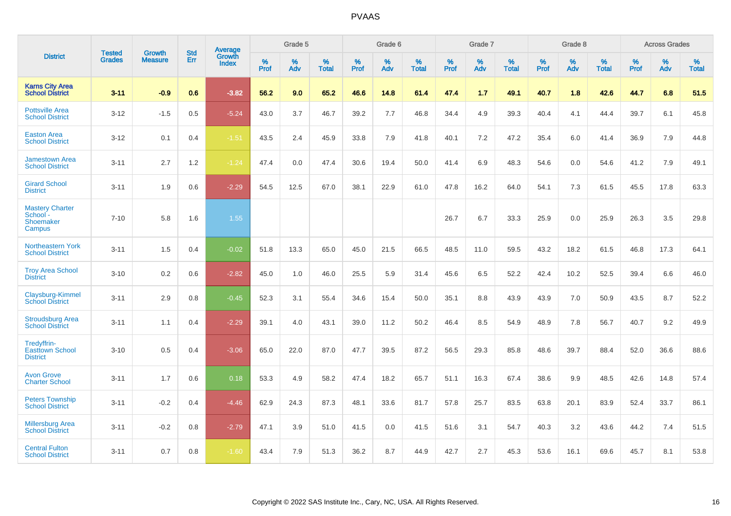# PVAAS

| District | Tested Grades | Growth Measure | Std Err | Average Growth Index | Grade 5 | | | Grade 6 | | | Grade 7 | | | Grade 8 | | | Across Grades | | |
|---|---|---|---|---|---|---|---|---|---|---|---|---|---|---|---|---|---|---|---|
| | | | | | % Prof | % Adv | % Total | % Prof | % Adv | % Total | % Prof | % Adv | % Total | % Prof | % Adv | % Total | % Prof | % Adv | % Total |
| **Karns City Area School District** | **3-11** | **-0.9** | **0.6** | **-3.82** | **56.2** | **9.0** | **65.2** | **46.6** | **14.8** | **61.4** | **47.4** | **1.7** | **49.1** | **40.7** | **1.8** | **42.6** | **44.7** | **6.8** | **51.5** |
| Pottsville Area School District | 3-12 | -1.5 | 0.5 | -5.24 | 43.0 | 3.7 | 46.7 | 39.2 | 7.7 | 46.8 | 34.4 | 4.9 | 39.3 | 40.4 | 4.1 | 44.4 | 39.7 | 6.1 | 45.8 |
| Easton Area School District | 3-12 | 0.1 | 0.4 | -1.51 | 43.5 | 2.4 | 45.9 | 33.8 | 7.9 | 41.8 | 40.1 | 7.2 | 47.2 | 35.4 | 6.0 | 41.4 | 36.9 | 7.9 | 44.8 |
| Jamestown Area School District | 3-11 | 2.7 | 1.2 | -1.24 | 47.4 | 0.0 | 47.4 | 30.6 | 19.4 | 50.0 | 41.4 | 6.9 | 48.3 | 54.6 | 0.0 | 54.6 | 41.2 | 7.9 | 49.1 |
| Girard School District | 3-11 | 1.9 | 0.6 | -2.29 | 54.5 | 12.5 | 67.0 | 38.1 | 22.9 | 61.0 | 47.8 | 16.2 | 64.0 | 54.1 | 7.3 | 61.5 | 45.5 | 17.8 | 63.3 |
| Mastery Charter School - Shoemaker Campus | 7-10 | 5.8 | 1.6 | 1.55 | | | | | | | 26.7 | 6.7 | 33.3 | 25.9 | 0.0 | 25.9 | 26.3 | 3.5 | 29.8 |
| Northeastern York School District | 3-11 | 1.5 | 0.4 | -0.02 | 51.8 | 13.3 | 65.0 | 45.0 | 21.5 | 66.5 | 48.5 | 11.0 | 59.5 | 43.2 | 18.2 | 61.5 | 46.8 | 17.3 | 64.1 |
| Troy Area School District | 3-10 | 0.2 | 0.6 | -2.82 | 45.0 | 1.0 | 46.0 | 25.5 | 5.9 | 31.4 | 45.6 | 6.5 | 52.2 | 42.4 | 10.2 | 52.5 | 39.4 | 6.6 | 46.0 |
| Claysburg-Kimmel School District | 3-11 | 2.9 | 0.8 | -0.45 | 52.3 | 3.1 | 55.4 | 34.6 | 15.4 | 50.0 | 35.1 | 8.8 | 43.9 | 43.9 | 7.0 | 50.9 | 43.5 | 8.7 | 52.2 |
| Stroudsburg Area School District | 3-11 | 1.1 | 0.4 | -2.29 | 39.1 | 4.0 | 43.1 | 39.0 | 11.2 | 50.2 | 46.4 | 8.5 | 54.9 | 48.9 | 7.8 | 56.7 | 40.7 | 9.2 | 49.9 |
| Tredyffrin-Easttown School District | 3-10 | 0.5 | 0.4 | -3.06 | 65.0 | 22.0 | 87.0 | 47.7 | 39.5 | 87.2 | 56.5 | 29.3 | 85.8 | 48.6 | 39.7 | 88.4 | 52.0 | 36.6 | 88.6 |
| Avon Grove Charter School | 3-11 | 1.7 | 0.6 | 0.18 | 53.3 | 4.9 | 58.2 | 47.4 | 18.2 | 65.7 | 51.1 | 16.3 | 67.4 | 38.6 | 9.9 | 48.5 | 42.6 | 14.8 | 57.4 |
| Peters Township School District | 3-11 | -0.2 | 0.4 | -4.46 | 62.9 | 24.3 | 87.3 | 48.1 | 33.6 | 81.7 | 57.8 | 25.7 | 83.5 | 63.8 | 20.1 | 83.9 | 52.4 | 33.7 | 86.1 |
| Millersburg Area School District | 3-11 | -0.2 | 0.8 | -2.79 | 47.1 | 3.9 | 51.0 | 41.5 | 0.0 | 41.5 | 51.6 | 3.1 | 54.7 | 40.3 | 3.2 | 43.6 | 44.2 | 7.4 | 51.5 |
| Central Fulton School District | 3-11 | 0.7 | 0.8 | -1.60 | 43.4 | 7.9 | 51.3 | 36.2 | 8.7 | 44.9 | 42.7 | 2.7 | 45.3 | 53.6 | 16.1 | 69.6 | 45.7 | 8.1 | 53.8 |

Copyright © 2022 SAS Institute Inc., Cary, NC, USA. All Rights Reserved.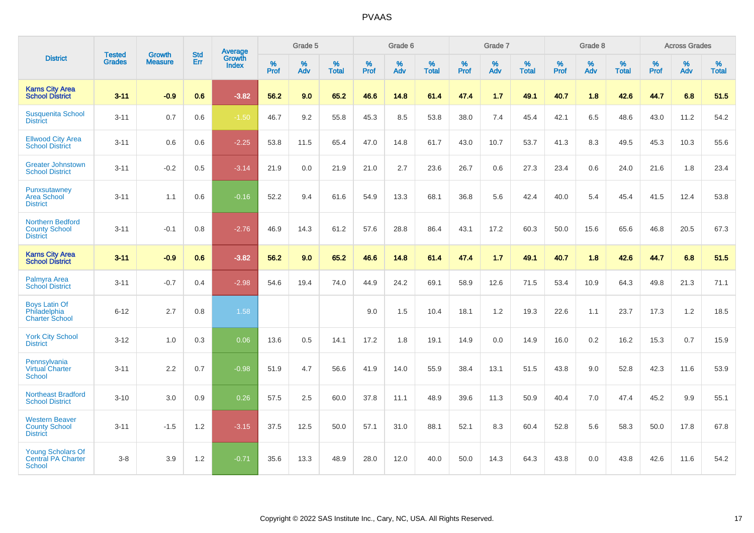PVAAS

| District | Tested Grades | Growth Measure | Std Err | Average Growth Index | Grade 5 | | | Grade 6 | | | Grade 7 | | | Grade 8 | | | Across Grades | | |
|---|---|---|---|---|---|---|---|---|---|---|---|---|---|---|---|---|---|---|---|
| | | | | | % Prof | % Adv | % Total | % Prof | % Adv | % Total | % Prof | % Adv | % Total | % Prof | % Adv | % Total | % Prof | % Adv | % Total |
| **Karns City Area School District** | **3-11** | **-0.9** | **0.6** | **-3.82** | **56.2** | **9.0** | **65.2** | **46.6** | **14.8** | **61.4** | **47.4** | **1.7** | **49.1** | **40.7** | **1.8** | **42.6** | **44.7** | **6.8** | **51.5** |
| Susquenita School District | 3-11 | 0.7 | 0.6 | -1.50 | 46.7 | 9.2 | 55.8 | 45.3 | 8.5 | 53.8 | 38.0 | 7.4 | 45.4 | 42.1 | 6.5 | 48.6 | 43.0 | 11.2 | 54.2 |
| Ellwood City Area School District | 3-11 | 0.6 | 0.6 | -2.25 | 53.8 | 11.5 | 65.4 | 47.0 | 14.8 | 61.7 | 43.0 | 10.7 | 53.7 | 41.3 | 8.3 | 49.5 | 45.3 | 10.3 | 55.6 |
| Greater Johnstown School District | 3-11 | -0.2 | 0.5 | -3.14 | 21.9 | 0.0 | 21.9 | 21.0 | 2.7 | 23.6 | 26.7 | 0.6 | 27.3 | 23.4 | 0.6 | 24.0 | 21.6 | 1.8 | 23.4 |
| Punxsutawney Area School District | 3-11 | 1.1 | 0.6 | -0.16 | 52.2 | 9.4 | 61.6 | 54.9 | 13.3 | 68.1 | 36.8 | 5.6 | 42.4 | 40.0 | 5.4 | 45.4 | 41.5 | 12.4 | 53.8 |
| Northern Bedford County School District | 3-11 | -0.1 | 0.8 | -2.76 | 46.9 | 14.3 | 61.2 | 57.6 | 28.8 | 86.4 | 43.1 | 17.2 | 60.3 | 50.0 | 15.6 | 65.6 | 46.8 | 20.5 | 67.3 |
| **Karns City Area School District** | **3-11** | **-0.9** | **0.6** | **-3.82** | **56.2** | **9.0** | **65.2** | **46.6** | **14.8** | **61.4** | **47.4** | **1.7** | **49.1** | **40.7** | **1.8** | **42.6** | **44.7** | **6.8** | **51.5** |
| Palmyra Area School District | 3-11 | -0.7 | 0.4 | -2.98 | 54.6 | 19.4 | 74.0 | 44.9 | 24.2 | 69.1 | 58.9 | 12.6 | 71.5 | 53.4 | 10.9 | 64.3 | 49.8 | 21.3 | 71.1 |
| Boys Latin Of Philadelphia Charter School | 6-12 | 2.7 | 0.8 | 1.58 | | | | 9.0 | 1.5 | 10.4 | 18.1 | 1.2 | 19.3 | 22.6 | 1.1 | 23.7 | 17.3 | 1.2 | 18.5 |
| York City School District | 3-12 | 1.0 | 0.3 | 0.06 | 13.6 | 0.5 | 14.1 | 17.2 | 1.8 | 19.1 | 14.9 | 0.0 | 14.9 | 16.0 | 0.2 | 16.2 | 15.3 | 0.7 | 15.9 |
| Pennsylvania Virtual Charter School | 3-11 | 2.2 | 0.7 | -0.98 | 51.9 | 4.7 | 56.6 | 41.9 | 14.0 | 55.9 | 38.4 | 13.1 | 51.5 | 43.8 | 9.0 | 52.8 | 42.3 | 11.6 | 53.9 |
| Northeast Bradford School District | 3-10 | 3.0 | 0.9 | 0.26 | 57.5 | 2.5 | 60.0 | 37.8 | 11.1 | 48.9 | 39.6 | 11.3 | 50.9 | 40.4 | 7.0 | 47.4 | 45.2 | 9.9 | 55.1 |
| Western Beaver County School District | 3-11 | -1.5 | 1.2 | -3.15 | 37.5 | 12.5 | 50.0 | 57.1 | 31.0 | 88.1 | 52.1 | 8.3 | 60.4 | 52.8 | 5.6 | 58.3 | 50.0 | 17.8 | 67.8 |
| Young Scholars Of Central PA Charter School | 3-8 | 3.9 | 1.2 | -0.71 | 35.6 | 13.3 | 48.9 | 28.0 | 12.0 | 40.0 | 50.0 | 14.3 | 64.3 | 43.8 | 0.0 | 43.8 | 42.6 | 11.6 | 54.2 |

Copyright © 2022 SAS Institute Inc., Cary, NC, USA. All Rights Reserved.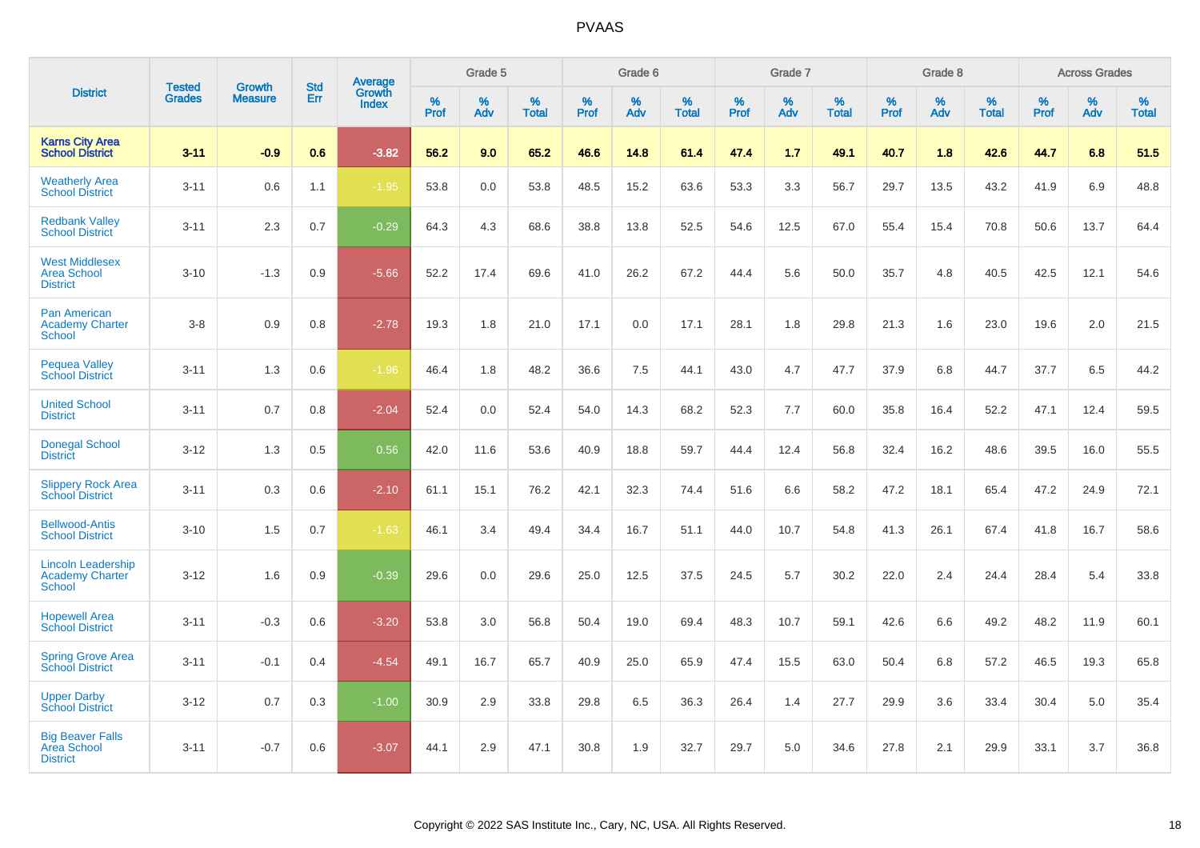| District | Tested Grades | Growth Measure | Std Err | Average Growth Index | Grade 5 | | | Grade 6 | | | Grade 7 | | | Grade 8 | | | Across Grades | | |
|---|---|---|---|---|---|---|---|---|---|---|---|---|---|---|---|---|---|---|---|
| | | | | | % Prof | % Adv | % Total | % Prof | % Adv | % Total | % Prof | % Adv | % Total | % Prof | % Adv | % Total | % Prof | % Adv | % Total |
| **Karns City Area School District** | **3-11** | **-0.9** | **0.6** | **-3.82** | **56.2** | **9.0** | **65.2** | **46.6** | **14.8** | **61.4** | **47.4** | **1.7** | **49.1** | **40.7** | **1.8** | **42.6** | **44.7** | **6.8** | **51.5** |
| Weatherly Area School District | 3-11 | 0.6 | 1.1 | -1.95 | 53.8 | 0.0 | 53.8 | 48.5 | 15.2 | 63.6 | 53.3 | 3.3 | 56.7 | 29.7 | 13.5 | 43.2 | 41.9 | 6.9 | 48.8 |
| Redbank Valley School District | 3-11 | 2.3 | 0.7 | -0.29 | 64.3 | 4.3 | 68.6 | 38.8 | 13.8 | 52.5 | 54.6 | 12.5 | 67.0 | 55.4 | 15.4 | 70.8 | 50.6 | 13.7 | 64.4 |
| West Middlesex Area School District | 3-10 | -1.3 | 0.9 | -5.66 | 52.2 | 17.4 | 69.6 | 41.0 | 26.2 | 67.2 | 44.4 | 5.6 | 50.0 | 35.7 | 4.8 | 40.5 | 42.5 | 12.1 | 54.6 |
| Pan American Academy Charter School | 3-8 | 0.9 | 0.8 | -2.78 | 19.3 | 1.8 | 21.0 | 17.1 | 0.0 | 17.1 | 28.1 | 1.8 | 29.8 | 21.3 | 1.6 | 23.0 | 19.6 | 2.0 | 21.5 |
| Pequea Valley School District | 3-11 | 1.3 | 0.6 | -1.96 | 46.4 | 1.8 | 48.2 | 36.6 | 7.5 | 44.1 | 43.0 | 4.7 | 47.7 | 37.9 | 6.8 | 44.7 | 37.7 | 6.5 | 44.2 |
| United School District | 3-11 | 0.7 | 0.8 | -2.04 | 52.4 | 0.0 | 52.4 | 54.0 | 14.3 | 68.2 | 52.3 | 7.7 | 60.0 | 35.8 | 16.4 | 52.2 | 47.1 | 12.4 | 59.5 |
| Donegal School District | 3-12 | 1.3 | 0.5 | 0.56 | 42.0 | 11.6 | 53.6 | 40.9 | 18.8 | 59.7 | 44.4 | 12.4 | 56.8 | 32.4 | 16.2 | 48.6 | 39.5 | 16.0 | 55.5 |
| Slippery Rock Area School District | 3-11 | 0.3 | 0.6 | -2.10 | 61.1 | 15.1 | 76.2 | 42.1 | 32.3 | 74.4 | 51.6 | 6.6 | 58.2 | 47.2 | 18.1 | 65.4 | 47.2 | 24.9 | 72.1 |
| Bellwood-Antis School District | 3-10 | 1.5 | 0.7 | -1.63 | 46.1 | 3.4 | 49.4 | 34.4 | 16.7 | 51.1 | 44.0 | 10.7 | 54.8 | 41.3 | 26.1 | 67.4 | 41.8 | 16.7 | 58.6 |
| Lincoln Leadership Academy Charter School | 3-12 | 1.6 | 0.9 | -0.39 | 29.6 | 0.0 | 29.6 | 25.0 | 12.5 | 37.5 | 24.5 | 5.7 | 30.2 | 22.0 | 2.4 | 24.4 | 28.4 | 5.4 | 33.8 |
| Hopewell Area School District | 3-11 | -0.3 | 0.6 | -3.20 | 53.8 | 3.0 | 56.8 | 50.4 | 19.0 | 69.4 | 48.3 | 10.7 | 59.1 | 42.6 | 6.6 | 49.2 | 48.2 | 11.9 | 60.1 |
| Spring Grove Area School District | 3-11 | -0.1 | 0.4 | -4.54 | 49.1 | 16.7 | 65.7 | 40.9 | 25.0 | 65.9 | 47.4 | 15.5 | 63.0 | 50.4 | 6.8 | 57.2 | 46.5 | 19.3 | 65.8 |
| Upper Darby School District | 3-12 | 0.7 | 0.3 | -1.00 | 30.9 | 2.9 | 33.8 | 29.8 | 6.5 | 36.3 | 26.4 | 1.4 | 27.7 | 29.9 | 3.6 | 33.4 | 30.4 | 5.0 | 35.4 |
| Big Beaver Falls Area School District | 3-11 | -0.7 | 0.6 | -3.07 | 44.1 | 2.9 | 47.1 | 30.8 | 1.9 | 32.7 | 29.7 | 5.0 | 34.6 | 27.8 | 2.1 | 29.9 | 33.1 | 3.7 | 36.8 |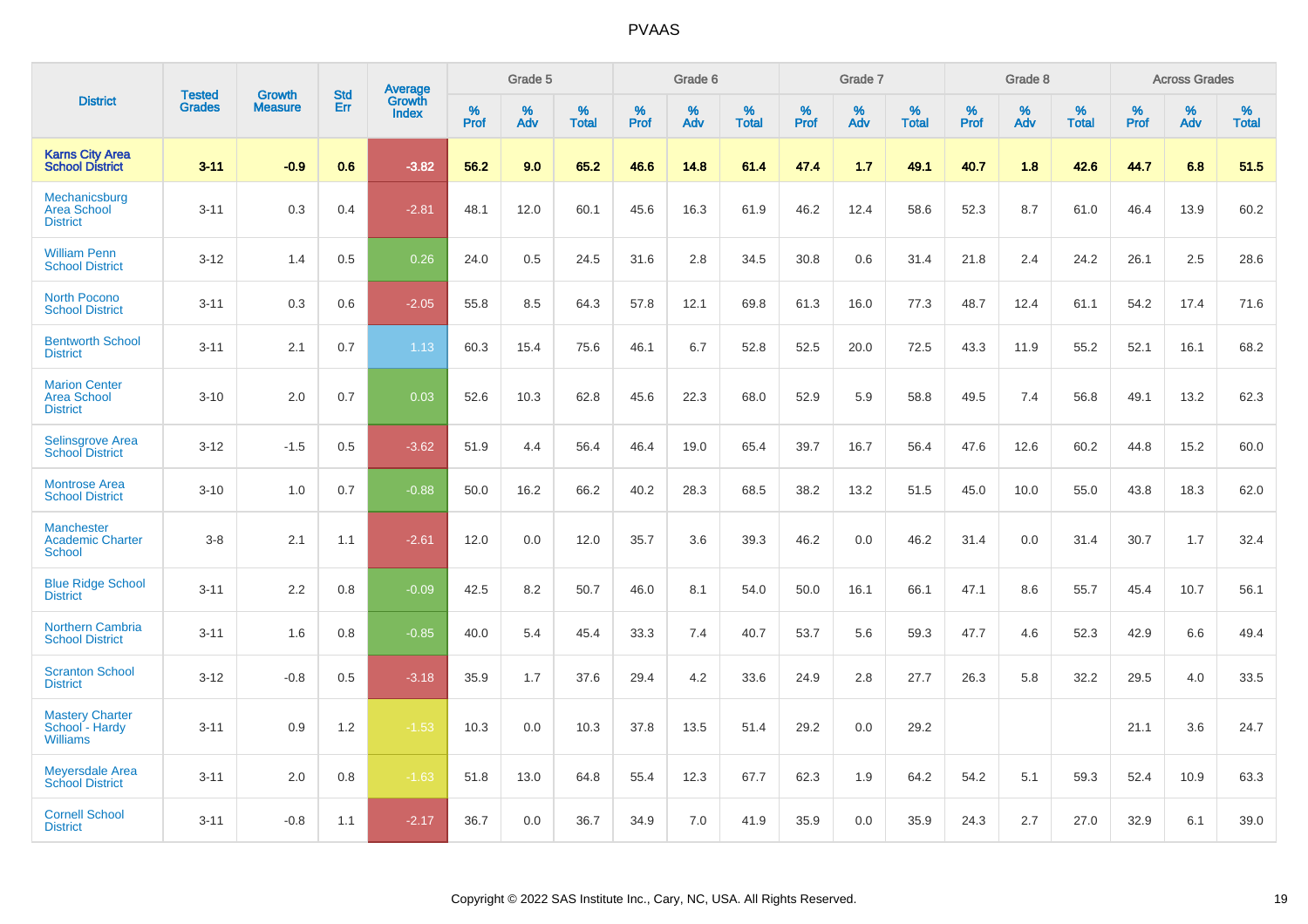# PVAAS

| District | Tested Grades | Growth Measure | Std Err | Average Growth Index | Grade 5 | | | Grade 6 | | | Grade 7 | | | Grade 8 | | | Across Grades | | |
|---|---|---|---|---|---|---|---|---|---|---|---|---|---|---|---|---|---|---|---|
| | | | | | % Prof | % Adv | % Total | % Prof | % Adv | % Total | % Prof | % Adv | % Total | % Prof | % Adv | % Total | % Prof | % Adv | % Total |
| **Karns City Area School District** | **3-11** | **-0.9** | **0.6** | **-3.82** | **56.2** | **9.0** | **65.2** | **46.6** | **14.8** | **61.4** | **47.4** | **1.7** | **49.1** | **40.7** | **1.8** | **42.6** | **44.7** | **6.8** | **51.5** |
| Mechanicsburg Area School District | 3-11 | 0.3 | 0.4 | -2.81 | 48.1 | 12.0 | 60.1 | 45.6 | 16.3 | 61.9 | 46.2 | 12.4 | 58.6 | 52.3 | 8.7 | 61.0 | 46.4 | 13.9 | 60.2 |
| William Penn School District | 3-12 | 1.4 | 0.5 | 0.26 | 24.0 | 0.5 | 24.5 | 31.6 | 2.8 | 34.5 | 30.8 | 0.6 | 31.4 | 21.8 | 2.4 | 24.2 | 26.1 | 2.5 | 28.6 |
| North Pocono School District | 3-11 | 0.3 | 0.6 | -2.05 | 55.8 | 8.5 | 64.3 | 57.8 | 12.1 | 69.8 | 61.3 | 16.0 | 77.3 | 48.7 | 12.4 | 61.1 | 54.2 | 17.4 | 71.6 |
| Bentworth School District | 3-11 | 2.1 | 0.7 | 1.13 | 60.3 | 15.4 | 75.6 | 46.1 | 6.7 | 52.8 | 52.5 | 20.0 | 72.5 | 43.3 | 11.9 | 55.2 | 52.1 | 16.1 | 68.2 |
| Marion Center Area School District | 3-10 | 2.0 | 0.7 | 0.03 | 52.6 | 10.3 | 62.8 | 45.6 | 22.3 | 68.0 | 52.9 | 5.9 | 58.8 | 49.5 | 7.4 | 56.8 | 49.1 | 13.2 | 62.3 |
| Selinsgrove Area School District | 3-12 | -1.5 | 0.5 | -3.62 | 51.9 | 4.4 | 56.4 | 46.4 | 19.0 | 65.4 | 39.7 | 16.7 | 56.4 | 47.6 | 12.6 | 60.2 | 44.8 | 15.2 | 60.0 |
| Montrose Area School District | 3-10 | 1.0 | 0.7 | -0.88 | 50.0 | 16.2 | 66.2 | 40.2 | 28.3 | 68.5 | 38.2 | 13.2 | 51.5 | 45.0 | 10.0 | 55.0 | 43.8 | 18.3 | 62.0 |
| Manchester Academic Charter School | 3-8 | 2.1 | 1.1 | -2.61 | 12.0 | 0.0 | 12.0 | 35.7 | 3.6 | 39.3 | 46.2 | 0.0 | 46.2 | 31.4 | 0.0 | 31.4 | 30.7 | 1.7 | 32.4 |
| Blue Ridge School District | 3-11 | 2.2 | 0.8 | -0.09 | 42.5 | 8.2 | 50.7 | 46.0 | 8.1 | 54.0 | 50.0 | 16.1 | 66.1 | 47.1 | 8.6 | 55.7 | 45.4 | 10.7 | 56.1 |
| Northern Cambria School District | 3-11 | 1.6 | 0.8 | -0.85 | 40.0 | 5.4 | 45.4 | 33.3 | 7.4 | 40.7 | 53.7 | 5.6 | 59.3 | 47.7 | 4.6 | 52.3 | 42.9 | 6.6 | 49.4 |
| Scranton School District | 3-12 | -0.8 | 0.5 | -3.18 | 35.9 | 1.7 | 37.6 | 29.4 | 4.2 | 33.6 | 24.9 | 2.8 | 27.7 | 26.3 | 5.8 | 32.2 | 29.5 | 4.0 | 33.5 |
| Mastery Charter School - Hardy Williams | 3-11 | 0.9 | 1.2 | -1.53 | 10.3 | 0.0 | 10.3 | 37.8 | 13.5 | 51.4 | 29.2 | 0.0 | 29.2 | | | | 21.1 | 3.6 | 24.7 |
| Meyersdale Area School District | 3-11 | 2.0 | 0.8 | -1.63 | 51.8 | 13.0 | 64.8 | 55.4 | 12.3 | 67.7 | 62.3 | 1.9 | 64.2 | 54.2 | 5.1 | 59.3 | 52.4 | 10.9 | 63.3 |
| Cornell School District | 3-11 | -0.8 | 1.1 | -2.17 | 36.7 | 0.0 | 36.7 | 34.9 | 7.0 | 41.9 | 35.9 | 0.0 | 35.9 | 24.3 | 2.7 | 27.0 | 32.9 | 6.1 | 39.0 |

Copyright © 2022 SAS Institute Inc., Cary, NC, USA. All Rights Reserved.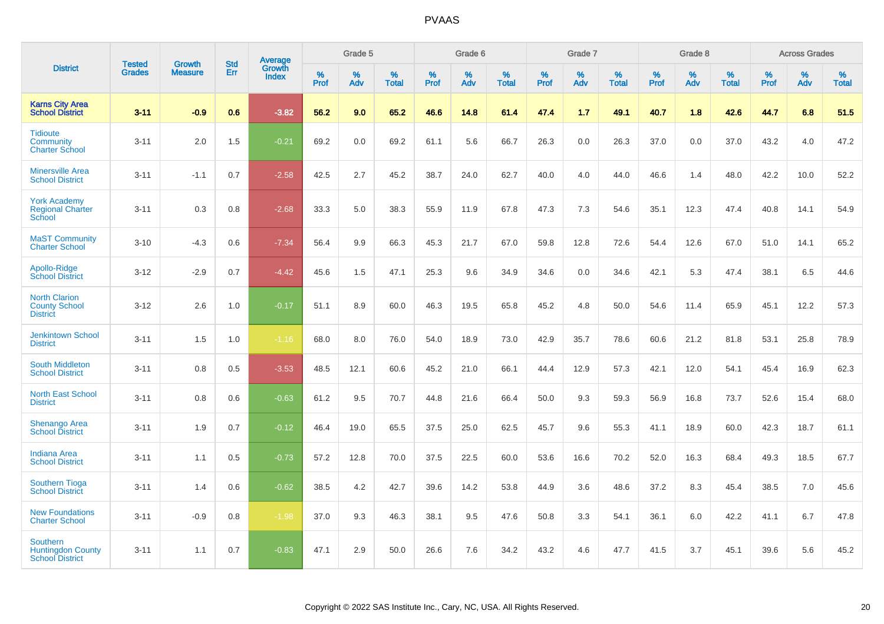# PVAAS

| District | Tested Grades | Growth Measure | Std Err | Average Growth Index | Grade 5 | | | Grade 6 | | | Grade 7 | | | Grade 8 | | | Across Grades | | |
|---|---|---|---|---|---|---|---|---|---|---|---|---|---|---|---|---|---|---|---|
| | | | | | % Prof | % Adv | % Total | % Prof | % Adv | % Total | % Prof | % Adv | % Total | % Prof | % Adv | % Total | % Prof | % Adv | % Total |
| **Karns City Area School District** | **3-11** | **-0.9** | **0.6** | **-3.82** | **56.2** | **9.0** | **65.2** | **46.6** | **14.8** | **61.4** | **47.4** | **1.7** | **49.1** | **40.7** | **1.8** | **42.6** | **44.7** | **6.8** | **51.5** |
| Tidioute Community Charter School | 3-11 | 2.0 | 1.5 | -0.21 | 69.2 | 0.0 | 69.2 | 61.1 | 5.6 | 66.7 | 26.3 | 0.0 | 26.3 | 37.0 | 0.0 | 37.0 | 43.2 | 4.0 | 47.2 |
| Minersville Area School District | 3-11 | -1.1 | 0.7 | -2.58 | 42.5 | 2.7 | 45.2 | 38.7 | 24.0 | 62.7 | 40.0 | 4.0 | 44.0 | 46.6 | 1.4 | 48.0 | 42.2 | 10.0 | 52.2 |
| York Academy Regional Charter School | 3-11 | 0.3 | 0.8 | -2.68 | 33.3 | 5.0 | 38.3 | 55.9 | 11.9 | 67.8 | 47.3 | 7.3 | 54.6 | 35.1 | 12.3 | 47.4 | 40.8 | 14.1 | 54.9 |
| MaST Community Charter School | 3-10 | -4.3 | 0.6 | -7.34 | 56.4 | 9.9 | 66.3 | 45.3 | 21.7 | 67.0 | 59.8 | 12.8 | 72.6 | 54.4 | 12.6 | 67.0 | 51.0 | 14.1 | 65.2 |
| Apollo-Ridge School District | 3-12 | -2.9 | 0.7 | -4.42 | 45.6 | 1.5 | 47.1 | 25.3 | 9.6 | 34.9 | 34.6 | 0.0 | 34.6 | 42.1 | 5.3 | 47.4 | 38.1 | 6.5 | 44.6 |
| North Clarion County School District | 3-12 | 2.6 | 1.0 | -0.17 | 51.1 | 8.9 | 60.0 | 46.3 | 19.5 | 65.8 | 45.2 | 4.8 | 50.0 | 54.6 | 11.4 | 65.9 | 45.1 | 12.2 | 57.3 |
| Jenkintown School District | 3-11 | 1.5 | 1.0 | -1.16 | 68.0 | 8.0 | 76.0 | 54.0 | 18.9 | 73.0 | 42.9 | 35.7 | 78.6 | 60.6 | 21.2 | 81.8 | 53.1 | 25.8 | 78.9 |
| South Middleton School District | 3-11 | 0.8 | 0.5 | -3.53 | 48.5 | 12.1 | 60.6 | 45.2 | 21.0 | 66.1 | 44.4 | 12.9 | 57.3 | 42.1 | 12.0 | 54.1 | 45.4 | 16.9 | 62.3 |
| North East School District | 3-11 | 0.8 | 0.6 | -0.63 | 61.2 | 9.5 | 70.7 | 44.8 | 21.6 | 66.4 | 50.0 | 9.3 | 59.3 | 56.9 | 16.8 | 73.7 | 52.6 | 15.4 | 68.0 |
| Shenango Area School District | 3-11 | 1.9 | 0.7 | -0.12 | 46.4 | 19.0 | 65.5 | 37.5 | 25.0 | 62.5 | 45.7 | 9.6 | 55.3 | 41.1 | 18.9 | 60.0 | 42.3 | 18.7 | 61.1 |
| Indiana Area School District | 3-11 | 1.1 | 0.5 | -0.73 | 57.2 | 12.8 | 70.0 | 37.5 | 22.5 | 60.0 | 53.6 | 16.6 | 70.2 | 52.0 | 16.3 | 68.4 | 49.3 | 18.5 | 67.7 |
| Southern Tioga School District | 3-11 | 1.4 | 0.6 | -0.62 | 38.5 | 4.2 | 42.7 | 39.6 | 14.2 | 53.8 | 44.9 | 3.6 | 48.6 | 37.2 | 8.3 | 45.4 | 38.5 | 7.0 | 45.6 |
| New Foundations Charter School | 3-11 | -0.9 | 0.8 | -1.98 | 37.0 | 9.3 | 46.3 | 38.1 | 9.5 | 47.6 | 50.8 | 3.3 | 54.1 | 36.1 | 6.0 | 42.2 | 41.1 | 6.7 | 47.8 |
| Southern Huntingdon County School District | 3-11 | 1.1 | 0.7 | -0.83 | 47.1 | 2.9 | 50.0 | 26.6 | 7.6 | 34.2 | 43.2 | 4.6 | 47.7 | 41.5 | 3.7 | 45.1 | 39.6 | 5.6 | 45.2 |

Copyright © 2022 SAS Institute Inc., Cary, NC, USA. All Rights Reserved.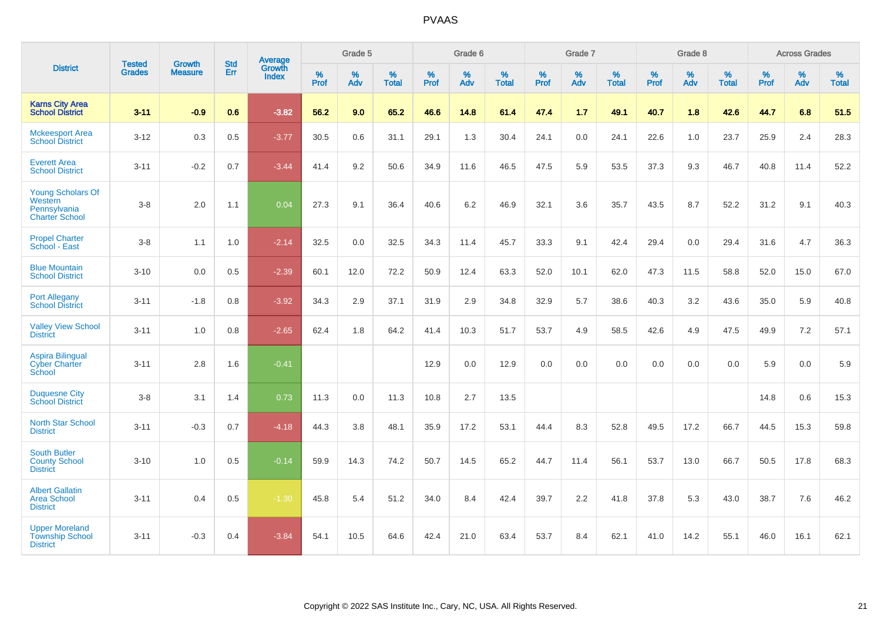PVAAS

| District | Tested Grades | Growth Measure | Std Err | Average Growth Index | Grade 5 | | | Grade 6 | | | Grade 7 | | | Grade 8 | | | Across Grades | | |
|---|---|---|---|---|---|---|---|---|---|---|---|---|---|---|---|---|---|---|---|
| | | | | | % Prof | % Adv | % Total | % Prof | % Adv | % Total | % Prof | % Adv | % Total | % Prof | % Adv | % Total | % Prof | % Adv | % Total |
| **Karns City Area School District** | **3-11** | **-0.9** | **0.6** | **-3.82** | **56.2** | **9.0** | **65.2** | **46.6** | **14.8** | **61.4** | **47.4** | **1.7** | **49.1** | **40.7** | **1.8** | **42.6** | **44.7** | **6.8** | **51.5** |
| Mckeesport Area School District | 3-12 | 0.3 | 0.5 | -3.77 | 30.5 | 0.6 | 31.1 | 29.1 | 1.3 | 30.4 | 24.1 | 0.0 | 24.1 | 22.6 | 1.0 | 23.7 | 25.9 | 2.4 | 28.3 |
| Everett Area School District | 3-11 | -0.2 | 0.7 | -3.44 | 41.4 | 9.2 | 50.6 | 34.9 | 11.6 | 46.5 | 47.5 | 5.9 | 53.5 | 37.3 | 9.3 | 46.7 | 40.8 | 11.4 | 52.2 |
| Young Scholars Of Western Pennsylvania Charter School | 3-8 | 2.0 | 1.1 | 0.04 | 27.3 | 9.1 | 36.4 | 40.6 | 6.2 | 46.9 | 32.1 | 3.6 | 35.7 | 43.5 | 8.7 | 52.2 | 31.2 | 9.1 | 40.3 |
| Propel Charter School - East | 3-8 | 1.1 | 1.0 | -2.14 | 32.5 | 0.0 | 32.5 | 34.3 | 11.4 | 45.7 | 33.3 | 9.1 | 42.4 | 29.4 | 0.0 | 29.4 | 31.6 | 4.7 | 36.3 |
| Blue Mountain School District | 3-10 | 0.0 | 0.5 | -2.39 | 60.1 | 12.0 | 72.2 | 50.9 | 12.4 | 63.3 | 52.0 | 10.1 | 62.0 | 47.3 | 11.5 | 58.8 | 52.0 | 15.0 | 67.0 |
| Port Allegany School District | 3-11 | -1.8 | 0.8 | -3.92 | 34.3 | 2.9 | 37.1 | 31.9 | 2.9 | 34.8 | 32.9 | 5.7 | 38.6 | 40.3 | 3.2 | 43.6 | 35.0 | 5.9 | 40.8 |
| Valley View School District | 3-11 | 1.0 | 0.8 | -2.65 | 62.4 | 1.8 | 64.2 | 41.4 | 10.3 | 51.7 | 53.7 | 4.9 | 58.5 | 42.6 | 4.9 | 47.5 | 49.9 | 7.2 | 57.1 |
| Aspira Bilingual Cyber Charter School | 3-11 | 2.8 | 1.6 | -0.41 | | | | 12.9 | 0.0 | 12.9 | 0.0 | 0.0 | 0.0 | 0.0 | 0.0 | 0.0 | 5.9 | 0.0 | 5.9 |
| Duquesne City School District | 3-8 | 3.1 | 1.4 | 0.73 | 11.3 | 0.0 | 11.3 | 10.8 | 2.7 | 13.5 | | | | | | | 14.8 | 0.6 | 15.3 |
| North Star School District | 3-11 | -0.3 | 0.7 | -4.18 | 44.3 | 3.8 | 48.1 | 35.9 | 17.2 | 53.1 | 44.4 | 8.3 | 52.8 | 49.5 | 17.2 | 66.7 | 44.5 | 15.3 | 59.8 |
| South Butler County School District | 3-10 | 1.0 | 0.5 | -0.14 | 59.9 | 14.3 | 74.2 | 50.7 | 14.5 | 65.2 | 44.7 | 11.4 | 56.1 | 53.7 | 13.0 | 66.7 | 50.5 | 17.8 | 68.3 |
| Albert Gallatin Area School District | 3-11 | 0.4 | 0.5 | -1.30 | 45.8 | 5.4 | 51.2 | 34.0 | 8.4 | 42.4 | 39.7 | 2.2 | 41.8 | 37.8 | 5.3 | 43.0 | 38.7 | 7.6 | 46.2 |
| Upper Moreland Township School District | 3-11 | -0.3 | 0.4 | -3.84 | 54.1 | 10.5 | 64.6 | 42.4 | 21.0 | 63.4 | 53.7 | 8.4 | 62.1 | 41.0 | 14.2 | 55.1 | 46.0 | 16.1 | 62.1 |

Copyright © 2022 SAS Institute Inc., Cary, NC, USA. All Rights Reserved.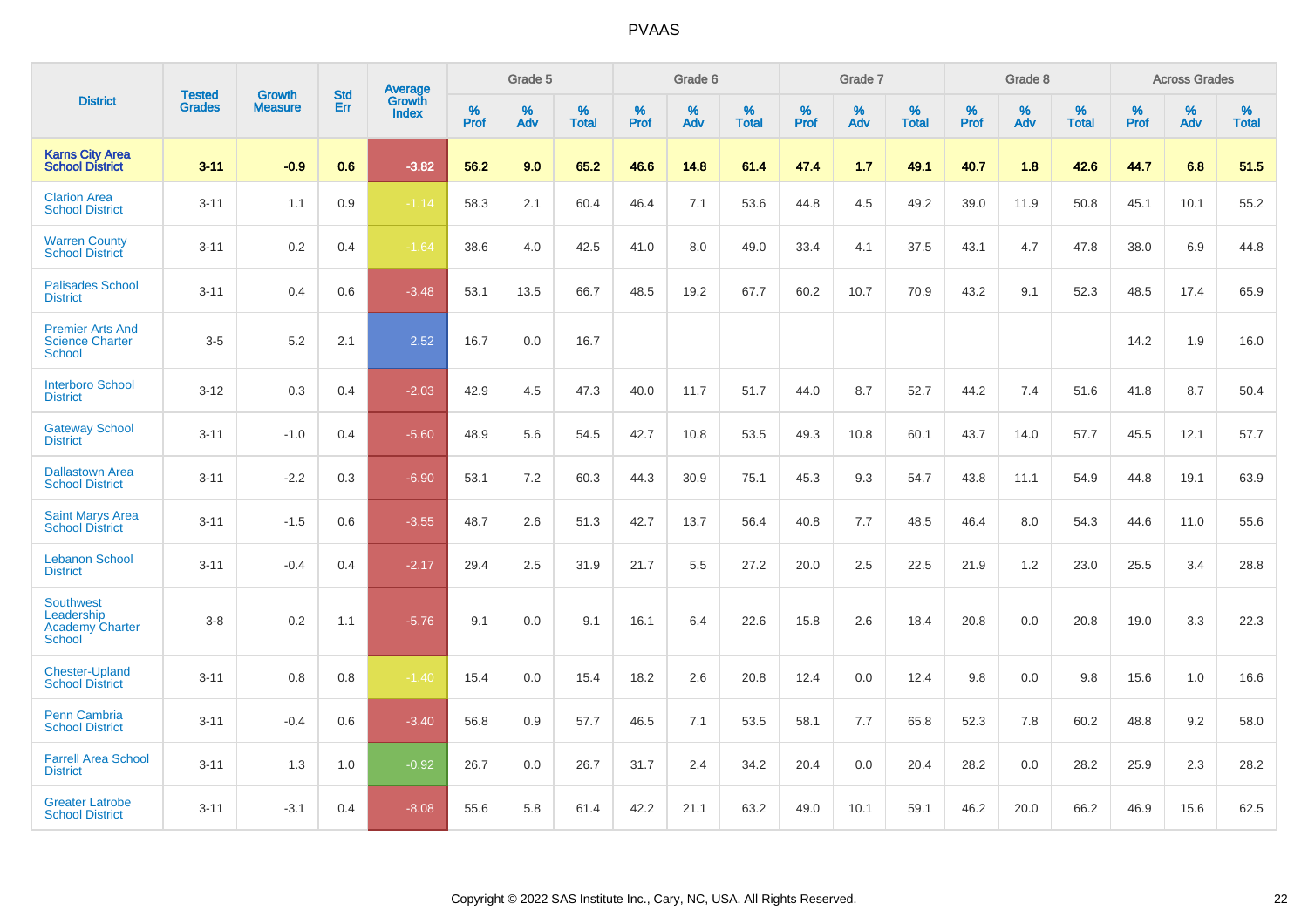# PVAAS

| District | Tested Grades | Growth Measure | Std Err | Average Growth Index | Grade 5 | | | Grade 6 | | | Grade 7 | | | Grade 8 | | | Across Grades | | |
|---|---|---|---|---|---|---|---|---|---|---|---|---|---|---|---|---|---|---|---|
| | | | | | % Prof | % Adv | % Total | % Prof | % Adv | % Total | % Prof | % Adv | % Total | % Prof | % Adv | % Total | % Prof | % Adv | % Total |
| **Karns City Area School District** | **3-11** | **-0.9** | **0.6** | **-3.82** | **56.2** | **9.0** | **65.2** | **46.6** | **14.8** | **61.4** | **47.4** | **1.7** | **49.1** | **40.7** | **1.8** | **42.6** | **44.7** | **6.8** | **51.5** |
| Clarion Area School District | 3-11 | 1.1 | 0.9 | -1.14 | 58.3 | 2.1 | 60.4 | 46.4 | 7.1 | 53.6 | 44.8 | 4.5 | 49.2 | 39.0 | 11.9 | 50.8 | 45.1 | 10.1 | 55.2 |
| Warren County School District | 3-11 | 0.2 | 0.4 | -1.64 | 38.6 | 4.0 | 42.5 | 41.0 | 8.0 | 49.0 | 33.4 | 4.1 | 37.5 | 43.1 | 4.7 | 47.8 | 38.0 | 6.9 | 44.8 |
| Palisades School District | 3-11 | 0.4 | 0.6 | -3.48 | 53.1 | 13.5 | 66.7 | 48.5 | 19.2 | 67.7 | 60.2 | 10.7 | 70.9 | 43.2 | 9.1 | 52.3 | 48.5 | 17.4 | 65.9 |
| Premier Arts And Science Charter School | 3-5 | 5.2 | 2.1 | 2.52 | 16.7 | 0.0 | 16.7 | | | | | | | | | | 14.2 | 1.9 | 16.0 |
| Interboro School District | 3-12 | 0.3 | 0.4 | -2.03 | 42.9 | 4.5 | 47.3 | 40.0 | 11.7 | 51.7 | 44.0 | 8.7 | 52.7 | 44.2 | 7.4 | 51.6 | 41.8 | 8.7 | 50.4 |
| Gateway School District | 3-11 | -1.0 | 0.4 | -5.60 | 48.9 | 5.6 | 54.5 | 42.7 | 10.8 | 53.5 | 49.3 | 10.8 | 60.1 | 43.7 | 14.0 | 57.7 | 45.5 | 12.1 | 57.7 |
| Dallastown Area School District | 3-11 | -2.2 | 0.3 | -6.90 | 53.1 | 7.2 | 60.3 | 44.3 | 30.9 | 75.1 | 45.3 | 9.3 | 54.7 | 43.8 | 11.1 | 54.9 | 44.8 | 19.1 | 63.9 |
| Saint Marys Area School District | 3-11 | -1.5 | 0.6 | -3.55 | 48.7 | 2.6 | 51.3 | 42.7 | 13.7 | 56.4 | 40.8 | 7.7 | 48.5 | 46.4 | 8.0 | 54.3 | 44.6 | 11.0 | 55.6 |
| Lebanon School District | 3-11 | -0.4 | 0.4 | -2.17 | 29.4 | 2.5 | 31.9 | 21.7 | 5.5 | 27.2 | 20.0 | 2.5 | 22.5 | 21.9 | 1.2 | 23.0 | 25.5 | 3.4 | 28.8 |
| Southwest Leadership Academy Charter School | 3-8 | 0.2 | 1.1 | -5.76 | 9.1 | 0.0 | 9.1 | 16.1 | 6.4 | 22.6 | 15.8 | 2.6 | 18.4 | 20.8 | 0.0 | 20.8 | 19.0 | 3.3 | 22.3 |
| Chester-Upland School District | 3-11 | 0.8 | 0.8 | -1.40 | 15.4 | 0.0 | 15.4 | 18.2 | 2.6 | 20.8 | 12.4 | 0.0 | 12.4 | 9.8 | 0.0 | 9.8 | 15.6 | 1.0 | 16.6 |
| Penn Cambria School District | 3-11 | -0.4 | 0.6 | -3.40 | 56.8 | 0.9 | 57.7 | 46.5 | 7.1 | 53.5 | 58.1 | 7.7 | 65.8 | 52.3 | 7.8 | 60.2 | 48.8 | 9.2 | 58.0 |
| Farrell Area School District | 3-11 | 1.3 | 1.0 | -0.92 | 26.7 | 0.0 | 26.7 | 31.7 | 2.4 | 34.2 | 20.4 | 0.0 | 20.4 | 28.2 | 0.0 | 28.2 | 25.9 | 2.3 | 28.2 |
| Greater Latrobe School District | 3-11 | -3.1 | 0.4 | -8.08 | 55.6 | 5.8 | 61.4 | 42.2 | 21.1 | 63.2 | 49.0 | 10.1 | 59.1 | 46.2 | 20.0 | 66.2 | 46.9 | 15.6 | 62.5 |

Copyright © 2022 SAS Institute Inc., Cary, NC, USA. All Rights Reserved.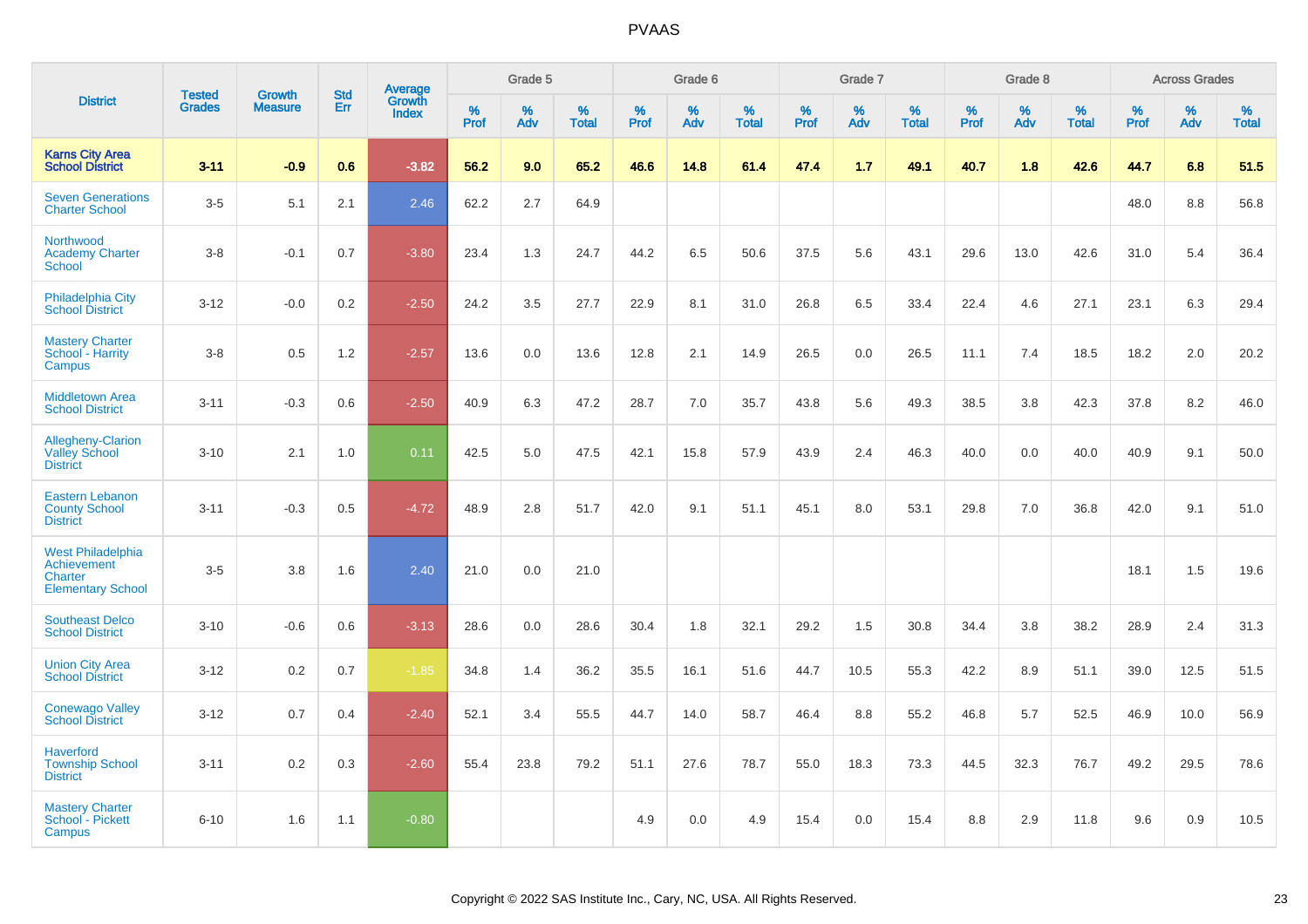# PVAAS

| District | Tested Grades | Growth Measure | Std Err | Average Growth Index | Grade 5 | | | Grade 6 | | | Grade 7 | | | Grade 8 | | | Across Grades | | |
|---|---|---|---|---|---|---|---|---|---|---|---|---|---|---|---|---|---|---|---|
| | | | | | % Prof | % Adv | % Total | % Prof | % Adv | % Total | % Prof | % Adv | % Total | % Prof | % Adv | % Total | % Prof | % Adv | % Total |
| **Karns City Area School District** | **3-11** | **-0.9** | **0.6** | **-3.82** | **56.2** | **9.0** | **65.2** | **46.6** | **14.8** | **61.4** | **47.4** | **1.7** | **49.1** | **40.7** | **1.8** | **42.6** | **44.7** | **6.8** | **51.5** |
| Seven Generations Charter School | 3-5 | 5.1 | 2.1 | 2.46 | 62.2 | 2.7 | 64.9 | | | | | | | | | | 48.0 | 8.8 | 56.8 |
| Northwood Academy Charter School | 3-8 | -0.1 | 0.7 | -3.80 | 23.4 | 1.3 | 24.7 | 44.2 | 6.5 | 50.6 | 37.5 | 5.6 | 43.1 | 29.6 | 13.0 | 42.6 | 31.0 | 5.4 | 36.4 |
| Philadelphia City School District | 3-12 | -0.0 | 0.2 | -2.50 | 24.2 | 3.5 | 27.7 | 22.9 | 8.1 | 31.0 | 26.8 | 6.5 | 33.4 | 22.4 | 4.6 | 27.1 | 23.1 | 6.3 | 29.4 |
| Mastery Charter School - Harrity Campus | 3-8 | 0.5 | 1.2 | -2.57 | 13.6 | 0.0 | 13.6 | 12.8 | 2.1 | 14.9 | 26.5 | 0.0 | 26.5 | 11.1 | 7.4 | 18.5 | 18.2 | 2.0 | 20.2 |
| Middletown Area School District | 3-11 | -0.3 | 0.6 | -2.50 | 40.9 | 6.3 | 47.2 | 28.7 | 7.0 | 35.7 | 43.8 | 5.6 | 49.3 | 38.5 | 3.8 | 42.3 | 37.8 | 8.2 | 46.0 |
| Allegheny-Clarion Valley School District | 3-10 | 2.1 | 1.0 | 0.11 | 42.5 | 5.0 | 47.5 | 42.1 | 15.8 | 57.9 | 43.9 | 2.4 | 46.3 | 40.0 | 0.0 | 40.0 | 40.9 | 9.1 | 50.0 |
| Eastern Lebanon County School District | 3-11 | -0.3 | 0.5 | -4.72 | 48.9 | 2.8 | 51.7 | 42.0 | 9.1 | 51.1 | 45.1 | 8.0 | 53.1 | 29.8 | 7.0 | 36.8 | 42.0 | 9.1 | 51.0 |
| West Philadelphia Achievement Charter Elementary School | 3-5 | 3.8 | 1.6 | 2.40 | 21.0 | 0.0 | 21.0 | | | | | | | | | | 18.1 | 1.5 | 19.6 |
| Southeast Delco School District | 3-10 | -0.6 | 0.6 | -3.13 | 28.6 | 0.0 | 28.6 | 30.4 | 1.8 | 32.1 | 29.2 | 1.5 | 30.8 | 34.4 | 3.8 | 38.2 | 28.9 | 2.4 | 31.3 |
| Union City Area School District | 3-12 | 0.2 | 0.7 | -1.85 | 34.8 | 1.4 | 36.2 | 35.5 | 16.1 | 51.6 | 44.7 | 10.5 | 55.3 | 42.2 | 8.9 | 51.1 | 39.0 | 12.5 | 51.5 |
| Conewago Valley School District | 3-12 | 0.7 | 0.4 | -2.40 | 52.1 | 3.4 | 55.5 | 44.7 | 14.0 | 58.7 | 46.4 | 8.8 | 55.2 | 46.8 | 5.7 | 52.5 | 46.9 | 10.0 | 56.9 |
| Haverford Township School District | 3-11 | 0.2 | 0.3 | -2.60 | 55.4 | 23.8 | 79.2 | 51.1 | 27.6 | 78.7 | 55.0 | 18.3 | 73.3 | 44.5 | 32.3 | 76.7 | 49.2 | 29.5 | 78.6 |
| Mastery Charter School - Pickett Campus | 6-10 | 1.6 | 1.1 | -0.80 | | | | 4.9 | 0.0 | 4.9 | 15.4 | 0.0 | 15.4 | 8.8 | 2.9 | 11.8 | 9.6 | 0.9 | 10.5 |

Copyright © 2022 SAS Institute Inc., Cary, NC, USA. All Rights Reserved.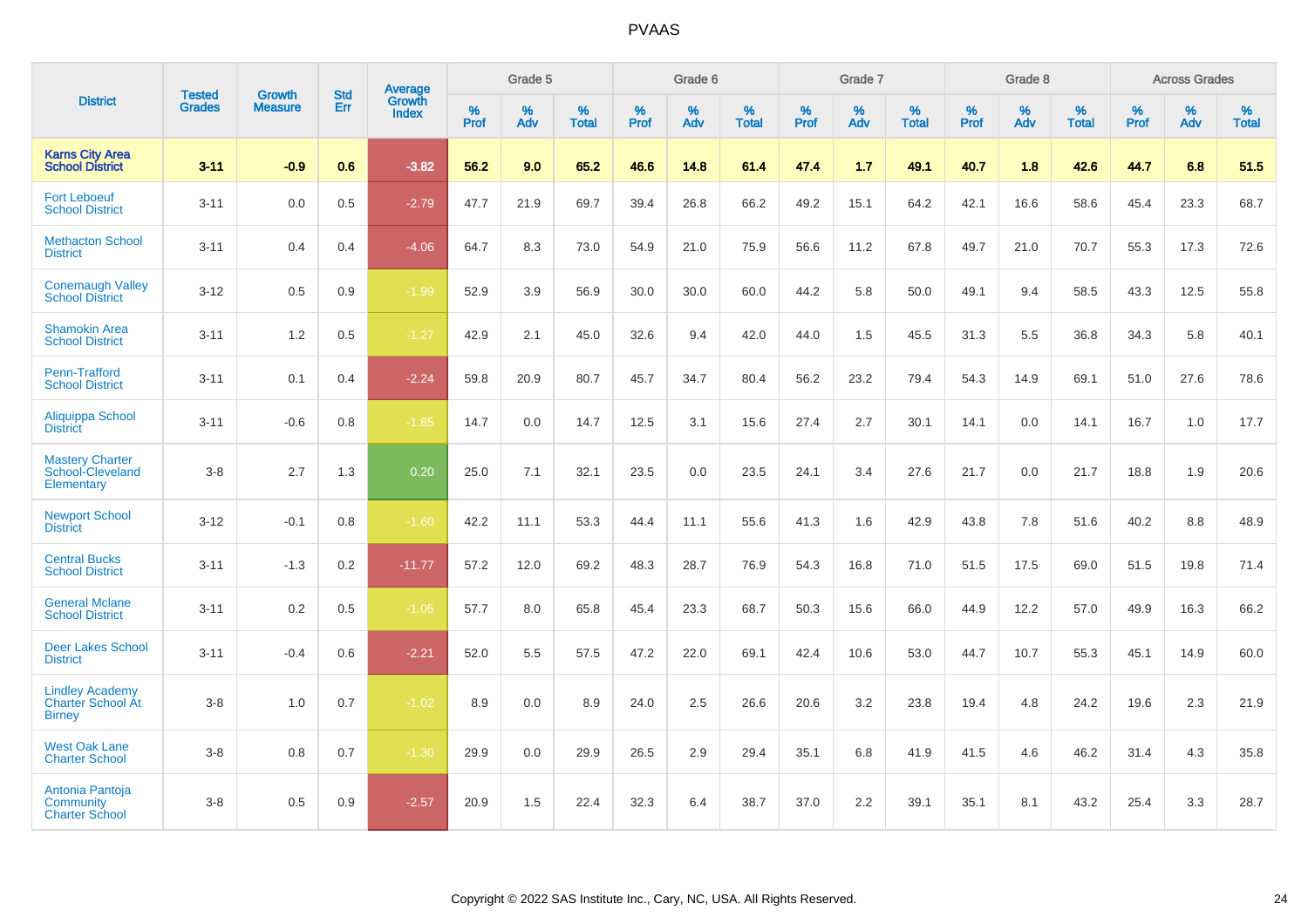# PVAAS

| District | Tested Grades | Growth Measure | Std Err | Average Growth Index | Grade 5 | | | Grade 6 | | | Grade 7 | | | Grade 8 | | | Across Grades | | |
|---|---|---|---|---|---|---|---|---|---|---|---|---|---|---|---|---|---|---|---|
| | | | | | % Prof | % Adv | % Total | % Prof | % Adv | % Total | % Prof | % Adv | % Total | % Prof | % Adv | % Total | % Prof | % Adv | % Total |
| **Karns City Area School District** | **3-11** | **-0.9** | **0.6** | **-3.82** | **56.2** | **9.0** | **65.2** | **46.6** | **14.8** | **61.4** | **47.4** | **1.7** | **49.1** | **40.7** | **1.8** | **42.6** | **44.7** | **6.8** | **51.5** |
| Fort Leboeuf School District | 3-11 | 0.0 | 0.5 | -2.79 | 47.7 | 21.9 | 69.7 | 39.4 | 26.8 | 66.2 | 49.2 | 15.1 | 64.2 | 42.1 | 16.6 | 58.6 | 45.4 | 23.3 | 68.7 |
| Methacton School District | 3-11 | 0.4 | 0.4 | -4.06 | 64.7 | 8.3 | 73.0 | 54.9 | 21.0 | 75.9 | 56.6 | 11.2 | 67.8 | 49.7 | 21.0 | 70.7 | 55.3 | 17.3 | 72.6 |
| Conemaugh Valley School District | 3-12 | 0.5 | 0.9 | -1.99 | 52.9 | 3.9 | 56.9 | 30.0 | 30.0 | 60.0 | 44.2 | 5.8 | 50.0 | 49.1 | 9.4 | 58.5 | 43.3 | 12.5 | 55.8 |
| Shamokin Area School District | 3-11 | 1.2 | 0.5 | -1.27 | 42.9 | 2.1 | 45.0 | 32.6 | 9.4 | 42.0 | 44.0 | 1.5 | 45.5 | 31.3 | 5.5 | 36.8 | 34.3 | 5.8 | 40.1 |
| Penn-Trafford School District | 3-11 | 0.1 | 0.4 | -2.24 | 59.8 | 20.9 | 80.7 | 45.7 | 34.7 | 80.4 | 56.2 | 23.2 | 79.4 | 54.3 | 14.9 | 69.1 | 51.0 | 27.6 | 78.6 |
| Aliquippa School District | 3-11 | -0.6 | 0.8 | -1.85 | 14.7 | 0.0 | 14.7 | 12.5 | 3.1 | 15.6 | 27.4 | 2.7 | 30.1 | 14.1 | 0.0 | 14.1 | 16.7 | 1.0 | 17.7 |
| Mastery Charter School-Cleveland Elementary | 3-8 | 2.7 | 1.3 | 0.20 | 25.0 | 7.1 | 32.1 | 23.5 | 0.0 | 23.5 | 24.1 | 3.4 | 27.6 | 21.7 | 0.0 | 21.7 | 18.8 | 1.9 | 20.6 |
| Newport School District | 3-12 | -0.1 | 0.8 | -1.60 | 42.2 | 11.1 | 53.3 | 44.4 | 11.1 | 55.6 | 41.3 | 1.6 | 42.9 | 43.8 | 7.8 | 51.6 | 40.2 | 8.8 | 48.9 |
| Central Bucks School District | 3-11 | -1.3 | 0.2 | -11.77 | 57.2 | 12.0 | 69.2 | 48.3 | 28.7 | 76.9 | 54.3 | 16.8 | 71.0 | 51.5 | 17.5 | 69.0 | 51.5 | 19.8 | 71.4 |
| General Mclane School District | 3-11 | 0.2 | 0.5 | -1.05 | 57.7 | 8.0 | 65.8 | 45.4 | 23.3 | 68.7 | 50.3 | 15.6 | 66.0 | 44.9 | 12.2 | 57.0 | 49.9 | 16.3 | 66.2 |
| Deer Lakes School District | 3-11 | -0.4 | 0.6 | -2.21 | 52.0 | 5.5 | 57.5 | 47.2 | 22.0 | 69.1 | 42.4 | 10.6 | 53.0 | 44.7 | 10.7 | 55.3 | 45.1 | 14.9 | 60.0 |
| Lindley Academy Charter School At Birney | 3-8 | 1.0 | 0.7 | -1.02 | 8.9 | 0.0 | 8.9 | 24.0 | 2.5 | 26.6 | 20.6 | 3.2 | 23.8 | 19.4 | 4.8 | 24.2 | 19.6 | 2.3 | 21.9 |
| West Oak Lane Charter School | 3-8 | 0.8 | 0.7 | -1.30 | 29.9 | 0.0 | 29.9 | 26.5 | 2.9 | 29.4 | 35.1 | 6.8 | 41.9 | 41.5 | 4.6 | 46.2 | 31.4 | 4.3 | 35.8 |
| Antonia Pantoja Community Charter School | 3-8 | 0.5 | 0.9 | -2.57 | 20.9 | 1.5 | 22.4 | 32.3 | 6.4 | 38.7 | 37.0 | 2.2 | 39.1 | 35.1 | 8.1 | 43.2 | 25.4 | 3.3 | 28.7 |

Copyright © 2022 SAS Institute Inc., Cary, NC, USA. All Rights Reserved.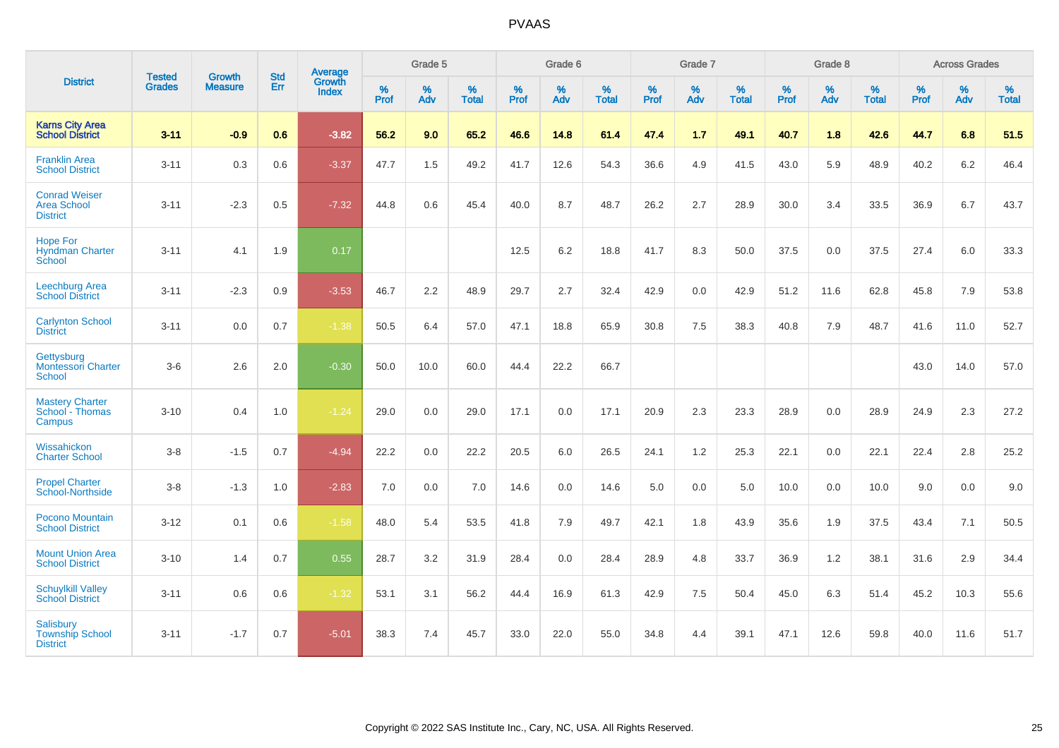| District | Tested Grades | Growth Measure | Std Err | Average Growth Index | Grade 5 | | | Grade 6 | | | Grade 7 | | | Grade 8 | | | Across Grades | | |
|---|---|---|---|---|---|---|---|---|---|---|---|---|---|---|---|---|---|---|---|
| | | | | | % Prof | % Adv | % Total | % Prof | % Adv | % Total | % Prof | % Adv | % Total | % Prof | % Adv | % Total | % Prof | % Adv | % Total |
| **Karns City Area School District** | **3-11** | **-0.9** | **0.6** | **-3.82** | **56.2** | **9.0** | **65.2** | **46.6** | **14.8** | **61.4** | **47.4** | **1.7** | **49.1** | **40.7** | **1.8** | **42.6** | **44.7** | **6.8** | **51.5** |
| Franklin Area School District | 3-11 | 0.3 | 0.6 | -3.37 | 47.7 | 1.5 | 49.2 | 41.7 | 12.6 | 54.3 | 36.6 | 4.9 | 41.5 | 43.0 | 5.9 | 48.9 | 40.2 | 6.2 | 46.4 |
| Conrad Weiser Area School District | 3-11 | -2.3 | 0.5 | -7.32 | 44.8 | 0.6 | 45.4 | 40.0 | 8.7 | 48.7 | 26.2 | 2.7 | 28.9 | 30.0 | 3.4 | 33.5 | 36.9 | 6.7 | 43.7 |
| Hope For Hyndman Charter School | 3-11 | 4.1 | 1.9 | 0.17 | | | | 12.5 | 6.2 | 18.8 | 41.7 | 8.3 | 50.0 | 37.5 | 0.0 | 37.5 | 27.4 | 6.0 | 33.3 |
| Leechburg Area School District | 3-11 | -2.3 | 0.9 | -3.53 | 46.7 | 2.2 | 48.9 | 29.7 | 2.7 | 32.4 | 42.9 | 0.0 | 42.9 | 51.2 | 11.6 | 62.8 | 45.8 | 7.9 | 53.8 |
| Carlynton School District | 3-11 | 0.0 | 0.7 | -1.38 | 50.5 | 6.4 | 57.0 | 47.1 | 18.8 | 65.9 | 30.8 | 7.5 | 38.3 | 40.8 | 7.9 | 48.7 | 41.6 | 11.0 | 52.7 |
| Gettysburg Montessori Charter School | 3-6 | 2.6 | 2.0 | -0.30 | 50.0 | 10.0 | 60.0 | 44.4 | 22.2 | 66.7 | | | | | | | 43.0 | 14.0 | 57.0 |
| Mastery Charter School - Thomas Campus | 3-10 | 0.4 | 1.0 | -1.24 | 29.0 | 0.0 | 29.0 | 17.1 | 0.0 | 17.1 | 20.9 | 2.3 | 23.3 | 28.9 | 0.0 | 28.9 | 24.9 | 2.3 | 27.2 |
| Wissahickon Charter School | 3-8 | -1.5 | 0.7 | -4.94 | 22.2 | 0.0 | 22.2 | 20.5 | 6.0 | 26.5 | 24.1 | 1.2 | 25.3 | 22.1 | 0.0 | 22.1 | 22.4 | 2.8 | 25.2 |
| Propel Charter School-Northside | 3-8 | -1.3 | 1.0 | -2.83 | 7.0 | 0.0 | 7.0 | 14.6 | 0.0 | 14.6 | 5.0 | 0.0 | 5.0 | 10.0 | 0.0 | 10.0 | 9.0 | 0.0 | 9.0 |
| Pocono Mountain School District | 3-12 | 0.1 | 0.6 | -1.58 | 48.0 | 5.4 | 53.5 | 41.8 | 7.9 | 49.7 | 42.1 | 1.8 | 43.9 | 35.6 | 1.9 | 37.5 | 43.4 | 7.1 | 50.5 |
| Mount Union Area School District | 3-10 | 1.4 | 0.7 | 0.55 | 28.7 | 3.2 | 31.9 | 28.4 | 0.0 | 28.4 | 28.9 | 4.8 | 33.7 | 36.9 | 1.2 | 38.1 | 31.6 | 2.9 | 34.4 |
| Schuylkill Valley School District | 3-11 | 0.6 | 0.6 | -1.32 | 53.1 | 3.1 | 56.2 | 44.4 | 16.9 | 61.3 | 42.9 | 7.5 | 50.4 | 45.0 | 6.3 | 51.4 | 45.2 | 10.3 | 55.6 |
| Salisbury Township School District | 3-11 | -1.7 | 0.7 | -5.01 | 38.3 | 7.4 | 45.7 | 33.0 | 22.0 | 55.0 | 34.8 | 4.4 | 39.1 | 47.1 | 12.6 | 59.8 | 40.0 | 11.6 | 51.7 |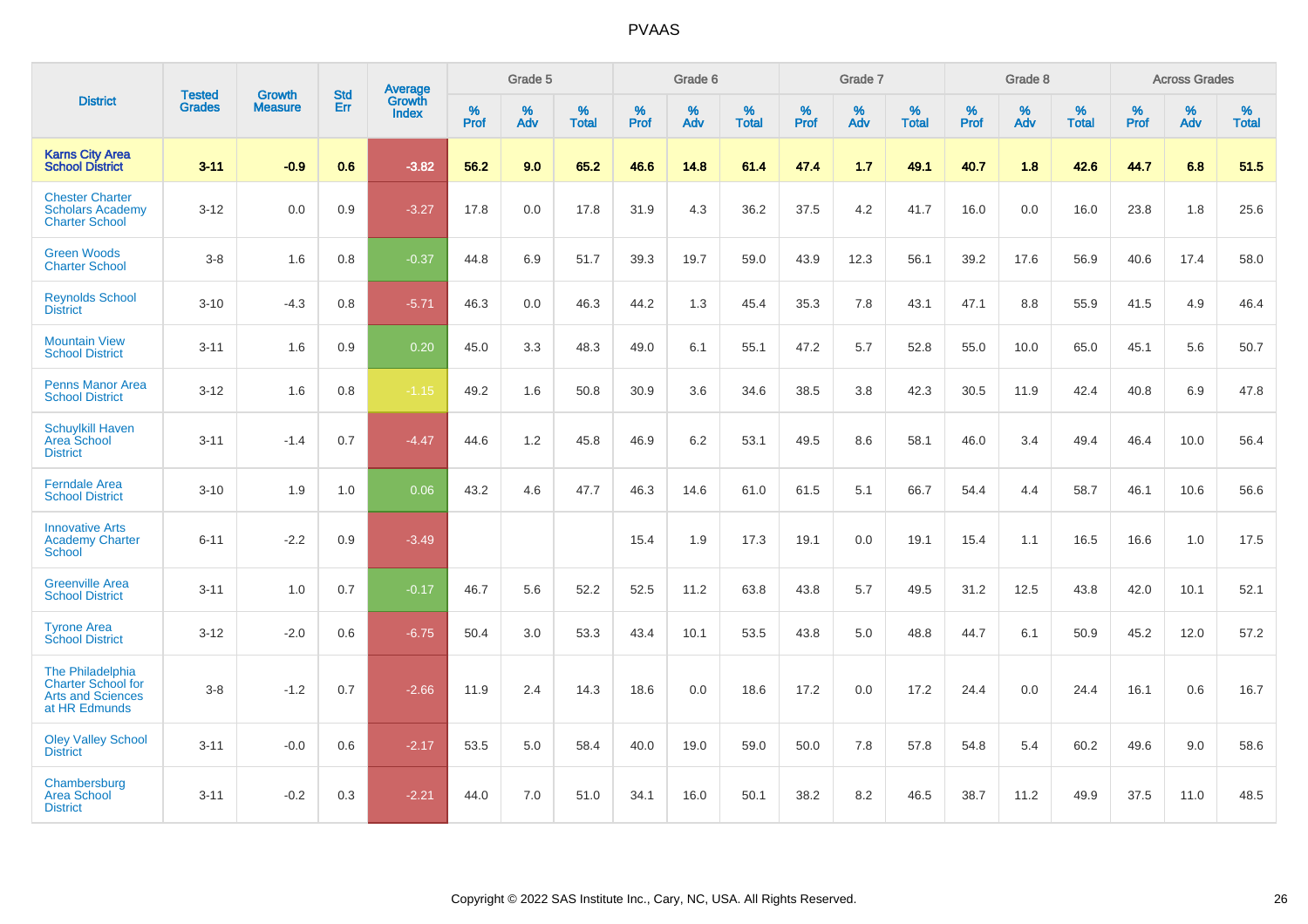PVAAS

| District | Tested Grades | Growth Measure | Std Err | Average Growth Index | Grade 5 | | | Grade 6 | | | Grade 7 | | | Grade 8 | | | Across Grades | | |
|---|---|---|---|---|---|---|---|---|---|---|---|---|---|---|---|---|---|---|---|
| | | | | | % Prof | % Adv | % Total | % Prof | % Adv | % Total | % Prof | % Adv | % Total | % Prof | % Adv | % Total | % Prof | % Adv | % Total |
| **Karns City Area School District** | **3-11** | **-0.9** | **0.6** | **-3.82** | **56.2** | **9.0** | **65.2** | **46.6** | **14.8** | **61.4** | **47.4** | **1.7** | **49.1** | **40.7** | **1.8** | **42.6** | **44.7** | **6.8** | **51.5** |
| Chester Charter Scholars Academy Charter School | 3-12 | 0.0 | 0.9 | -3.27 | 17.8 | 0.0 | 17.8 | 31.9 | 4.3 | 36.2 | 37.5 | 4.2 | 41.7 | 16.0 | 0.0 | 16.0 | 23.8 | 1.8 | 25.6 |
| Green Woods Charter School | 3-8 | 1.6 | 0.8 | -0.37 | 44.8 | 6.9 | 51.7 | 39.3 | 19.7 | 59.0 | 43.9 | 12.3 | 56.1 | 39.2 | 17.6 | 56.9 | 40.6 | 17.4 | 58.0 |
| Reynolds School District | 3-10 | -4.3 | 0.8 | -5.71 | 46.3 | 0.0 | 46.3 | 44.2 | 1.3 | 45.4 | 35.3 | 7.8 | 43.1 | 47.1 | 8.8 | 55.9 | 41.5 | 4.9 | 46.4 |
| Mountain View School District | 3-11 | 1.6 | 0.9 | 0.20 | 45.0 | 3.3 | 48.3 | 49.0 | 6.1 | 55.1 | 47.2 | 5.7 | 52.8 | 55.0 | 10.0 | 65.0 | 45.1 | 5.6 | 50.7 |
| Penns Manor Area School District | 3-12 | 1.6 | 0.8 | -1.15 | 49.2 | 1.6 | 50.8 | 30.9 | 3.6 | 34.6 | 38.5 | 3.8 | 42.3 | 30.5 | 11.9 | 42.4 | 40.8 | 6.9 | 47.8 |
| Schuylkill Haven Area School District | 3-11 | -1.4 | 0.7 | -4.47 | 44.6 | 1.2 | 45.8 | 46.9 | 6.2 | 53.1 | 49.5 | 8.6 | 58.1 | 46.0 | 3.4 | 49.4 | 46.4 | 10.0 | 56.4 |
| Ferndale Area School District | 3-10 | 1.9 | 1.0 | 0.06 | 43.2 | 4.6 | 47.7 | 46.3 | 14.6 | 61.0 | 61.5 | 5.1 | 66.7 | 54.4 | 4.4 | 58.7 | 46.1 | 10.6 | 56.6 |
| Innovative Arts Academy Charter School | 6-11 | -2.2 | 0.9 | -3.49 | | | | 15.4 | 1.9 | 17.3 | 19.1 | 0.0 | 19.1 | 15.4 | 1.1 | 16.5 | 16.6 | 1.0 | 17.5 |
| Greenville Area School District | 3-11 | 1.0 | 0.7 | -0.17 | 46.7 | 5.6 | 52.2 | 52.5 | 11.2 | 63.8 | 43.8 | 5.7 | 49.5 | 31.2 | 12.5 | 43.8 | 42.0 | 10.1 | 52.1 |
| Tyrone Area School District | 3-12 | -2.0 | 0.6 | -6.75 | 50.4 | 3.0 | 53.3 | 43.4 | 10.1 | 53.5 | 43.8 | 5.0 | 48.8 | 44.7 | 6.1 | 50.9 | 45.2 | 12.0 | 57.2 |
| The Philadelphia Charter School for Arts and Sciences at HR Edmunds | 3-8 | -1.2 | 0.7 | -2.66 | 11.9 | 2.4 | 14.3 | 18.6 | 0.0 | 18.6 | 17.2 | 0.0 | 17.2 | 24.4 | 0.0 | 24.4 | 16.1 | 0.6 | 16.7 |
| Oley Valley School District | 3-11 | -0.0 | 0.6 | -2.17 | 53.5 | 5.0 | 58.4 | 40.0 | 19.0 | 59.0 | 50.0 | 7.8 | 57.8 | 54.8 | 5.4 | 60.2 | 49.6 | 9.0 | 58.6 |
| Chambersburg Area School District | 3-11 | -0.2 | 0.3 | -2.21 | 44.0 | 7.0 | 51.0 | 34.1 | 16.0 | 50.1 | 38.2 | 8.2 | 46.5 | 38.7 | 11.2 | 49.9 | 37.5 | 11.0 | 48.5 |

Copyright © 2022 SAS Institute Inc., Cary, NC, USA. All Rights Reserved.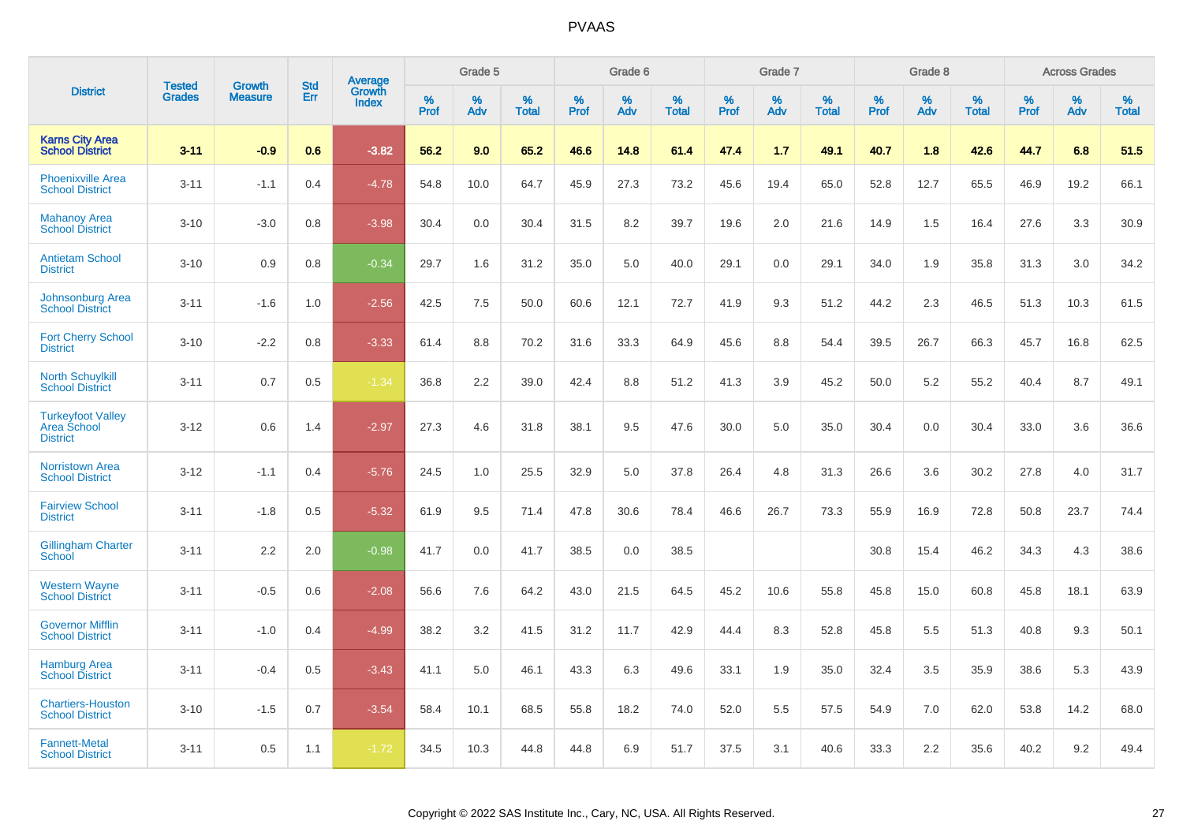# PVAAS

| District | Tested Grades | Growth Measure | Std Err | Average Growth Index | Grade 5 | | | Grade 6 | | | Grade 7 | | | Grade 8 | | | Across Grades | | |
|---|---|---|---|---|---|---|---|---|---|---|---|---|---|---|---|---|---|---|---|
| | | | | | % Prof | % Adv | % Total | % Prof | % Adv | % Total | % Prof | % Adv | % Total | % Prof | % Adv | % Total | % Prof | % Adv | % Total |
| **Karns City Area School District** | **3-11** | **-0.9** | **0.6** | **-3.82** | **56.2** | **9.0** | **65.2** | **46.6** | **14.8** | **61.4** | **47.4** | **1.7** | **49.1** | **40.7** | **1.8** | **42.6** | **44.7** | **6.8** | **51.5** |
| Phoenixville Area School District | 3-11 | -1.1 | 0.4 | -4.78 | 54.8 | 10.0 | 64.7 | 45.9 | 27.3 | 73.2 | 45.6 | 19.4 | 65.0 | 52.8 | 12.7 | 65.5 | 46.9 | 19.2 | 66.1 |
| Mahanoy Area School District | 3-10 | -3.0 | 0.8 | -3.98 | 30.4 | 0.0 | 30.4 | 31.5 | 8.2 | 39.7 | 19.6 | 2.0 | 21.6 | 14.9 | 1.5 | 16.4 | 27.6 | 3.3 | 30.9 |
| Antietam School District | 3-10 | 0.9 | 0.8 | -0.34 | 29.7 | 1.6 | 31.2 | 35.0 | 5.0 | 40.0 | 29.1 | 0.0 | 29.1 | 34.0 | 1.9 | 35.8 | 31.3 | 3.0 | 34.2 |
| Johnsonburg Area School District | 3-11 | -1.6 | 1.0 | -2.56 | 42.5 | 7.5 | 50.0 | 60.6 | 12.1 | 72.7 | 41.9 | 9.3 | 51.2 | 44.2 | 2.3 | 46.5 | 51.3 | 10.3 | 61.5 |
| Fort Cherry School District | 3-10 | -2.2 | 0.8 | -3.33 | 61.4 | 8.8 | 70.2 | 31.6 | 33.3 | 64.9 | 45.6 | 8.8 | 54.4 | 39.5 | 26.7 | 66.3 | 45.7 | 16.8 | 62.5 |
| North Schuylkill School District | 3-11 | 0.7 | 0.5 | -1.34 | 36.8 | 2.2 | 39.0 | 42.4 | 8.8 | 51.2 | 41.3 | 3.9 | 45.2 | 50.0 | 5.2 | 55.2 | 40.4 | 8.7 | 49.1 |
| Turkeyfoot Valley Area School District | 3-12 | 0.6 | 1.4 | -2.97 | 27.3 | 4.6 | 31.8 | 38.1 | 9.5 | 47.6 | 30.0 | 5.0 | 35.0 | 30.4 | 0.0 | 30.4 | 33.0 | 3.6 | 36.6 |
| Norristown Area School District | 3-12 | -1.1 | 0.4 | -5.76 | 24.5 | 1.0 | 25.5 | 32.9 | 5.0 | 37.8 | 26.4 | 4.8 | 31.3 | 26.6 | 3.6 | 30.2 | 27.8 | 4.0 | 31.7 |
| Fairview School District | 3-11 | -1.8 | 0.5 | -5.32 | 61.9 | 9.5 | 71.4 | 47.8 | 30.6 | 78.4 | 46.6 | 26.7 | 73.3 | 55.9 | 16.9 | 72.8 | 50.8 | 23.7 | 74.4 |
| Gillingham Charter School | 3-11 | 2.2 | 2.0 | -0.98 | 41.7 | 0.0 | 41.7 | 38.5 | 0.0 | 38.5 | | | | 30.8 | 15.4 | 46.2 | 34.3 | 4.3 | 38.6 |
| Western Wayne School District | 3-11 | -0.5 | 0.6 | -2.08 | 56.6 | 7.6 | 64.2 | 43.0 | 21.5 | 64.5 | 45.2 | 10.6 | 55.8 | 45.8 | 15.0 | 60.8 | 45.8 | 18.1 | 63.9 |
| Governor Mifflin School District | 3-11 | -1.0 | 0.4 | -4.99 | 38.2 | 3.2 | 41.5 | 31.2 | 11.7 | 42.9 | 44.4 | 8.3 | 52.8 | 45.8 | 5.5 | 51.3 | 40.8 | 9.3 | 50.1 |
| Hamburg Area School District | 3-11 | -0.4 | 0.5 | -3.43 | 41.1 | 5.0 | 46.1 | 43.3 | 6.3 | 49.6 | 33.1 | 1.9 | 35.0 | 32.4 | 3.5 | 35.9 | 38.6 | 5.3 | 43.9 |
| Chartiers-Houston School District | 3-10 | -1.5 | 0.7 | -3.54 | 58.4 | 10.1 | 68.5 | 55.8 | 18.2 | 74.0 | 52.0 | 5.5 | 57.5 | 54.9 | 7.0 | 62.0 | 53.8 | 14.2 | 68.0 |
| Fannett-Metal School District | 3-11 | 0.5 | 1.1 | -1.72 | 34.5 | 10.3 | 44.8 | 44.8 | 6.9 | 51.7 | 37.5 | 3.1 | 40.6 | 33.3 | 2.2 | 35.6 | 40.2 | 9.2 | 49.4 |

Copyright © 2022 SAS Institute Inc., Cary, NC, USA. All Rights Reserved.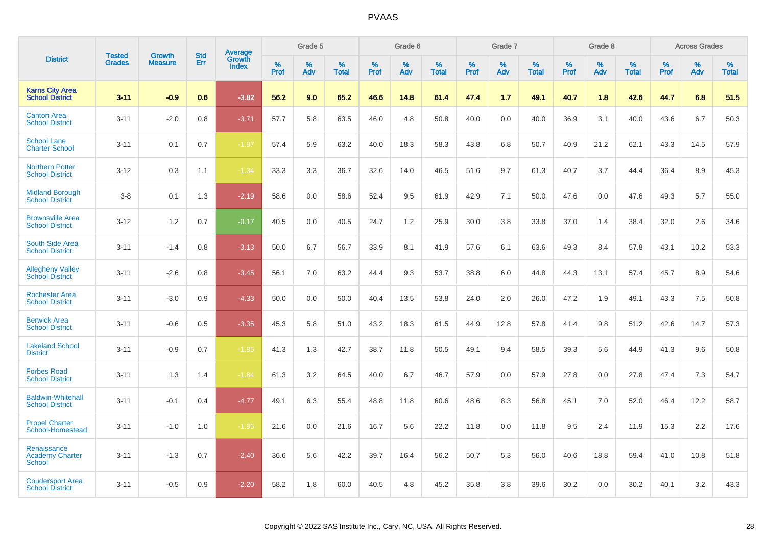PVAAS

| District | Tested Grades | Growth Measure | Std Err | Average Growth Index | Grade 5 | | | Grade 6 | | | Grade 7 | | | Grade 8 | | | Across Grades | | |
|---|---|---|---|---|---|---|---|---|---|---|---|---|---|---|---|---|---|---|---|
| | | | | | % Prof | % Adv | % Total | % Prof | % Adv | % Total | % Prof | % Adv | % Total | % Prof | % Adv | % Total | % Prof | % Adv | % Total |
| **Karns City Area School District** | **3-11** | **-0.9** | **0.6** | **-3.82** | **56.2** | **9.0** | **65.2** | **46.6** | **14.8** | **61.4** | **47.4** | **1.7** | **49.1** | **40.7** | **1.8** | **42.6** | **44.7** | **6.8** | **51.5** |
| Canton Area School District | 3-11 | -2.0 | 0.8 | -3.71 | 57.7 | 5.8 | 63.5 | 46.0 | 4.8 | 50.8 | 40.0 | 0.0 | 40.0 | 36.9 | 3.1 | 40.0 | 43.6 | 6.7 | 50.3 |
| School Lane Charter School | 3-11 | 0.1 | 0.7 | -1.87 | 57.4 | 5.9 | 63.2 | 40.0 | 18.3 | 58.3 | 43.8 | 6.8 | 50.7 | 40.9 | 21.2 | 62.1 | 43.3 | 14.5 | 57.9 |
| Northern Potter School District | 3-12 | 0.3 | 1.1 | -1.34 | 33.3 | 3.3 | 36.7 | 32.6 | 14.0 | 46.5 | 51.6 | 9.7 | 61.3 | 40.7 | 3.7 | 44.4 | 36.4 | 8.9 | 45.3 |
| Midland Borough School District | 3-8 | 0.1 | 1.3 | -2.19 | 58.6 | 0.0 | 58.6 | 52.4 | 9.5 | 61.9 | 42.9 | 7.1 | 50.0 | 47.6 | 0.0 | 47.6 | 49.3 | 5.7 | 55.0 |
| Brownsville Area School District | 3-12 | 1.2 | 0.7 | -0.17 | 40.5 | 0.0 | 40.5 | 24.7 | 1.2 | 25.9 | 30.0 | 3.8 | 33.8 | 37.0 | 1.4 | 38.4 | 32.0 | 2.6 | 34.6 |
| South Side Area School District | 3-11 | -1.4 | 0.8 | -3.13 | 50.0 | 6.7 | 56.7 | 33.9 | 8.1 | 41.9 | 57.6 | 6.1 | 63.6 | 49.3 | 8.4 | 57.8 | 43.1 | 10.2 | 53.3 |
| Allegheny Valley School District | 3-11 | -2.6 | 0.8 | -3.45 | 56.1 | 7.0 | 63.2 | 44.4 | 9.3 | 53.7 | 38.8 | 6.0 | 44.8 | 44.3 | 13.1 | 57.4 | 45.7 | 8.9 | 54.6 |
| Rochester Area School District | 3-11 | -3.0 | 0.9 | -4.33 | 50.0 | 0.0 | 50.0 | 40.4 | 13.5 | 53.8 | 24.0 | 2.0 | 26.0 | 47.2 | 1.9 | 49.1 | 43.3 | 7.5 | 50.8 |
| Berwick Area School District | 3-11 | -0.6 | 0.5 | -3.35 | 45.3 | 5.8 | 51.0 | 43.2 | 18.3 | 61.5 | 44.9 | 12.8 | 57.8 | 41.4 | 9.8 | 51.2 | 42.6 | 14.7 | 57.3 |
| Lakeland School District | 3-11 | -0.9 | 0.7 | -1.85 | 41.3 | 1.3 | 42.7 | 38.7 | 11.8 | 50.5 | 49.1 | 9.4 | 58.5 | 39.3 | 5.6 | 44.9 | 41.3 | 9.6 | 50.8 |
| Forbes Road School District | 3-11 | 1.3 | 1.4 | -1.84 | 61.3 | 3.2 | 64.5 | 40.0 | 6.7 | 46.7 | 57.9 | 0.0 | 57.9 | 27.8 | 0.0 | 27.8 | 47.4 | 7.3 | 54.7 |
| Baldwin-Whitehall School District | 3-11 | -0.1 | 0.4 | -4.77 | 49.1 | 6.3 | 55.4 | 48.8 | 11.8 | 60.6 | 48.6 | 8.3 | 56.8 | 45.1 | 7.0 | 52.0 | 46.4 | 12.2 | 58.7 |
| Propel Charter School-Homestead | 3-11 | -1.0 | 1.0 | -1.95 | 21.6 | 0.0 | 21.6 | 16.7 | 5.6 | 22.2 | 11.8 | 0.0 | 11.8 | 9.5 | 2.4 | 11.9 | 15.3 | 2.2 | 17.6 |
| Renaissance Academy Charter School | 3-11 | -1.3 | 0.7 | -2.40 | 36.6 | 5.6 | 42.2 | 39.7 | 16.4 | 56.2 | 50.7 | 5.3 | 56.0 | 40.6 | 18.8 | 59.4 | 41.0 | 10.8 | 51.8 |
| Coudersport Area School District | 3-11 | -0.5 | 0.9 | -2.20 | 58.2 | 1.8 | 60.0 | 40.5 | 4.8 | 45.2 | 35.8 | 3.8 | 39.6 | 30.2 | 0.0 | 30.2 | 40.1 | 3.2 | 43.3 |

Copyright © 2022 SAS Institute Inc., Cary, NC, USA. All Rights Reserved.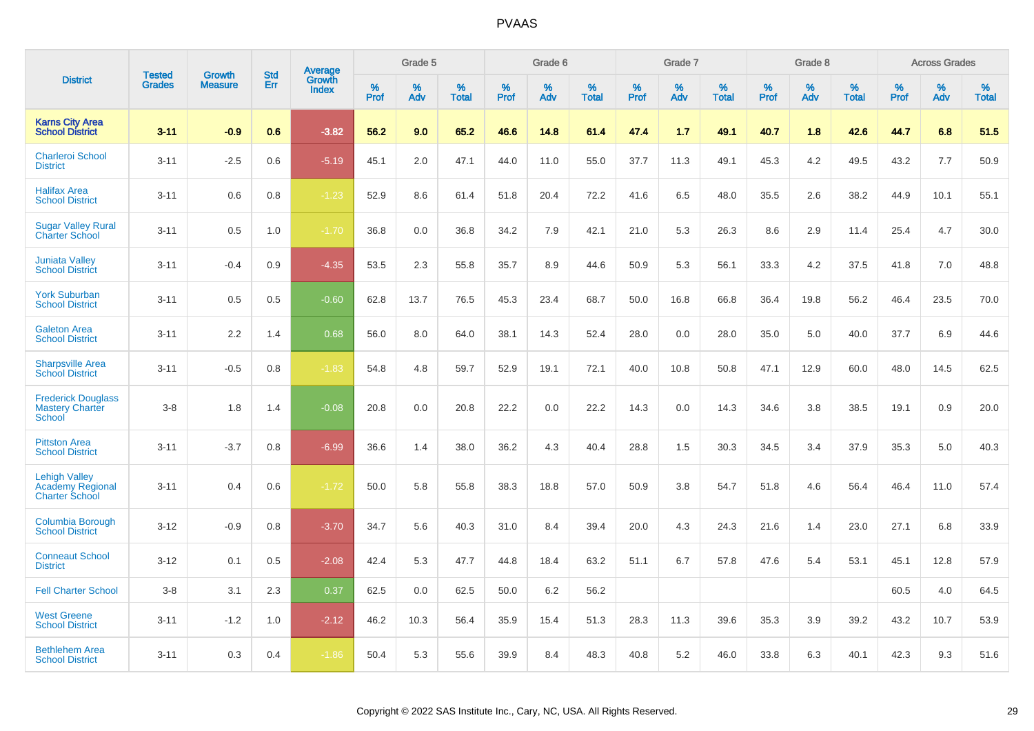# PVAAS

| District | Tested Grades | Growth Measure | Std Err | Average Growth Index | Grade 5 | | | Grade 6 | | | Grade 7 | | | Grade 8 | | | Across Grades | | |
|---|---|---|---|---|---|---|---|---|---|---|---|---|---|---|---|---|---|---|---|
| | | | | | % Prof | % Adv | % Total | % Prof | % Adv | % Total | % Prof | % Adv | % Total | % Prof | % Adv | % Total | % Prof | % Adv | % Total |
| **Karns City Area School District** | **3-11** | **-0.9** | **0.6** | **-3.82** | **56.2** | **9.0** | **65.2** | **46.6** | **14.8** | **61.4** | **47.4** | **1.7** | **49.1** | **40.7** | **1.8** | **42.6** | **44.7** | **6.8** | **51.5** |
| Charleroi School District | 3-11 | -2.5 | 0.6 | -5.19 | 45.1 | 2.0 | 47.1 | 44.0 | 11.0 | 55.0 | 37.7 | 11.3 | 49.1 | 45.3 | 4.2 | 49.5 | 43.2 | 7.7 | 50.9 |
| Halifax Area School District | 3-11 | 0.6 | 0.8 | -1.23 | 52.9 | 8.6 | 61.4 | 51.8 | 20.4 | 72.2 | 41.6 | 6.5 | 48.0 | 35.5 | 2.6 | 38.2 | 44.9 | 10.1 | 55.1 |
| Sugar Valley Rural Charter School | 3-11 | 0.5 | 1.0 | -1.70 | 36.8 | 0.0 | 36.8 | 34.2 | 7.9 | 42.1 | 21.0 | 5.3 | 26.3 | 8.6 | 2.9 | 11.4 | 25.4 | 4.7 | 30.0 |
| Juniata Valley School District | 3-11 | -0.4 | 0.9 | -4.35 | 53.5 | 2.3 | 55.8 | 35.7 | 8.9 | 44.6 | 50.9 | 5.3 | 56.1 | 33.3 | 4.2 | 37.5 | 41.8 | 7.0 | 48.8 |
| York Suburban School District | 3-11 | 0.5 | 0.5 | -0.60 | 62.8 | 13.7 | 76.5 | 45.3 | 23.4 | 68.7 | 50.0 | 16.8 | 66.8 | 36.4 | 19.8 | 56.2 | 46.4 | 23.5 | 70.0 |
| Galeton Area School District | 3-11 | 2.2 | 1.4 | 0.68 | 56.0 | 8.0 | 64.0 | 38.1 | 14.3 | 52.4 | 28.0 | 0.0 | 28.0 | 35.0 | 5.0 | 40.0 | 37.7 | 6.9 | 44.6 |
| Sharpsville Area School District | 3-11 | -0.5 | 0.8 | -1.83 | 54.8 | 4.8 | 59.7 | 52.9 | 19.1 | 72.1 | 40.0 | 10.8 | 50.8 | 47.1 | 12.9 | 60.0 | 48.0 | 14.5 | 62.5 |
| Frederick Douglass Mastery Charter School | 3-8 | 1.8 | 1.4 | -0.08 | 20.8 | 0.0 | 20.8 | 22.2 | 0.0 | 22.2 | 14.3 | 0.0 | 14.3 | 34.6 | 3.8 | 38.5 | 19.1 | 0.9 | 20.0 |
| Pittston Area School District | 3-11 | -3.7 | 0.8 | -6.99 | 36.6 | 1.4 | 38.0 | 36.2 | 4.3 | 40.4 | 28.8 | 1.5 | 30.3 | 34.5 | 3.4 | 37.9 | 35.3 | 5.0 | 40.3 |
| Lehigh Valley Academy Regional Charter School | 3-11 | 0.4 | 0.6 | -1.72 | 50.0 | 5.8 | 55.8 | 38.3 | 18.8 | 57.0 | 50.9 | 3.8 | 54.7 | 51.8 | 4.6 | 56.4 | 46.4 | 11.0 | 57.4 |
| Columbia Borough School District | 3-12 | -0.9 | 0.8 | -3.70 | 34.7 | 5.6 | 40.3 | 31.0 | 8.4 | 39.4 | 20.0 | 4.3 | 24.3 | 21.6 | 1.4 | 23.0 | 27.1 | 6.8 | 33.9 |
| Conneaut School District | 3-12 | 0.1 | 0.5 | -2.08 | 42.4 | 5.3 | 47.7 | 44.8 | 18.4 | 63.2 | 51.1 | 6.7 | 57.8 | 47.6 | 5.4 | 53.1 | 45.1 | 12.8 | 57.9 |
| Fell Charter School | 3-8 | 3.1 | 2.3 | 0.37 | 62.5 | 0.0 | 62.5 | 50.0 | 6.2 | 56.2 | | | | | | | 60.5 | 4.0 | 64.5 |
| West Greene School District | 3-11 | -1.2 | 1.0 | -2.12 | 46.2 | 10.3 | 56.4 | 35.9 | 15.4 | 51.3 | 28.3 | 11.3 | 39.6 | 35.3 | 3.9 | 39.2 | 43.2 | 10.7 | 53.9 |
| Bethlehem Area School District | 3-11 | 0.3 | 0.4 | -1.86 | 50.4 | 5.3 | 55.6 | 39.9 | 8.4 | 48.3 | 40.8 | 5.2 | 46.0 | 33.8 | 6.3 | 40.1 | 42.3 | 9.3 | 51.6 |

Copyright © 2022 SAS Institute Inc., Cary, NC, USA. All Rights Reserved.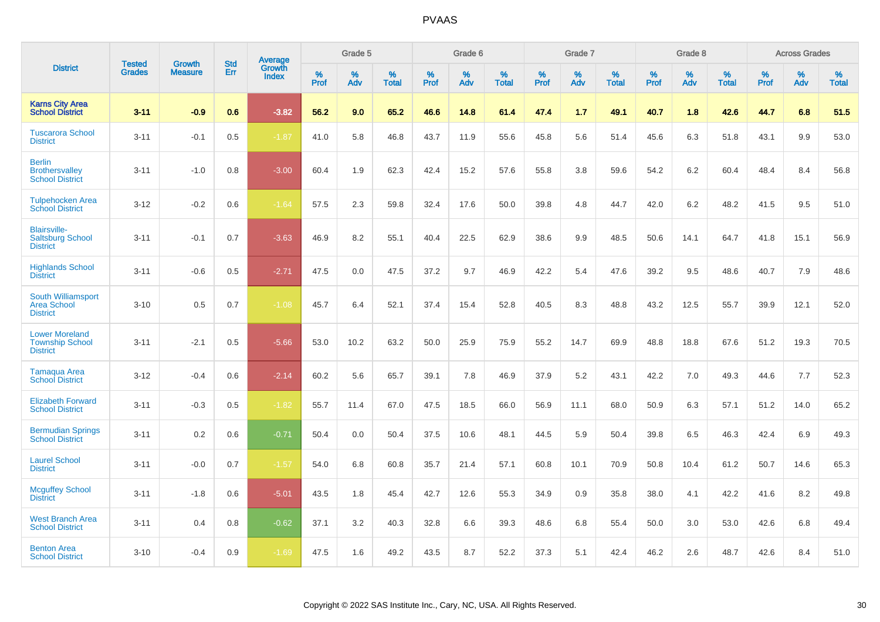# PVAAS

| District | Tested Grades | Growth Measure | Std Err | Average Growth Index | Grade 5 | | | Grade 6 | | | Grade 7 | | | Grade 8 | | | Across Grades | | |
|---|---|---|---|---|---|---|---|---|---|---|---|---|---|---|---|---|---|---|---|
| | | | | | % Prof | % Adv | % Total | % Prof | % Adv | % Total | % Prof | % Adv | % Total | % Prof | % Adv | % Total | % Prof | % Adv | % Total |
| **Karns City Area School District** | **3-11** | **-0.9** | **0.6** | **-3.82** | **56.2** | **9.0** | **65.2** | **46.6** | **14.8** | **61.4** | **47.4** | **1.7** | **49.1** | **40.7** | **1.8** | **42.6** | **44.7** | **6.8** | **51.5** |
| Tuscarora School District | 3-11 | -0.1 | 0.5 | -1.87 | 41.0 | 5.8 | 46.8 | 43.7 | 11.9 | 55.6 | 45.8 | 5.6 | 51.4 | 45.6 | 6.3 | 51.8 | 43.1 | 9.9 | 53.0 |
| Berlin Brothersvalley School District | 3-11 | -1.0 | 0.8 | -3.00 | 60.4 | 1.9 | 62.3 | 42.4 | 15.2 | 57.6 | 55.8 | 3.8 | 59.6 | 54.2 | 6.2 | 60.4 | 48.4 | 8.4 | 56.8 |
| Tulpehocken Area School District | 3-12 | -0.2 | 0.6 | -1.64 | 57.5 | 2.3 | 59.8 | 32.4 | 17.6 | 50.0 | 39.8 | 4.8 | 44.7 | 42.0 | 6.2 | 48.2 | 41.5 | 9.5 | 51.0 |
| Blairsville-Saltsburg School District | 3-11 | -0.1 | 0.7 | -3.63 | 46.9 | 8.2 | 55.1 | 40.4 | 22.5 | 62.9 | 38.6 | 9.9 | 48.5 | 50.6 | 14.1 | 64.7 | 41.8 | 15.1 | 56.9 |
| Highlands School District | 3-11 | -0.6 | 0.5 | -2.71 | 47.5 | 0.0 | 47.5 | 37.2 | 9.7 | 46.9 | 42.2 | 5.4 | 47.6 | 39.2 | 9.5 | 48.6 | 40.7 | 7.9 | 48.6 |
| South Williamsport Area School District | 3-10 | 0.5 | 0.7 | -1.08 | 45.7 | 6.4 | 52.1 | 37.4 | 15.4 | 52.8 | 40.5 | 8.3 | 48.8 | 43.2 | 12.5 | 55.7 | 39.9 | 12.1 | 52.0 |
| Lower Moreland Township School District | 3-11 | -2.1 | 0.5 | -5.66 | 53.0 | 10.2 | 63.2 | 50.0 | 25.9 | 75.9 | 55.2 | 14.7 | 69.9 | 48.8 | 18.8 | 67.6 | 51.2 | 19.3 | 70.5 |
| Tamaqua Area School District | 3-12 | -0.4 | 0.6 | -2.14 | 60.2 | 5.6 | 65.7 | 39.1 | 7.8 | 46.9 | 37.9 | 5.2 | 43.1 | 42.2 | 7.0 | 49.3 | 44.6 | 7.7 | 52.3 |
| Elizabeth Forward School District | 3-11 | -0.3 | 0.5 | -1.82 | 55.7 | 11.4 | 67.0 | 47.5 | 18.5 | 66.0 | 56.9 | 11.1 | 68.0 | 50.9 | 6.3 | 57.1 | 51.2 | 14.0 | 65.2 |
| Bermudian Springs School District | 3-11 | 0.2 | 0.6 | -0.71 | 50.4 | 0.0 | 50.4 | 37.5 | 10.6 | 48.1 | 44.5 | 5.9 | 50.4 | 39.8 | 6.5 | 46.3 | 42.4 | 6.9 | 49.3 |
| Laurel School District | 3-11 | -0.0 | 0.7 | -1.57 | 54.0 | 6.8 | 60.8 | 35.7 | 21.4 | 57.1 | 60.8 | 10.1 | 70.9 | 50.8 | 10.4 | 61.2 | 50.7 | 14.6 | 65.3 |
| Mcguffey School District | 3-11 | -1.8 | 0.6 | -5.01 | 43.5 | 1.8 | 45.4 | 42.7 | 12.6 | 55.3 | 34.9 | 0.9 | 35.8 | 38.0 | 4.1 | 42.2 | 41.6 | 8.2 | 49.8 |
| West Branch Area School District | 3-11 | 0.4 | 0.8 | -0.62 | 37.1 | 3.2 | 40.3 | 32.8 | 6.6 | 39.3 | 48.6 | 6.8 | 55.4 | 50.0 | 3.0 | 53.0 | 42.6 | 6.8 | 49.4 |
| Benton Area School District | 3-10 | -0.4 | 0.9 | -1.69 | 47.5 | 1.6 | 49.2 | 43.5 | 8.7 | 52.2 | 37.3 | 5.1 | 42.4 | 46.2 | 2.6 | 48.7 | 42.6 | 8.4 | 51.0 |

Copyright © 2022 SAS Institute Inc., Cary, NC, USA. All Rights Reserved.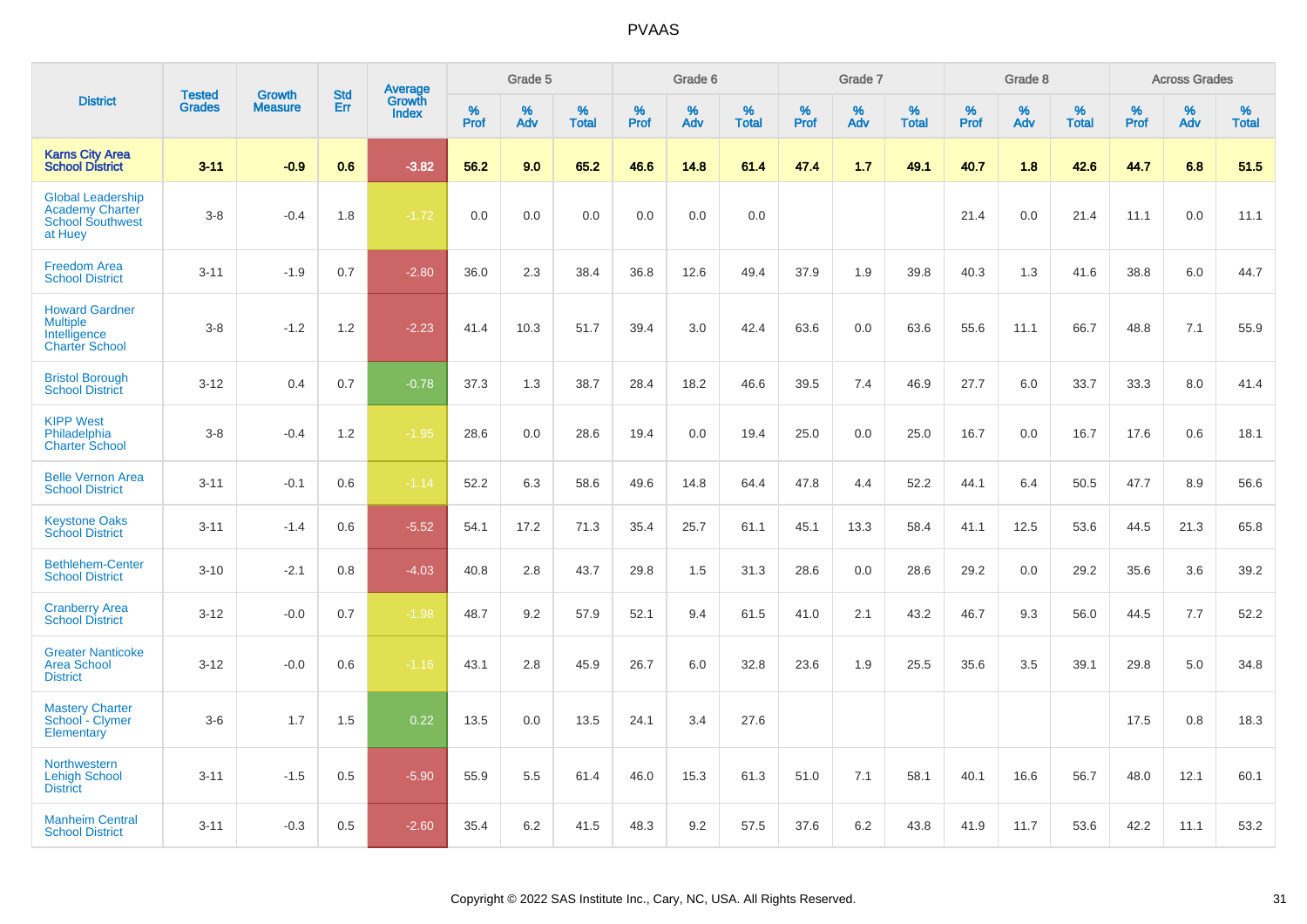# PVAAS

| District | Tested Grades | Growth Measure | Std Err | Average Growth Index | Grade 5 | | | Grade 6 | | | Grade 7 | | | Grade 8 | | | Across Grades | | |
|---|---|---|---|---|---|---|---|---|---|---|---|---|---|---|---|---|---|---|---|
| | | | | | % Prof | % Adv | % Total | % Prof | % Adv | % Total | % Prof | % Adv | % Total | % Prof | % Adv | % Total | % Prof | % Adv | % Total |
| **Karns City Area School District** | **3-11** | **-0.9** | **0.6** | **-3.82** | **56.2** | **9.0** | **65.2** | **46.6** | **14.8** | **61.4** | **47.4** | **1.7** | **49.1** | **40.7** | **1.8** | **42.6** | **44.7** | **6.8** | **51.5** |
| Global Leadership Academy Charter School Southwest at Huey | 3-8 | -0.4 | 1.8 | -1.72 | 0.0 | 0.0 | 0.0 | 0.0 | 0.0 | 0.0 | | | | 21.4 | 0.0 | 21.4 | 11.1 | 0.0 | 11.1 |
| Freedom Area School District | 3-11 | -1.9 | 0.7 | -2.80 | 36.0 | 2.3 | 38.4 | 36.8 | 12.6 | 49.4 | 37.9 | 1.9 | 39.8 | 40.3 | 1.3 | 41.6 | 38.8 | 6.0 | 44.7 |
| Howard Gardner Multiple Intelligence Charter School | 3-8 | -1.2 | 1.2 | -2.23 | 41.4 | 10.3 | 51.7 | 39.4 | 3.0 | 42.4 | 63.6 | 0.0 | 63.6 | 55.6 | 11.1 | 66.7 | 48.8 | 7.1 | 55.9 |
| Bristol Borough School District | 3-12 | 0.4 | 0.7 | -0.78 | 37.3 | 1.3 | 38.7 | 28.4 | 18.2 | 46.6 | 39.5 | 7.4 | 46.9 | 27.7 | 6.0 | 33.7 | 33.3 | 8.0 | 41.4 |
| KIPP West Philadelphia Charter School | 3-8 | -0.4 | 1.2 | -1.95 | 28.6 | 0.0 | 28.6 | 19.4 | 0.0 | 19.4 | 25.0 | 0.0 | 25.0 | 16.7 | 0.0 | 16.7 | 17.6 | 0.6 | 18.1 |
| Belle Vernon Area School District | 3-11 | -0.1 | 0.6 | -1.14 | 52.2 | 6.3 | 58.6 | 49.6 | 14.8 | 64.4 | 47.8 | 4.4 | 52.2 | 44.1 | 6.4 | 50.5 | 47.7 | 8.9 | 56.6 |
| Keystone Oaks School District | 3-11 | -1.4 | 0.6 | -5.52 | 54.1 | 17.2 | 71.3 | 35.4 | 25.7 | 61.1 | 45.1 | 13.3 | 58.4 | 41.1 | 12.5 | 53.6 | 44.5 | 21.3 | 65.8 |
| Bethlehem-Center School District | 3-10 | -2.1 | 0.8 | -4.03 | 40.8 | 2.8 | 43.7 | 29.8 | 1.5 | 31.3 | 28.6 | 0.0 | 28.6 | 29.2 | 0.0 | 29.2 | 35.6 | 3.6 | 39.2 |
| Cranberry Area School District | 3-12 | -0.0 | 0.7 | -1.98 | 48.7 | 9.2 | 57.9 | 52.1 | 9.4 | 61.5 | 41.0 | 2.1 | 43.2 | 46.7 | 9.3 | 56.0 | 44.5 | 7.7 | 52.2 |
| Greater Nanticoke Area School District | 3-12 | -0.0 | 0.6 | -1.16 | 43.1 | 2.8 | 45.9 | 26.7 | 6.0 | 32.8 | 23.6 | 1.9 | 25.5 | 35.6 | 3.5 | 39.1 | 29.8 | 5.0 | 34.8 |
| Mastery Charter School - Clymer Elementary | 3-6 | 1.7 | 1.5 | 0.22 | 13.5 | 0.0 | 13.5 | 24.1 | 3.4 | 27.6 | | | | | | | 17.5 | 0.8 | 18.3 |
| Northwestern Lehigh School District | 3-11 | -1.5 | 0.5 | -5.90 | 55.9 | 5.5 | 61.4 | 46.0 | 15.3 | 61.3 | 51.0 | 7.1 | 58.1 | 40.1 | 16.6 | 56.7 | 48.0 | 12.1 | 60.1 |
| Manheim Central School District | 3-11 | -0.3 | 0.5 | -2.60 | 35.4 | 6.2 | 41.5 | 48.3 | 9.2 | 57.5 | 37.6 | 6.2 | 43.8 | 41.9 | 11.7 | 53.6 | 42.2 | 11.1 | 53.2 |

Copyright © 2022 SAS Institute Inc., Cary, NC, USA. All Rights Reserved.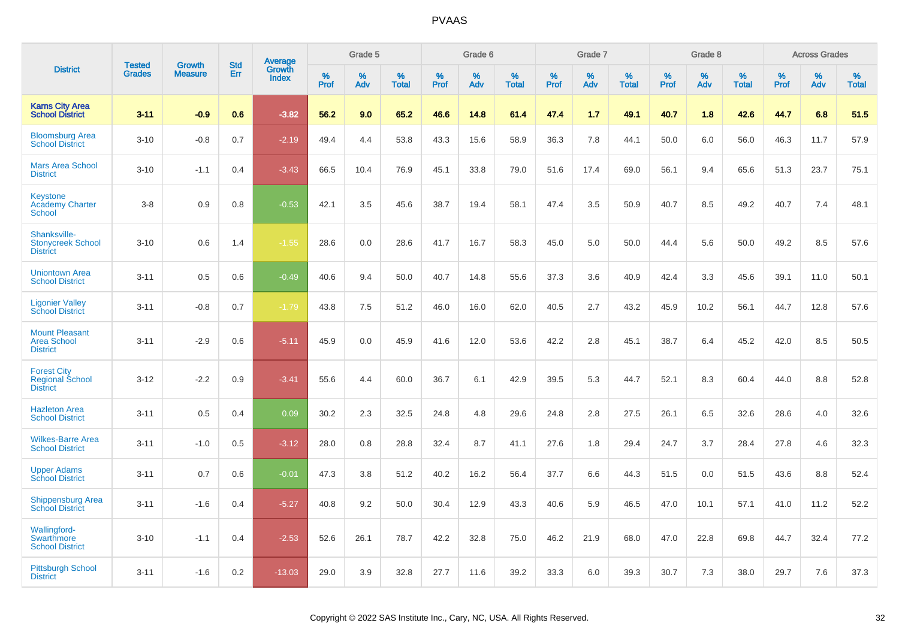# PVAAS

| District | Tested Grades | Growth Measure | Std Err | Average Growth Index | Grade 5 | | | Grade 6 | | | Grade 7 | | | Grade 8 | | | Across Grades | | |
|---|---|---|---|---|---|---|---|---|---|---|---|---|---|---|---|---|---|---|---|
| | | | | | % Prof | % Adv | % Total | % Prof | % Adv | % Total | % Prof | % Adv | % Total | % Prof | % Adv | % Total | % Prof | % Adv | % Total |
| **Karns City Area School District** | **3-11** | **-0.9** | **0.6** | **-3.82** | **56.2** | **9.0** | **65.2** | **46.6** | **14.8** | **61.4** | **47.4** | **1.7** | **49.1** | **40.7** | **1.8** | **42.6** | **44.7** | **6.8** | **51.5** |
| Bloomsburg Area School District | 3-10 | -0.8 | 0.7 | -2.19 | 49.4 | 4.4 | 53.8 | 43.3 | 15.6 | 58.9 | 36.3 | 7.8 | 44.1 | 50.0 | 6.0 | 56.0 | 46.3 | 11.7 | 57.9 |
| Mars Area School District | 3-10 | -1.1 | 0.4 | -3.43 | 66.5 | 10.4 | 76.9 | 45.1 | 33.8 | 79.0 | 51.6 | 17.4 | 69.0 | 56.1 | 9.4 | 65.6 | 51.3 | 23.7 | 75.1 |
| Keystone Academy Charter School | 3-8 | 0.9 | 0.8 | -0.53 | 42.1 | 3.5 | 45.6 | 38.7 | 19.4 | 58.1 | 47.4 | 3.5 | 50.9 | 40.7 | 8.5 | 49.2 | 40.7 | 7.4 | 48.1 |
| Shanksville-Stonycreek School District | 3-10 | 0.6 | 1.4 | -1.55 | 28.6 | 0.0 | 28.6 | 41.7 | 16.7 | 58.3 | 45.0 | 5.0 | 50.0 | 44.4 | 5.6 | 50.0 | 49.2 | 8.5 | 57.6 |
| Uniontown Area School District | 3-11 | 0.5 | 0.6 | -0.49 | 40.6 | 9.4 | 50.0 | 40.7 | 14.8 | 55.6 | 37.3 | 3.6 | 40.9 | 42.4 | 3.3 | 45.6 | 39.1 | 11.0 | 50.1 |
| Ligonier Valley School District | 3-11 | -0.8 | 0.7 | -1.79 | 43.8 | 7.5 | 51.2 | 46.0 | 16.0 | 62.0 | 40.5 | 2.7 | 43.2 | 45.9 | 10.2 | 56.1 | 44.7 | 12.8 | 57.6 |
| Mount Pleasant Area School District | 3-11 | -2.9 | 0.6 | -5.11 | 45.9 | 0.0 | 45.9 | 41.6 | 12.0 | 53.6 | 42.2 | 2.8 | 45.1 | 38.7 | 6.4 | 45.2 | 42.0 | 8.5 | 50.5 |
| Forest City Regional School District | 3-12 | -2.2 | 0.9 | -3.41 | 55.6 | 4.4 | 60.0 | 36.7 | 6.1 | 42.9 | 39.5 | 5.3 | 44.7 | 52.1 | 8.3 | 60.4 | 44.0 | 8.8 | 52.8 |
| Hazleton Area School District | 3-11 | 0.5 | 0.4 | 0.09 | 30.2 | 2.3 | 32.5 | 24.8 | 4.8 | 29.6 | 24.8 | 2.8 | 27.5 | 26.1 | 6.5 | 32.6 | 28.6 | 4.0 | 32.6 |
| Wilkes-Barre Area School District | 3-11 | -1.0 | 0.5 | -3.12 | 28.0 | 0.8 | 28.8 | 32.4 | 8.7 | 41.1 | 27.6 | 1.8 | 29.4 | 24.7 | 3.7 | 28.4 | 27.8 | 4.6 | 32.3 |
| Upper Adams School District | 3-11 | 0.7 | 0.6 | -0.01 | 47.3 | 3.8 | 51.2 | 40.2 | 16.2 | 56.4 | 37.7 | 6.6 | 44.3 | 51.5 | 0.0 | 51.5 | 43.6 | 8.8 | 52.4 |
| Shippensburg Area School District | 3-11 | -1.6 | 0.4 | -5.27 | 40.8 | 9.2 | 50.0 | 30.4 | 12.9 | 43.3 | 40.6 | 5.9 | 46.5 | 47.0 | 10.1 | 57.1 | 41.0 | 11.2 | 52.2 |
| Wallingford-Swarthmore School District | 3-10 | -1.1 | 0.4 | -2.53 | 52.6 | 26.1 | 78.7 | 42.2 | 32.8 | 75.0 | 46.2 | 21.9 | 68.0 | 47.0 | 22.8 | 69.8 | 44.7 | 32.4 | 77.2 |
| Pittsburgh School District | 3-11 | -1.6 | 0.2 | -13.03 | 29.0 | 3.9 | 32.8 | 27.7 | 11.6 | 39.2 | 33.3 | 6.0 | 39.3 | 30.7 | 7.3 | 38.0 | 29.7 | 7.6 | 37.3 |

Copyright © 2022 SAS Institute Inc., Cary, NC, USA. All Rights Reserved.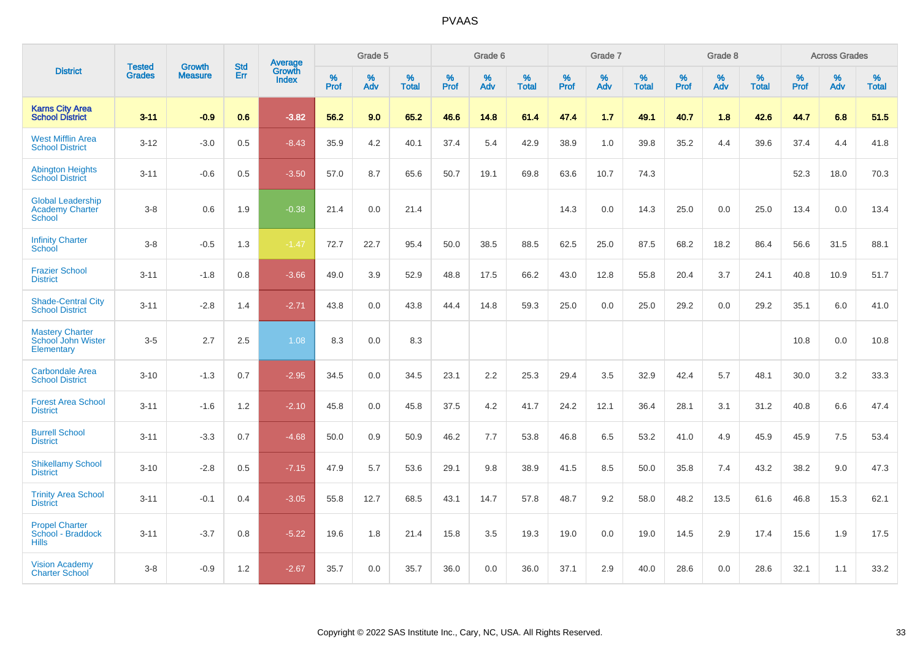# PVAAS

| District | Tested Grades | Growth Measure | Std Err | Average Growth Index | Grade 5 | | | Grade 6 | | | Grade 7 | | | Grade 8 | | | Across Grades | | |
|---|---|---|---|---|---|---|---|---|---|---|---|---|---|---|---|---|---|---|---|
| | | | | | % Prof | % Adv | % Total | % Prof | % Adv | % Total | % Prof | % Adv | % Total | % Prof | % Adv | % Total | % Prof | % Adv | % Total |
| **Karns City Area School District** | **3-11** | **-0.9** | **0.6** | **-3.82** | **56.2** | **9.0** | **65.2** | **46.6** | **14.8** | **61.4** | **47.4** | **1.7** | **49.1** | **40.7** | **1.8** | **42.6** | **44.7** | **6.8** | **51.5** |
| West Mifflin Area School District | 3-12 | -3.0 | 0.5 | -8.43 | 35.9 | 4.2 | 40.1 | 37.4 | 5.4 | 42.9 | 38.9 | 1.0 | 39.8 | 35.2 | 4.4 | 39.6 | 37.4 | 4.4 | 41.8 |
| Abington Heights School District | 3-11 | -0.6 | 0.5 | -3.50 | 57.0 | 8.7 | 65.6 | 50.7 | 19.1 | 69.8 | 63.6 | 10.7 | 74.3 | | | | 52.3 | 18.0 | 70.3 |
| Global Leadership Academy Charter School | 3-8 | 0.6 | 1.9 | -0.38 | 21.4 | 0.0 | 21.4 | | | | 14.3 | 0.0 | 14.3 | 25.0 | 0.0 | 25.0 | 13.4 | 0.0 | 13.4 |
| Infinity Charter School | 3-8 | -0.5 | 1.3 | -1.47 | 72.7 | 22.7 | 95.4 | 50.0 | 38.5 | 88.5 | 62.5 | 25.0 | 87.5 | 68.2 | 18.2 | 86.4 | 56.6 | 31.5 | 88.1 |
| Frazier School District | 3-11 | -1.8 | 0.8 | -3.66 | 49.0 | 3.9 | 52.9 | 48.8 | 17.5 | 66.2 | 43.0 | 12.8 | 55.8 | 20.4 | 3.7 | 24.1 | 40.8 | 10.9 | 51.7 |
| Shade-Central City School District | 3-11 | -2.8 | 1.4 | -2.71 | 43.8 | 0.0 | 43.8 | 44.4 | 14.8 | 59.3 | 25.0 | 0.0 | 25.0 | 29.2 | 0.0 | 29.2 | 35.1 | 6.0 | 41.0 |
| Mastery Charter School John Wister Elementary | 3-5 | 2.7 | 2.5 | 1.08 | 8.3 | 0.0 | 8.3 | | | | | | | | | | 10.8 | 0.0 | 10.8 |
| Carbondale Area School District | 3-10 | -1.3 | 0.7 | -2.95 | 34.5 | 0.0 | 34.5 | 23.1 | 2.2 | 25.3 | 29.4 | 3.5 | 32.9 | 42.4 | 5.7 | 48.1 | 30.0 | 3.2 | 33.3 |
| Forest Area School District | 3-11 | -1.6 | 1.2 | -2.10 | 45.8 | 0.0 | 45.8 | 37.5 | 4.2 | 41.7 | 24.2 | 12.1 | 36.4 | 28.1 | 3.1 | 31.2 | 40.8 | 6.6 | 47.4 |
| Burrell School District | 3-11 | -3.3 | 0.7 | -4.68 | 50.0 | 0.9 | 50.9 | 46.2 | 7.7 | 53.8 | 46.8 | 6.5 | 53.2 | 41.0 | 4.9 | 45.9 | 45.9 | 7.5 | 53.4 |
| Shikellamy School District | 3-10 | -2.8 | 0.5 | -7.15 | 47.9 | 5.7 | 53.6 | 29.1 | 9.8 | 38.9 | 41.5 | 8.5 | 50.0 | 35.8 | 7.4 | 43.2 | 38.2 | 9.0 | 47.3 |
| Trinity Area School District | 3-11 | -0.1 | 0.4 | -3.05 | 55.8 | 12.7 | 68.5 | 43.1 | 14.7 | 57.8 | 48.7 | 9.2 | 58.0 | 48.2 | 13.5 | 61.6 | 46.8 | 15.3 | 62.1 |
| Propel Charter School - Braddock Hills | 3-11 | -3.7 | 0.8 | -5.22 | 19.6 | 1.8 | 21.4 | 15.8 | 3.5 | 19.3 | 19.0 | 0.0 | 19.0 | 14.5 | 2.9 | 17.4 | 15.6 | 1.9 | 17.5 |
| Vision Academy Charter School | 3-8 | -0.9 | 1.2 | -2.67 | 35.7 | 0.0 | 35.7 | 36.0 | 0.0 | 36.0 | 37.1 | 2.9 | 40.0 | 28.6 | 0.0 | 28.6 | 32.1 | 1.1 | 33.2 |

Copyright © 2022 SAS Institute Inc., Cary, NC, USA. All Rights Reserved.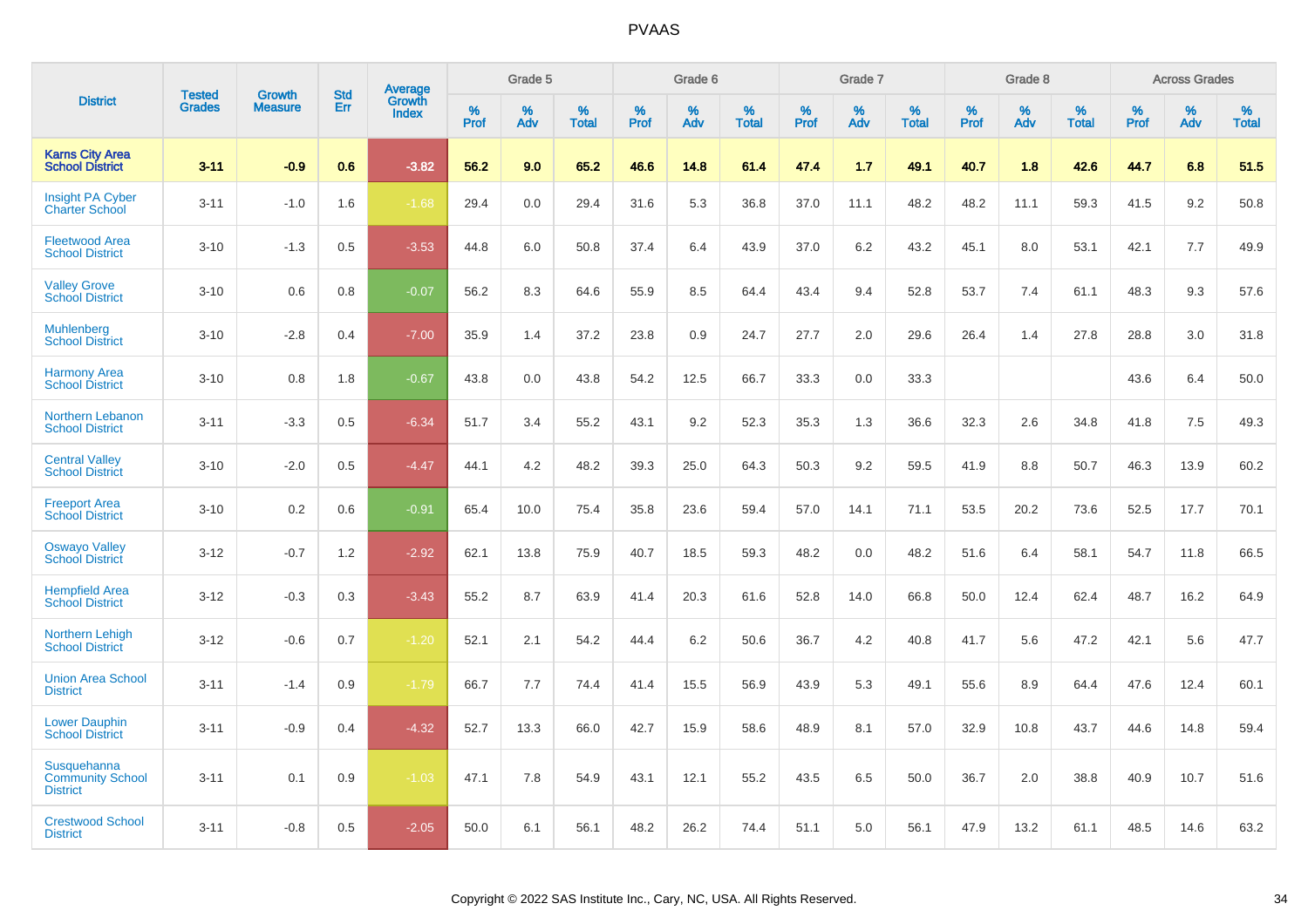# PVAAS

| District | Tested Grades | Growth Measure | Std Err | Average Growth Index | Grade 5 | | | Grade 6 | | | Grade 7 | | | Grade 8 | | | Across Grades | | |
|---|---|---|---|---|---|---|---|---|---|---|---|---|---|---|---|---|---|---|---|
| | | | | | % Prof | % Adv | % Total | % Prof | % Adv | % Total | % Prof | % Adv | % Total | % Prof | % Adv | % Total | % Prof | % Adv | % Total |
| **Karns City Area School District** | **3-11** | **-0.9** | **0.6** | **-3.82** | **56.2** | **9.0** | **65.2** | **46.6** | **14.8** | **61.4** | **47.4** | **1.7** | **49.1** | **40.7** | **1.8** | **42.6** | **44.7** | **6.8** | **51.5** |
| Insight PA Cyber Charter School | 3-11 | -1.0 | 1.6 | -1.68 | 29.4 | 0.0 | 29.4 | 31.6 | 5.3 | 36.8 | 37.0 | 11.1 | 48.2 | 48.2 | 11.1 | 59.3 | 41.5 | 9.2 | 50.8 |
| Fleetwood Area School District | 3-10 | -1.3 | 0.5 | -3.53 | 44.8 | 6.0 | 50.8 | 37.4 | 6.4 | 43.9 | 37.0 | 6.2 | 43.2 | 45.1 | 8.0 | 53.1 | 42.1 | 7.7 | 49.9 |
| Valley Grove School District | 3-10 | 0.6 | 0.8 | -0.07 | 56.2 | 8.3 | 64.6 | 55.9 | 8.5 | 64.4 | 43.4 | 9.4 | 52.8 | 53.7 | 7.4 | 61.1 | 48.3 | 9.3 | 57.6 |
| Muhlenberg School District | 3-10 | -2.8 | 0.4 | -7.00 | 35.9 | 1.4 | 37.2 | 23.8 | 0.9 | 24.7 | 27.7 | 2.0 | 29.6 | 26.4 | 1.4 | 27.8 | 28.8 | 3.0 | 31.8 |
| Harmony Area School District | 3-10 | 0.8 | 1.8 | -0.67 | 43.8 | 0.0 | 43.8 | 54.2 | 12.5 | 66.7 | 33.3 | 0.0 | 33.3 | | | | 43.6 | 6.4 | 50.0 |
| Northern Lebanon School District | 3-11 | -3.3 | 0.5 | -6.34 | 51.7 | 3.4 | 55.2 | 43.1 | 9.2 | 52.3 | 35.3 | 1.3 | 36.6 | 32.3 | 2.6 | 34.8 | 41.8 | 7.5 | 49.3 |
| Central Valley School District | 3-10 | -2.0 | 0.5 | -4.47 | 44.1 | 4.2 | 48.2 | 39.3 | 25.0 | 64.3 | 50.3 | 9.2 | 59.5 | 41.9 | 8.8 | 50.7 | 46.3 | 13.9 | 60.2 |
| Freeport Area School District | 3-10 | 0.2 | 0.6 | -0.91 | 65.4 | 10.0 | 75.4 | 35.8 | 23.6 | 59.4 | 57.0 | 14.1 | 71.1 | 53.5 | 20.2 | 73.6 | 52.5 | 17.7 | 70.1 |
| Oswayo Valley School District | 3-12 | -0.7 | 1.2 | -2.92 | 62.1 | 13.8 | 75.9 | 40.7 | 18.5 | 59.3 | 48.2 | 0.0 | 48.2 | 51.6 | 6.4 | 58.1 | 54.7 | 11.8 | 66.5 |
| Hempfield Area School District | 3-12 | -0.3 | 0.3 | -3.43 | 55.2 | 8.7 | 63.9 | 41.4 | 20.3 | 61.6 | 52.8 | 14.0 | 66.8 | 50.0 | 12.4 | 62.4 | 48.7 | 16.2 | 64.9 |
| Northern Lehigh School District | 3-12 | -0.6 | 0.7 | -1.20 | 52.1 | 2.1 | 54.2 | 44.4 | 6.2 | 50.6 | 36.7 | 4.2 | 40.8 | 41.7 | 5.6 | 47.2 | 42.1 | 5.6 | 47.7 |
| Union Area School District | 3-11 | -1.4 | 0.9 | -1.79 | 66.7 | 7.7 | 74.4 | 41.4 | 15.5 | 56.9 | 43.9 | 5.3 | 49.1 | 55.6 | 8.9 | 64.4 | 47.6 | 12.4 | 60.1 |
| Lower Dauphin School District | 3-11 | -0.9 | 0.4 | -4.32 | 52.7 | 13.3 | 66.0 | 42.7 | 15.9 | 58.6 | 48.9 | 8.1 | 57.0 | 32.9 | 10.8 | 43.7 | 44.6 | 14.8 | 59.4 |
| Susquehanna Community School District | 3-11 | 0.1 | 0.9 | -1.03 | 47.1 | 7.8 | 54.9 | 43.1 | 12.1 | 55.2 | 43.5 | 6.5 | 50.0 | 36.7 | 2.0 | 38.8 | 40.9 | 10.7 | 51.6 |
| Crestwood School District | 3-11 | -0.8 | 0.5 | -2.05 | 50.0 | 6.1 | 56.1 | 48.2 | 26.2 | 74.4 | 51.1 | 5.0 | 56.1 | 47.9 | 13.2 | 61.1 | 48.5 | 14.6 | 63.2 |

Copyright © 2022 SAS Institute Inc., Cary, NC, USA. All Rights Reserved.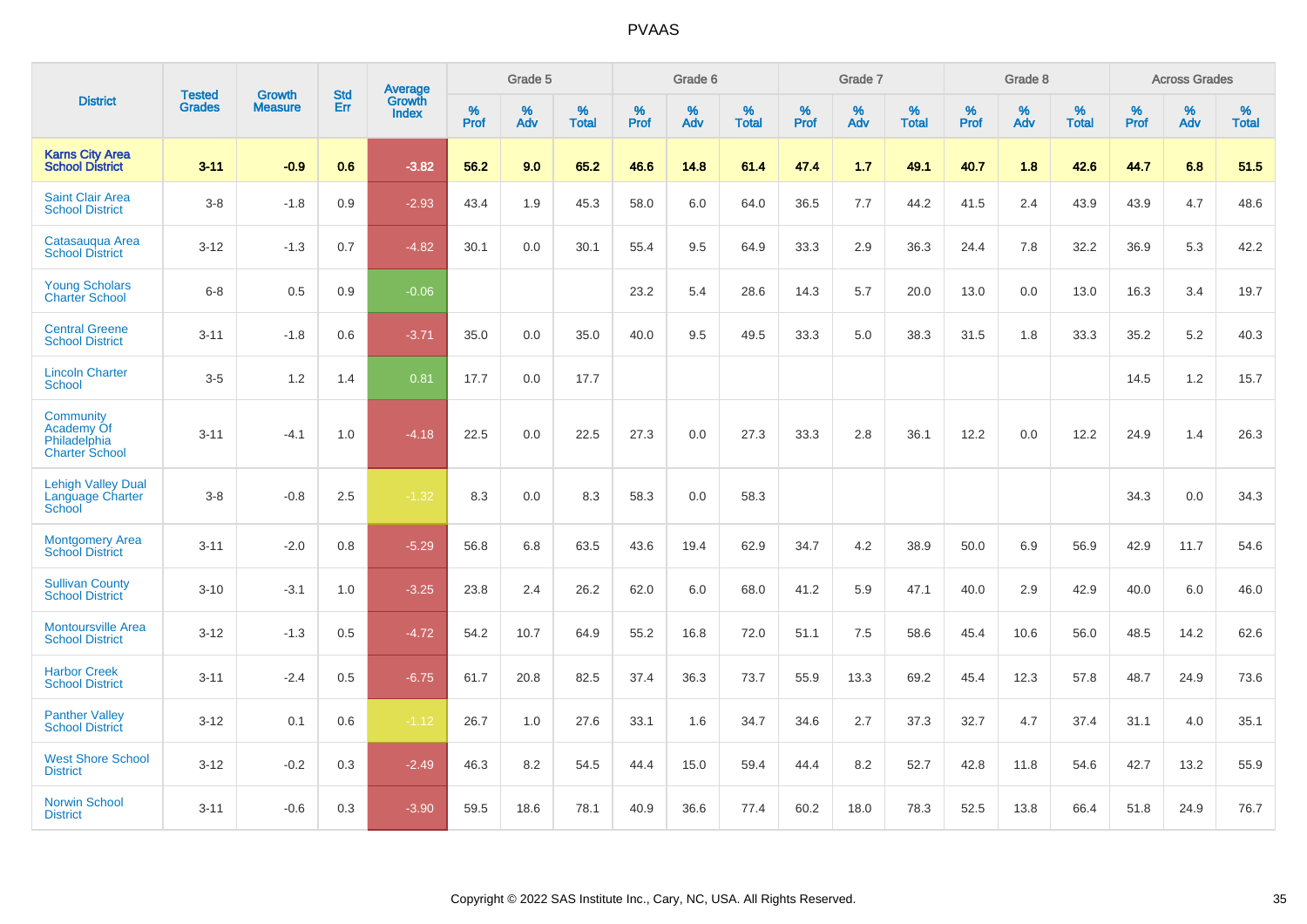PVAAS

| District | Tested Grades | Growth Measure | Std Err | Average Growth Index | Grade 5 | | | Grade 6 | | | Grade 7 | | | Grade 8 | | | Across Grades | | |
|---|---|---|---|---|---|---|---|---|---|---|---|---|---|---|---|---|---|---|---|
| | | | | | % Prof | % Adv | % Total | % Prof | % Adv | % Total | % Prof | % Adv | % Total | % Prof | % Adv | % Total | % Prof | % Adv | % Total |
| **Karns City Area School District** | **3-11** | **-0.9** | **0.6** | **-3.82** | **56.2** | **9.0** | **65.2** | **46.6** | **14.8** | **61.4** | **47.4** | **1.7** | **49.1** | **40.7** | **1.8** | **42.6** | **44.7** | **6.8** | **51.5** |
| Saint Clair Area School District | 3-8 | -1.8 | 0.9 | -2.93 | 43.4 | 1.9 | 45.3 | 58.0 | 6.0 | 64.0 | 36.5 | 7.7 | 44.2 | 41.5 | 2.4 | 43.9 | 43.9 | 4.7 | 48.6 |
| Catasauqua Area School District | 3-12 | -1.3 | 0.7 | -4.82 | 30.1 | 0.0 | 30.1 | 55.4 | 9.5 | 64.9 | 33.3 | 2.9 | 36.3 | 24.4 | 7.8 | 32.2 | 36.9 | 5.3 | 42.2 |
| Young Scholars Charter School | 6-8 | 0.5 | 0.9 | -0.06 | | | | 23.2 | 5.4 | 28.6 | 14.3 | 5.7 | 20.0 | 13.0 | 0.0 | 13.0 | 16.3 | 3.4 | 19.7 |
| Central Greene School District | 3-11 | -1.8 | 0.6 | -3.71 | 35.0 | 0.0 | 35.0 | 40.0 | 9.5 | 49.5 | 33.3 | 5.0 | 38.3 | 31.5 | 1.8 | 33.3 | 35.2 | 5.2 | 40.3 |
| Lincoln Charter School | 3-5 | 1.2 | 1.4 | 0.81 | 17.7 | 0.0 | 17.7 | | | | | | | | | | 14.5 | 1.2 | 15.7 |
| Community Academy Of Philadelphia Charter School | 3-11 | -4.1 | 1.0 | -4.18 | 22.5 | 0.0 | 22.5 | 27.3 | 0.0 | 27.3 | 33.3 | 2.8 | 36.1 | 12.2 | 0.0 | 12.2 | 24.9 | 1.4 | 26.3 |
| Lehigh Valley Dual Language Charter School | 3-8 | -0.8 | 2.5 | -1.32 | 8.3 | 0.0 | 8.3 | 58.3 | 0.0 | 58.3 | | | | | | | 34.3 | 0.0 | 34.3 |
| Montgomery Area School District | 3-11 | -2.0 | 0.8 | -5.29 | 56.8 | 6.8 | 63.5 | 43.6 | 19.4 | 62.9 | 34.7 | 4.2 | 38.9 | 50.0 | 6.9 | 56.9 | 42.9 | 11.7 | 54.6 |
| Sullivan County School District | 3-10 | -3.1 | 1.0 | -3.25 | 23.8 | 2.4 | 26.2 | 62.0 | 6.0 | 68.0 | 41.2 | 5.9 | 47.1 | 40.0 | 2.9 | 42.9 | 40.0 | 6.0 | 46.0 |
| Montoursville Area School District | 3-12 | -1.3 | 0.5 | -4.72 | 54.2 | 10.7 | 64.9 | 55.2 | 16.8 | 72.0 | 51.1 | 7.5 | 58.6 | 45.4 | 10.6 | 56.0 | 48.5 | 14.2 | 62.6 |
| Harbor Creek School District | 3-11 | -2.4 | 0.5 | -6.75 | 61.7 | 20.8 | 82.5 | 37.4 | 36.3 | 73.7 | 55.9 | 13.3 | 69.2 | 45.4 | 12.3 | 57.8 | 48.7 | 24.9 | 73.6 |
| Panther Valley School District | 3-12 | 0.1 | 0.6 | -1.12 | 26.7 | 1.0 | 27.6 | 33.1 | 1.6 | 34.7 | 34.6 | 2.7 | 37.3 | 32.7 | 4.7 | 37.4 | 31.1 | 4.0 | 35.1 |
| West Shore School District | 3-12 | -0.2 | 0.3 | -2.49 | 46.3 | 8.2 | 54.5 | 44.4 | 15.0 | 59.4 | 44.4 | 8.2 | 52.7 | 42.8 | 11.8 | 54.6 | 42.7 | 13.2 | 55.9 |
| Norwin School District | 3-11 | -0.6 | 0.3 | -3.90 | 59.5 | 18.6 | 78.1 | 40.9 | 36.6 | 77.4 | 60.2 | 18.0 | 78.3 | 52.5 | 13.8 | 66.4 | 51.8 | 24.9 | 76.7 |

Copyright © 2022 SAS Institute Inc., Cary, NC, USA. All Rights Reserved.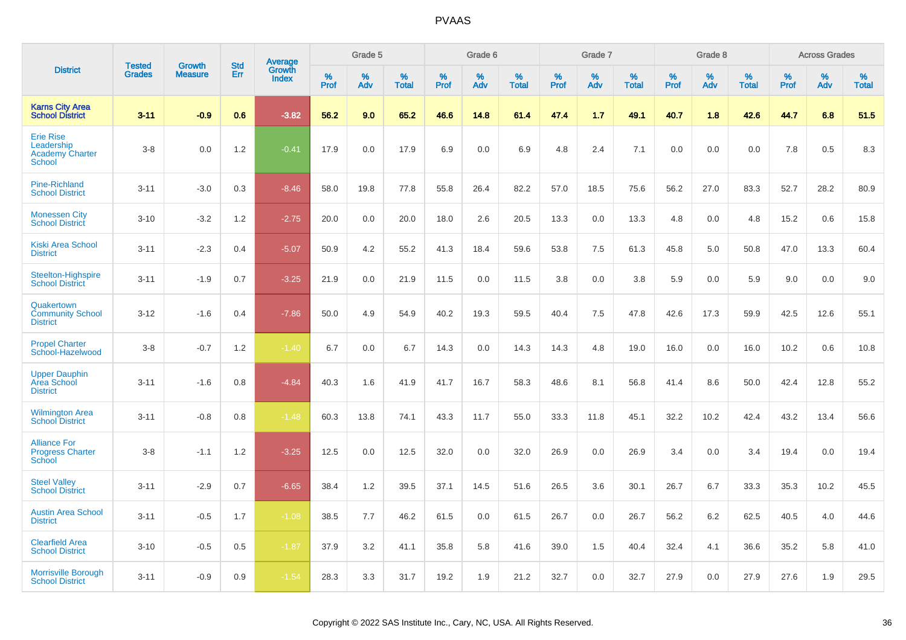# PVAAS

| District | Tested Grades | Growth Measure | Std Err | Average Growth Index | Grade 5 | | | Grade 6 | | | Grade 7 | | | Grade 8 | | | Across Grades | | |
|---|---|---|---|---|---|---|---|---|---|---|---|---|---|---|---|---|---|---|---|
| | | | | | % Prof | % Adv | % Total | % Prof | % Adv | % Total | % Prof | % Adv | % Total | % Prof | % Adv | % Total | % Prof | % Adv | % Total |
| **Karns City Area School District** | **3-11** | **-0.9** | **0.6** | **-3.82** | **56.2** | **9.0** | **65.2** | **46.6** | **14.8** | **61.4** | **47.4** | **1.7** | **49.1** | **40.7** | **1.8** | **42.6** | **44.7** | **6.8** | **51.5** |
| Erie Rise Leadership Academy Charter School | 3-8 | 0.0 | 1.2 | -0.41 | 17.9 | 0.0 | 17.9 | 6.9 | 0.0 | 6.9 | 4.8 | 2.4 | 7.1 | 0.0 | 0.0 | 0.0 | 7.8 | 0.5 | 8.3 |
| Pine-Richland School District | 3-11 | -3.0 | 0.3 | -8.46 | 58.0 | 19.8 | 77.8 | 55.8 | 26.4 | 82.2 | 57.0 | 18.5 | 75.6 | 56.2 | 27.0 | 83.3 | 52.7 | 28.2 | 80.9 |
| Monessen City School District | 3-10 | -3.2 | 1.2 | -2.75 | 20.0 | 0.0 | 20.0 | 18.0 | 2.6 | 20.5 | 13.3 | 0.0 | 13.3 | 4.8 | 0.0 | 4.8 | 15.2 | 0.6 | 15.8 |
| Kiski Area School District | 3-11 | -2.3 | 0.4 | -5.07 | 50.9 | 4.2 | 55.2 | 41.3 | 18.4 | 59.6 | 53.8 | 7.5 | 61.3 | 45.8 | 5.0 | 50.8 | 47.0 | 13.3 | 60.4 |
| Steelton-Highspire School District | 3-11 | -1.9 | 0.7 | -3.25 | 21.9 | 0.0 | 21.9 | 11.5 | 0.0 | 11.5 | 3.8 | 0.0 | 3.8 | 5.9 | 0.0 | 5.9 | 9.0 | 0.0 | 9.0 |
| Quakertown Community School District | 3-12 | -1.6 | 0.4 | -7.86 | 50.0 | 4.9 | 54.9 | 40.2 | 19.3 | 59.5 | 40.4 | 7.5 | 47.8 | 42.6 | 17.3 | 59.9 | 42.5 | 12.6 | 55.1 |
| Propel Charter School-Hazelwood | 3-8 | -0.7 | 1.2 | -1.40 | 6.7 | 0.0 | 6.7 | 14.3 | 0.0 | 14.3 | 14.3 | 4.8 | 19.0 | 16.0 | 0.0 | 16.0 | 10.2 | 0.6 | 10.8 |
| Upper Dauphin Area School District | 3-11 | -1.6 | 0.8 | -4.84 | 40.3 | 1.6 | 41.9 | 41.7 | 16.7 | 58.3 | 48.6 | 8.1 | 56.8 | 41.4 | 8.6 | 50.0 | 42.4 | 12.8 | 55.2 |
| Wilmington Area School District | 3-11 | -0.8 | 0.8 | -1.48 | 60.3 | 13.8 | 74.1 | 43.3 | 11.7 | 55.0 | 33.3 | 11.8 | 45.1 | 32.2 | 10.2 | 42.4 | 43.2 | 13.4 | 56.6 |
| Alliance For Progress Charter School | 3-8 | -1.1 | 1.2 | -3.25 | 12.5 | 0.0 | 12.5 | 32.0 | 0.0 | 32.0 | 26.9 | 0.0 | 26.9 | 3.4 | 0.0 | 3.4 | 19.4 | 0.0 | 19.4 |
| Steel Valley School District | 3-11 | -2.9 | 0.7 | -6.65 | 38.4 | 1.2 | 39.5 | 37.1 | 14.5 | 51.6 | 26.5 | 3.6 | 30.1 | 26.7 | 6.7 | 33.3 | 35.3 | 10.2 | 45.5 |
| Austin Area School District | 3-11 | -0.5 | 1.7 | -1.08 | 38.5 | 7.7 | 46.2 | 61.5 | 0.0 | 61.5 | 26.7 | 0.0 | 26.7 | 56.2 | 6.2 | 62.5 | 40.5 | 4.0 | 44.6 |
| Clearfield Area School District | 3-10 | -0.5 | 0.5 | -1.87 | 37.9 | 3.2 | 41.1 | 35.8 | 5.8 | 41.6 | 39.0 | 1.5 | 40.4 | 32.4 | 4.1 | 36.6 | 35.2 | 5.8 | 41.0 |
| Morrisville Borough School District | 3-11 | -0.9 | 0.9 | -1.54 | 28.3 | 3.3 | 31.7 | 19.2 | 1.9 | 21.2 | 32.7 | 0.0 | 32.7 | 27.9 | 0.0 | 27.9 | 27.6 | 1.9 | 29.5 |

Copyright © 2022 SAS Institute Inc., Cary, NC, USA. All Rights Reserved.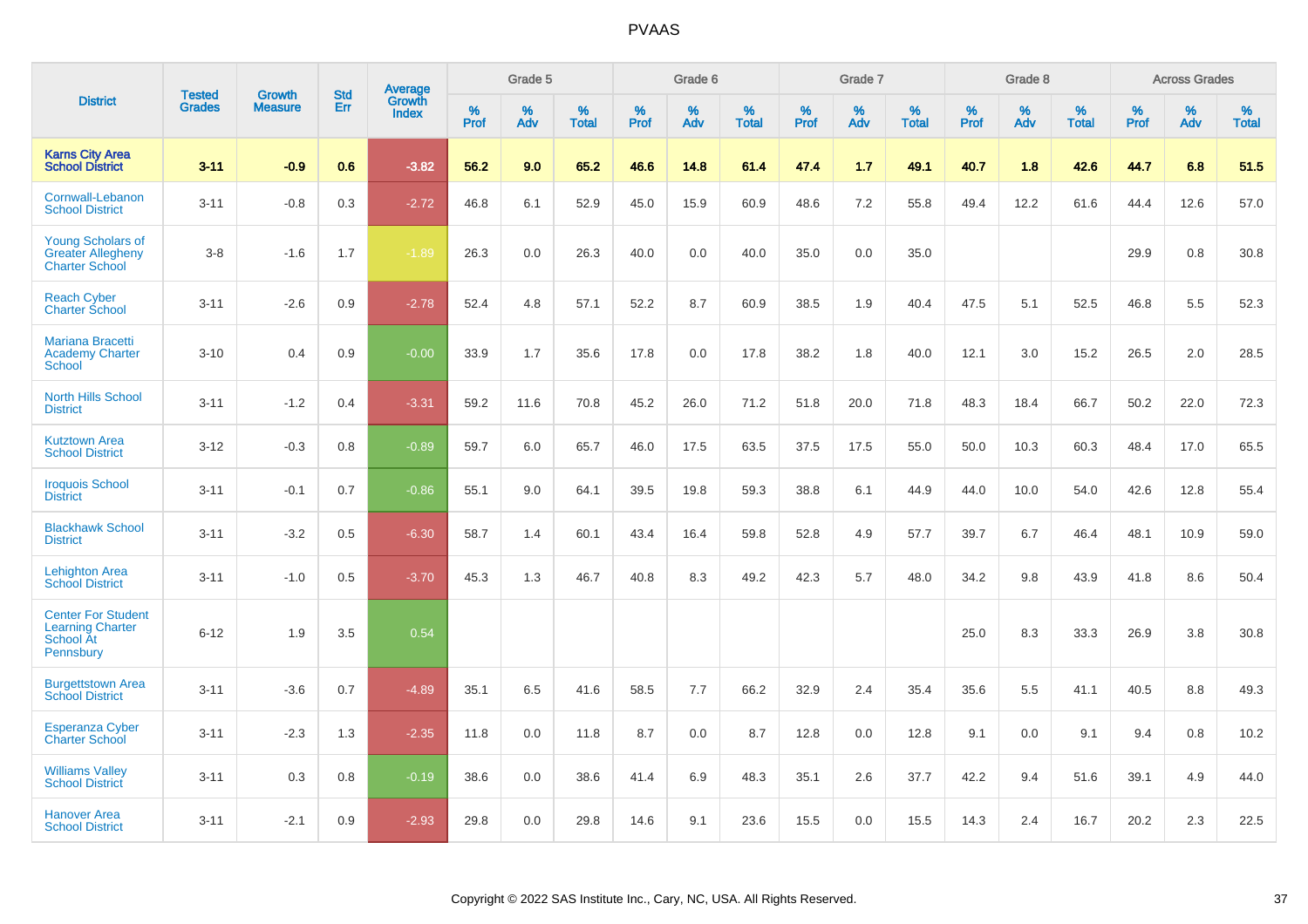# PVAAS

| District | Tested Grades | Growth Measure | Std Err | Average Growth Index | Grade 5 | | | Grade 6 | | | Grade 7 | | | Grade 8 | | | Across Grades | | |
|---|---|---|---|---|---|---|---|---|---|---|---|---|---|---|---|---|---|---|---|
| | | | | | % Prof | % Adv | % Total | % Prof | % Adv | % Total | % Prof | % Adv | % Total | % Prof | % Adv | % Total | % Prof | % Adv | % Total |
| **Karns City Area School District** | **3-11** | **-0.9** | **0.6** | **-3.82** | **56.2** | **9.0** | **65.2** | **46.6** | **14.8** | **61.4** | **47.4** | **1.7** | **49.1** | **40.7** | **1.8** | **42.6** | **44.7** | **6.8** | **51.5** |
| Cornwall-Lebanon School District | 3-11 | -0.8 | 0.3 | -2.72 | 46.8 | 6.1 | 52.9 | 45.0 | 15.9 | 60.9 | 48.6 | 7.2 | 55.8 | 49.4 | 12.2 | 61.6 | 44.4 | 12.6 | 57.0 |
| Young Scholars of Greater Allegheny Charter School | 3-8 | -1.6 | 1.7 | -1.89 | 26.3 | 0.0 | 26.3 | 40.0 | 0.0 | 40.0 | 35.0 | 0.0 | 35.0 | | | | 29.9 | 0.8 | 30.8 |
| Reach Cyber Charter School | 3-11 | -2.6 | 0.9 | -2.78 | 52.4 | 4.8 | 57.1 | 52.2 | 8.7 | 60.9 | 38.5 | 1.9 | 40.4 | 47.5 | 5.1 | 52.5 | 46.8 | 5.5 | 52.3 |
| Mariana Bracetti Academy Charter School | 3-10 | 0.4 | 0.9 | -0.00 | 33.9 | 1.7 | 35.6 | 17.8 | 0.0 | 17.8 | 38.2 | 1.8 | 40.0 | 12.1 | 3.0 | 15.2 | 26.5 | 2.0 | 28.5 |
| North Hills School District | 3-11 | -1.2 | 0.4 | -3.31 | 59.2 | 11.6 | 70.8 | 45.2 | 26.0 | 71.2 | 51.8 | 20.0 | 71.8 | 48.3 | 18.4 | 66.7 | 50.2 | 22.0 | 72.3 |
| Kutztown Area School District | 3-12 | -0.3 | 0.8 | -0.89 | 59.7 | 6.0 | 65.7 | 46.0 | 17.5 | 63.5 | 37.5 | 17.5 | 55.0 | 50.0 | 10.3 | 60.3 | 48.4 | 17.0 | 65.5 |
| Iroquois School District | 3-11 | -0.1 | 0.7 | -0.86 | 55.1 | 9.0 | 64.1 | 39.5 | 19.8 | 59.3 | 38.8 | 6.1 | 44.9 | 44.0 | 10.0 | 54.0 | 42.6 | 12.8 | 55.4 |
| Blackhawk School District | 3-11 | -3.2 | 0.5 | -6.30 | 58.7 | 1.4 | 60.1 | 43.4 | 16.4 | 59.8 | 52.8 | 4.9 | 57.7 | 39.7 | 6.7 | 46.4 | 48.1 | 10.9 | 59.0 |
| Lehighton Area School District | 3-11 | -1.0 | 0.5 | -3.70 | 45.3 | 1.3 | 46.7 | 40.8 | 8.3 | 49.2 | 42.3 | 5.7 | 48.0 | 34.2 | 9.8 | 43.9 | 41.8 | 8.6 | 50.4 |
| Center For Student Learning Charter School At Pennsbury | 6-12 | 1.9 | 3.5 | 0.54 | | | | | | | | | | 25.0 | 8.3 | 33.3 | 26.9 | 3.8 | 30.8 |
| Burgettstown Area School District | 3-11 | -3.6 | 0.7 | -4.89 | 35.1 | 6.5 | 41.6 | 58.5 | 7.7 | 66.2 | 32.9 | 2.4 | 35.4 | 35.6 | 5.5 | 41.1 | 40.5 | 8.8 | 49.3 |
| Esperanza Cyber Charter School | 3-11 | -2.3 | 1.3 | -2.35 | 11.8 | 0.0 | 11.8 | 8.7 | 0.0 | 8.7 | 12.8 | 0.0 | 12.8 | 9.1 | 0.0 | 9.1 | 9.4 | 0.8 | 10.2 |
| Williams Valley School District | 3-11 | 0.3 | 0.8 | -0.19 | 38.6 | 0.0 | 38.6 | 41.4 | 6.9 | 48.3 | 35.1 | 2.6 | 37.7 | 42.2 | 9.4 | 51.6 | 39.1 | 4.9 | 44.0 |
| Hanover Area School District | 3-11 | -2.1 | 0.9 | -2.93 | 29.8 | 0.0 | 29.8 | 14.6 | 9.1 | 23.6 | 15.5 | 0.0 | 15.5 | 14.3 | 2.4 | 16.7 | 20.2 | 2.3 | 22.5 |

Copyright © 2022 SAS Institute Inc., Cary, NC, USA. All Rights Reserved.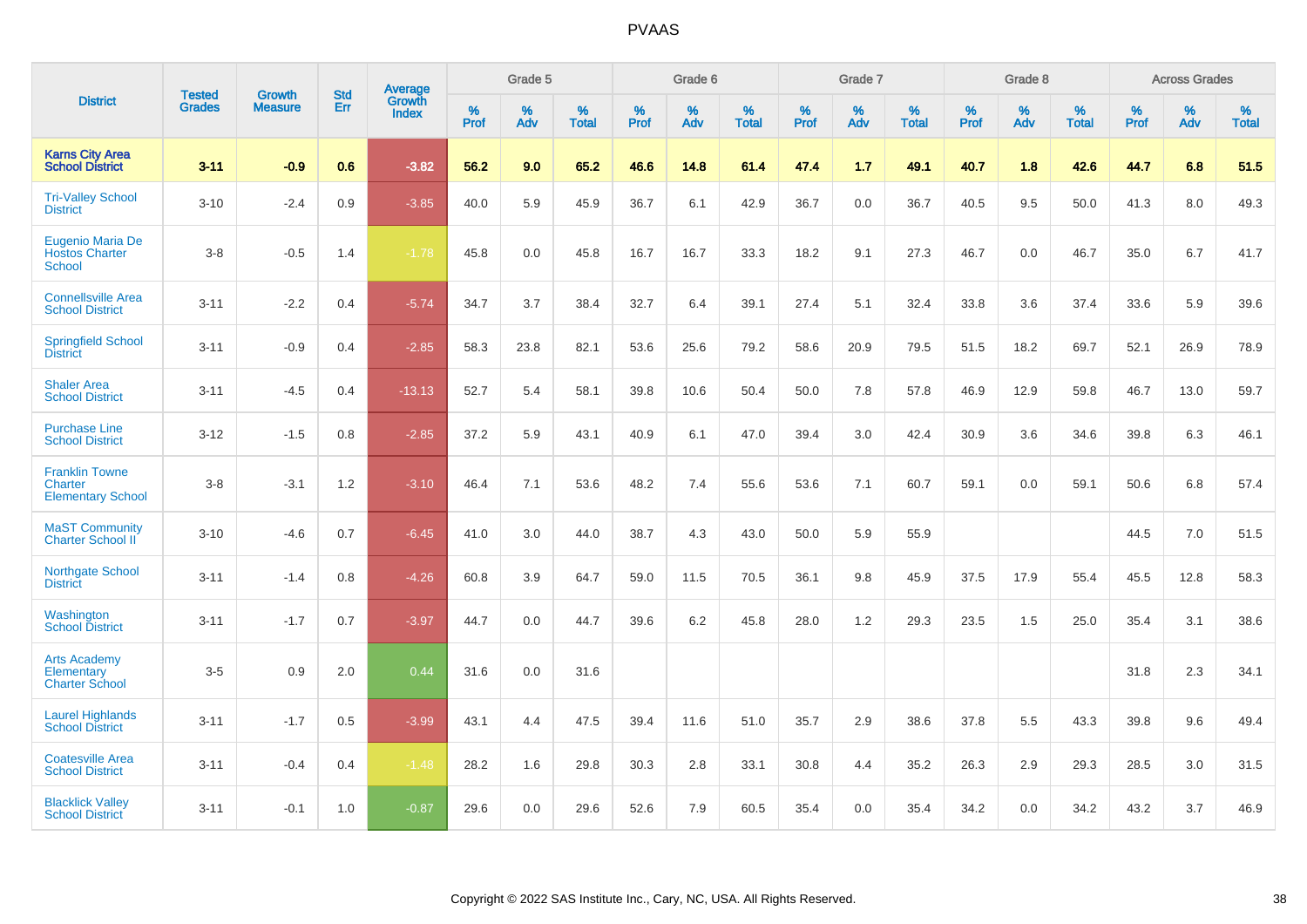# PVAAS

| District | Tested Grades | Growth Measure | Std Err | Average Growth Index | Grade 5 | | | Grade 6 | | | Grade 7 | | | Grade 8 | | | Across Grades | | |
|---|---|---|---|---|---|---|---|---|---|---|---|---|---|---|---|---|---|---|---|
| | | | | | % Prof | % Adv | % Total | % Prof | % Adv | % Total | % Prof | % Adv | % Total | % Prof | % Adv | % Total | % Prof | % Adv | % Total |
| **Karns City Area School District** | **3-11** | **-0.9** | **0.6** | **-3.82** | **56.2** | **9.0** | **65.2** | **46.6** | **14.8** | **61.4** | **47.4** | **1.7** | **49.1** | **40.7** | **1.8** | **42.6** | **44.7** | **6.8** | **51.5** |
| Tri-Valley School District | 3-10 | -2.4 | 0.9 | -3.85 | 40.0 | 5.9 | 45.9 | 36.7 | 6.1 | 42.9 | 36.7 | 0.0 | 36.7 | 40.5 | 9.5 | 50.0 | 41.3 | 8.0 | 49.3 |
| Eugenio Maria De Hostos Charter School | 3-8 | -0.5 | 1.4 | -1.78 | 45.8 | 0.0 | 45.8 | 16.7 | 16.7 | 33.3 | 18.2 | 9.1 | 27.3 | 46.7 | 0.0 | 46.7 | 35.0 | 6.7 | 41.7 |
| Connellsville Area School District | 3-11 | -2.2 | 0.4 | -5.74 | 34.7 | 3.7 | 38.4 | 32.7 | 6.4 | 39.1 | 27.4 | 5.1 | 32.4 | 33.8 | 3.6 | 37.4 | 33.6 | 5.9 | 39.6 |
| Springfield School District | 3-11 | -0.9 | 0.4 | -2.85 | 58.3 | 23.8 | 82.1 | 53.6 | 25.6 | 79.2 | 58.6 | 20.9 | 79.5 | 51.5 | 18.2 | 69.7 | 52.1 | 26.9 | 78.9 |
| Shaler Area School District | 3-11 | -4.5 | 0.4 | -13.13 | 52.7 | 5.4 | 58.1 | 39.8 | 10.6 | 50.4 | 50.0 | 7.8 | 57.8 | 46.9 | 12.9 | 59.8 | 46.7 | 13.0 | 59.7 |
| Purchase Line School District | 3-12 | -1.5 | 0.8 | -2.85 | 37.2 | 5.9 | 43.1 | 40.9 | 6.1 | 47.0 | 39.4 | 3.0 | 42.4 | 30.9 | 3.6 | 34.6 | 39.8 | 6.3 | 46.1 |
| Franklin Towne Charter Elementary School | 3-8 | -3.1 | 1.2 | -3.10 | 46.4 | 7.1 | 53.6 | 48.2 | 7.4 | 55.6 | 53.6 | 7.1 | 60.7 | 59.1 | 0.0 | 59.1 | 50.6 | 6.8 | 57.4 |
| MaST Community Charter School II | 3-10 | -4.6 | 0.7 | -6.45 | 41.0 | 3.0 | 44.0 | 38.7 | 4.3 | 43.0 | 50.0 | 5.9 | 55.9 | | | | 44.5 | 7.0 | 51.5 |
| Northgate School District | 3-11 | -1.4 | 0.8 | -4.26 | 60.8 | 3.9 | 64.7 | 59.0 | 11.5 | 70.5 | 36.1 | 9.8 | 45.9 | 37.5 | 17.9 | 55.4 | 45.5 | 12.8 | 58.3 |
| Washington School District | 3-11 | -1.7 | 0.7 | -3.97 | 44.7 | 0.0 | 44.7 | 39.6 | 6.2 | 45.8 | 28.0 | 1.2 | 29.3 | 23.5 | 1.5 | 25.0 | 35.4 | 3.1 | 38.6 |
| Arts Academy Elementary Charter School | 3-5 | 0.9 | 2.0 | 0.44 | 31.6 | 0.0 | 31.6 | | | | | | | | | | 31.8 | 2.3 | 34.1 |
| Laurel Highlands School District | 3-11 | -1.7 | 0.5 | -3.99 | 43.1 | 4.4 | 47.5 | 39.4 | 11.6 | 51.0 | 35.7 | 2.9 | 38.6 | 37.8 | 5.5 | 43.3 | 39.8 | 9.6 | 49.4 |
| Coatesville Area School District | 3-11 | -0.4 | 0.4 | -1.48 | 28.2 | 1.6 | 29.8 | 30.3 | 2.8 | 33.1 | 30.8 | 4.4 | 35.2 | 26.3 | 2.9 | 29.3 | 28.5 | 3.0 | 31.5 |
| Blacklick Valley School District | 3-11 | -0.1 | 1.0 | -0.87 | 29.6 | 0.0 | 29.6 | 52.6 | 7.9 | 60.5 | 35.4 | 0.0 | 35.4 | 34.2 | 0.0 | 34.2 | 43.2 | 3.7 | 46.9 |

Copyright © 2022 SAS Institute Inc., Cary, NC, USA. All Rights Reserved.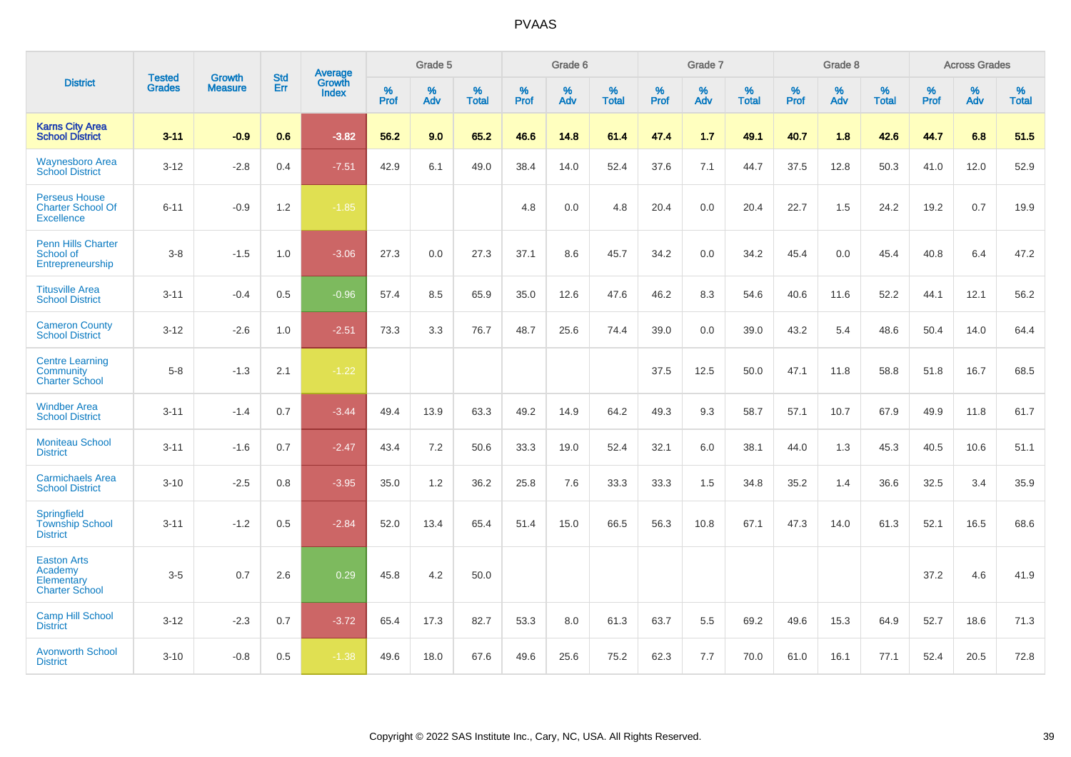| District | Tested Grades | Growth Measure | Std Err | Average Growth Index | Grade 5 | | | Grade 6 | | | Grade 7 | | | Grade 8 | | | Across Grades | | |
|---|---|---|---|---|---|---|---|---|---|---|---|---|---|---|---|---|---|---|---|
| | | | | | % Prof | % Adv | % Total | % Prof | % Adv | % Total | % Prof | % Adv | % Total | % Prof | % Adv | % Total | % Prof | % Adv | % Total |
| **Karns City Area School District** | **3-11** | **-0.9** | **0.6** | **-3.82** | **56.2** | **9.0** | **65.2** | **46.6** | **14.8** | **61.4** | **47.4** | **1.7** | **49.1** | **40.7** | **1.8** | **42.6** | **44.7** | **6.8** | **51.5** |
| Waynesboro Area School District | 3-12 | -2.8 | 0.4 | -7.51 | 42.9 | 6.1 | 49.0 | 38.4 | 14.0 | 52.4 | 37.6 | 7.1 | 44.7 | 37.5 | 12.8 | 50.3 | 41.0 | 12.0 | 52.9 |
| Perseus House Charter School Of Excellence | 6-11 | -0.9 | 1.2 | -1.85 | | | | 4.8 | 0.0 | 4.8 | 20.4 | 0.0 | 20.4 | 22.7 | 1.5 | 24.2 | 19.2 | 0.7 | 19.9 |
| Penn Hills Charter School of Entrepreneurship | 3-8 | -1.5 | 1.0 | -3.06 | 27.3 | 0.0 | 27.3 | 37.1 | 8.6 | 45.7 | 34.2 | 0.0 | 34.2 | 45.4 | 0.0 | 45.4 | 40.8 | 6.4 | 47.2 |
| Titusville Area School District | 3-11 | -0.4 | 0.5 | -0.96 | 57.4 | 8.5 | 65.9 | 35.0 | 12.6 | 47.6 | 46.2 | 8.3 | 54.6 | 40.6 | 11.6 | 52.2 | 44.1 | 12.1 | 56.2 |
| Cameron County School District | 3-12 | -2.6 | 1.0 | -2.51 | 73.3 | 3.3 | 76.7 | 48.7 | 25.6 | 74.4 | 39.0 | 0.0 | 39.0 | 43.2 | 5.4 | 48.6 | 50.4 | 14.0 | 64.4 |
| Centre Learning Community Charter School | 5-8 | -1.3 | 2.1 | -1.22 | | | | | | | 37.5 | 12.5 | 50.0 | 47.1 | 11.8 | 58.8 | 51.8 | 16.7 | 68.5 |
| Windber Area School District | 3-11 | -1.4 | 0.7 | -3.44 | 49.4 | 13.9 | 63.3 | 49.2 | 14.9 | 64.2 | 49.3 | 9.3 | 58.7 | 57.1 | 10.7 | 67.9 | 49.9 | 11.8 | 61.7 |
| Moniteau School District | 3-11 | -1.6 | 0.7 | -2.47 | 43.4 | 7.2 | 50.6 | 33.3 | 19.0 | 52.4 | 32.1 | 6.0 | 38.1 | 44.0 | 1.3 | 45.3 | 40.5 | 10.6 | 51.1 |
| Carmichaels Area School District | 3-10 | -2.5 | 0.8 | -3.95 | 35.0 | 1.2 | 36.2 | 25.8 | 7.6 | 33.3 | 33.3 | 1.5 | 34.8 | 35.2 | 1.4 | 36.6 | 32.5 | 3.4 | 35.9 |
| Springfield Township School District | 3-11 | -1.2 | 0.5 | -2.84 | 52.0 | 13.4 | 65.4 | 51.4 | 15.0 | 66.5 | 56.3 | 10.8 | 67.1 | 47.3 | 14.0 | 61.3 | 52.1 | 16.5 | 68.6 |
| Easton Arts Academy Elementary Charter School | 3-5 | 0.7 | 2.6 | 0.29 | 45.8 | 4.2 | 50.0 | | | | | | | | | | 37.2 | 4.6 | 41.9 |
| Camp Hill School District | 3-12 | -2.3 | 0.7 | -3.72 | 65.4 | 17.3 | 82.7 | 53.3 | 8.0 | 61.3 | 63.7 | 5.5 | 69.2 | 49.6 | 15.3 | 64.9 | 52.7 | 18.6 | 71.3 |
| Avonworth School District | 3-10 | -0.8 | 0.5 | -1.38 | 49.6 | 18.0 | 67.6 | 49.6 | 25.6 | 75.2 | 62.3 | 7.7 | 70.0 | 61.0 | 16.1 | 77.1 | 52.4 | 20.5 | 72.8 |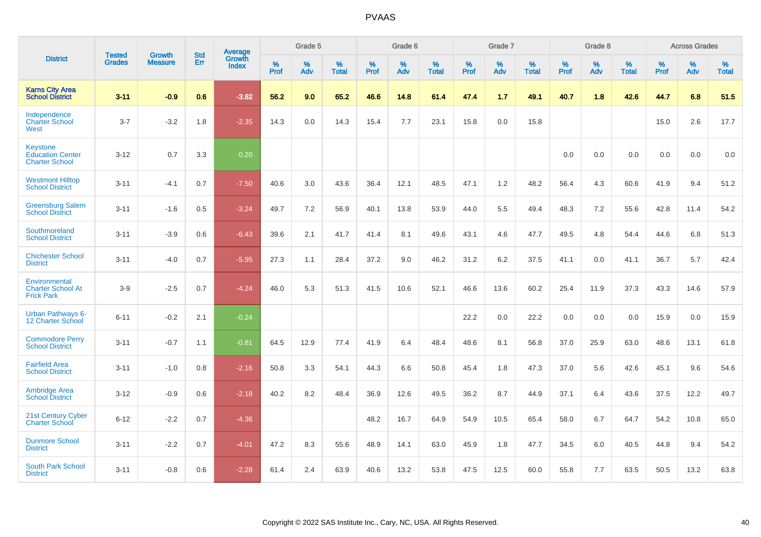# PVAAS

| District | Tested Grades | Growth Measure | Std Err | Average Growth Index | Grade 5 | | | Grade 6 | | | Grade 7 | | | Grade 8 | | | Across Grades | | |
|---|---|---|---|---|---|---|---|---|---|---|---|---|---|---|---|---|---|---|---|
| | | | | | % Prof | % Adv | % Total | % Prof | % Adv | % Total | % Prof | % Adv | % Total | % Prof | % Adv | % Total | % Prof | % Adv | % Total |
| **Karns City Area School District** | **3-11** | **-0.9** | **0.6** | **-3.82** | **56.2** | **9.0** | **65.2** | **46.6** | **14.8** | **61.4** | **47.4** | **1.7** | **49.1** | **40.7** | **1.8** | **42.6** | **44.7** | **6.8** | **51.5** |
| Independence Charter School West | 3-7 | -3.2 | 1.8 | -2.35 | 14.3 | 0.0 | 14.3 | 15.4 | 7.7 | 23.1 | 15.8 | 0.0 | 15.8 | | | | 15.0 | 2.6 | 17.7 |
| Keystone Education Center Charter School | 3-12 | 0.7 | 3.3 | 0.20 | | | | | | | | | | 0.0 | 0.0 | 0.0 | 0.0 | 0.0 | 0.0 |
| Westmont Hilltop School District | 3-11 | -4.1 | 0.7 | -7.50 | 40.6 | 3.0 | 43.6 | 36.4 | 12.1 | 48.5 | 47.1 | 1.2 | 48.2 | 56.4 | 4.3 | 60.6 | 41.9 | 9.4 | 51.2 |
| Greensburg Salem School District | 3-11 | -1.6 | 0.5 | -3.24 | 49.7 | 7.2 | 56.9 | 40.1 | 13.8 | 53.9 | 44.0 | 5.5 | 49.4 | 48.3 | 7.2 | 55.6 | 42.8 | 11.4 | 54.2 |
| Southmoreland School District | 3-11 | -3.9 | 0.6 | -6.43 | 39.6 | 2.1 | 41.7 | 41.4 | 8.1 | 49.6 | 43.1 | 4.6 | 47.7 | 49.5 | 4.8 | 54.4 | 44.6 | 6.8 | 51.3 |
| Chichester School District | 3-11 | -4.0 | 0.7 | -5.95 | 27.3 | 1.1 | 28.4 | 37.2 | 9.0 | 46.2 | 31.2 | 6.2 | 37.5 | 41.1 | 0.0 | 41.1 | 36.7 | 5.7 | 42.4 |
| Environmental Charter School At Frick Park | 3-9 | -2.5 | 0.7 | -4.24 | 46.0 | 5.3 | 51.3 | 41.5 | 10.6 | 52.1 | 46.6 | 13.6 | 60.2 | 25.4 | 11.9 | 37.3 | 43.3 | 14.6 | 57.9 |
| Urban Pathways 6-12 Charter School | 6-11 | -0.2 | 2.1 | -0.24 | | | | | | | 22.2 | 0.0 | 22.2 | 0.0 | 0.0 | 0.0 | 15.9 | 0.0 | 15.9 |
| Commodore Perry School District | 3-11 | -0.7 | 1.1 | -0.81 | 64.5 | 12.9 | 77.4 | 41.9 | 6.4 | 48.4 | 48.6 | 8.1 | 56.8 | 37.0 | 25.9 | 63.0 | 48.6 | 13.1 | 61.8 |
| Fairfield Area School District | 3-11 | -1.0 | 0.8 | -2.16 | 50.8 | 3.3 | 54.1 | 44.3 | 6.6 | 50.8 | 45.4 | 1.8 | 47.3 | 37.0 | 5.6 | 42.6 | 45.1 | 9.6 | 54.6 |
| Ambridge Area School District | 3-12 | -0.9 | 0.6 | -2.18 | 40.2 | 8.2 | 48.4 | 36.9 | 12.6 | 49.5 | 36.2 | 8.7 | 44.9 | 37.1 | 6.4 | 43.6 | 37.5 | 12.2 | 49.7 |
| 21st Century Cyber Charter School | 6-12 | -2.2 | 0.7 | -4.36 | | | | 48.2 | 16.7 | 64.9 | 54.9 | 10.5 | 65.4 | 58.0 | 6.7 | 64.7 | 54.2 | 10.8 | 65.0 |
| Dunmore School District | 3-11 | -2.2 | 0.7 | -4.01 | 47.2 | 8.3 | 55.6 | 48.9 | 14.1 | 63.0 | 45.9 | 1.8 | 47.7 | 34.5 | 6.0 | 40.5 | 44.8 | 9.4 | 54.2 |
| South Park School District | 3-11 | -0.8 | 0.6 | -2.28 | 61.4 | 2.4 | 63.9 | 40.6 | 13.2 | 53.8 | 47.5 | 12.5 | 60.0 | 55.8 | 7.7 | 63.5 | 50.5 | 13.2 | 63.8 |

Copyright © 2022 SAS Institute Inc., Cary, NC, USA. All Rights Reserved.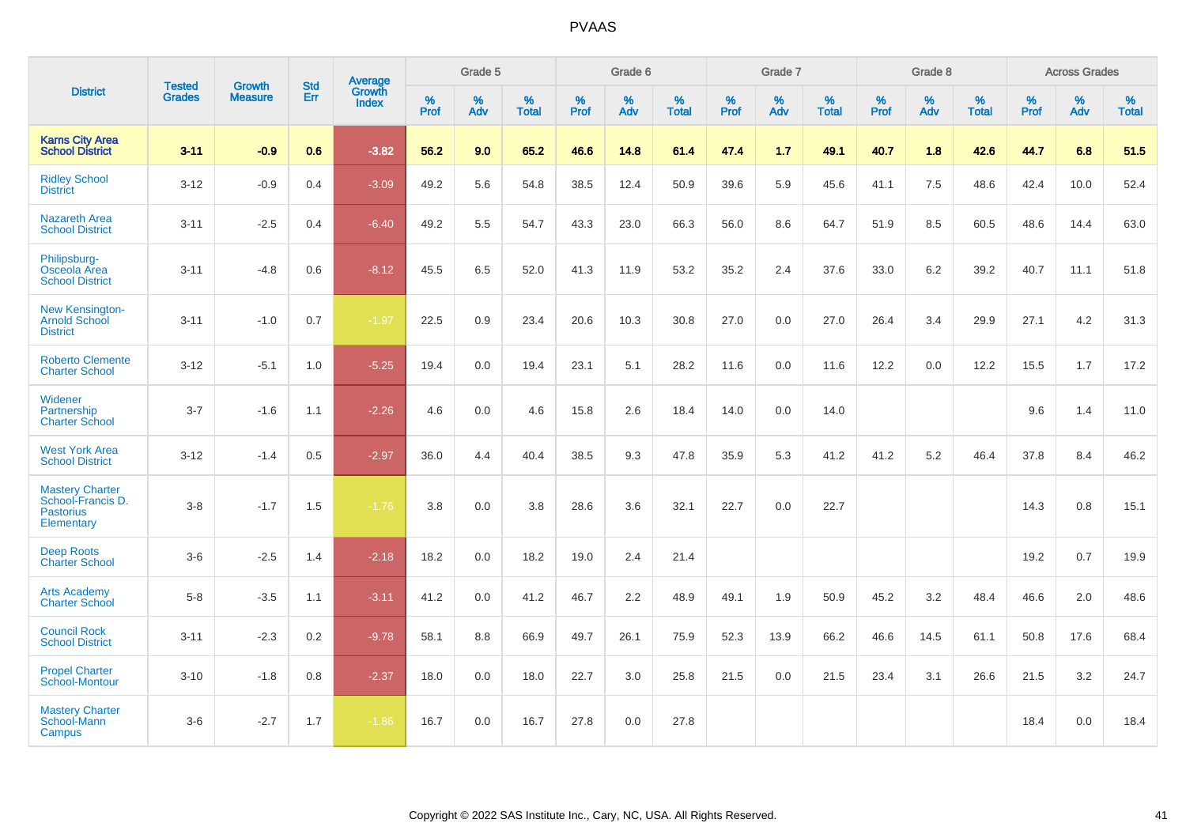# PVAAS

| District | Tested Grades | Growth Measure | Std Err | Average Growth Index | Grade 5 | | | Grade 6 | | | Grade 7 | | | Grade 8 | | | Across Grades | | |
|---|---|---|---|---|---|---|---|---|---|---|---|---|---|---|---|---|---|---|---|
| | | | | | % Prof | % Adv | % Total | % Prof | % Adv | % Total | % Prof | % Adv | % Total | % Prof | % Adv | % Total | % Prof | % Adv | % Total |
| **Karns City Area School District** | **3-11** | **-0.9** | **0.6** | **-3.82** | **56.2** | **9.0** | **65.2** | **46.6** | **14.8** | **61.4** | **47.4** | **1.7** | **49.1** | **40.7** | **1.8** | **42.6** | **44.7** | **6.8** | **51.5** |
| Ridley School District | 3-12 | -0.9 | 0.4 | -3.09 | 49.2 | 5.6 | 54.8 | 38.5 | 12.4 | 50.9 | 39.6 | 5.9 | 45.6 | 41.1 | 7.5 | 48.6 | 42.4 | 10.0 | 52.4 |
| Nazareth Area School District | 3-11 | -2.5 | 0.4 | -6.40 | 49.2 | 5.5 | 54.7 | 43.3 | 23.0 | 66.3 | 56.0 | 8.6 | 64.7 | 51.9 | 8.5 | 60.5 | 48.6 | 14.4 | 63.0 |
| Philipsburg-Osceola Area School District | 3-11 | -4.8 | 0.6 | -8.12 | 45.5 | 6.5 | 52.0 | 41.3 | 11.9 | 53.2 | 35.2 | 2.4 | 37.6 | 33.0 | 6.2 | 39.2 | 40.7 | 11.1 | 51.8 |
| New Kensington-Arnold School District | 3-11 | -1.0 | 0.7 | -1.97 | 22.5 | 0.9 | 23.4 | 20.6 | 10.3 | 30.8 | 27.0 | 0.0 | 27.0 | 26.4 | 3.4 | 29.9 | 27.1 | 4.2 | 31.3 |
| Roberto Clemente Charter School | 3-12 | -5.1 | 1.0 | -5.25 | 19.4 | 0.0 | 19.4 | 23.1 | 5.1 | 28.2 | 11.6 | 0.0 | 11.6 | 12.2 | 0.0 | 12.2 | 15.5 | 1.7 | 17.2 |
| Widener Partnership Charter School | 3-7 | -1.6 | 1.1 | -2.26 | 4.6 | 0.0 | 4.6 | 15.8 | 2.6 | 18.4 | 14.0 | 0.0 | 14.0 | | | | 9.6 | 1.4 | 11.0 |
| West York Area School District | 3-12 | -1.4 | 0.5 | -2.97 | 36.0 | 4.4 | 40.4 | 38.5 | 9.3 | 47.8 | 35.9 | 5.3 | 41.2 | 41.2 | 5.2 | 46.4 | 37.8 | 8.4 | 46.2 |
| Mastery Charter School-Francis D. Pastorius Elementary | 3-8 | -1.7 | 1.5 | -1.76 | 3.8 | 0.0 | 3.8 | 28.6 | 3.6 | 32.1 | 22.7 | 0.0 | 22.7 | | | | 14.3 | 0.8 | 15.1 |
| Deep Roots Charter School | 3-6 | -2.5 | 1.4 | -2.18 | 18.2 | 0.0 | 18.2 | 19.0 | 2.4 | 21.4 | | | | | | | 19.2 | 0.7 | 19.9 |
| Arts Academy Charter School | 5-8 | -3.5 | 1.1 | -3.11 | 41.2 | 0.0 | 41.2 | 46.7 | 2.2 | 48.9 | 49.1 | 1.9 | 50.9 | 45.2 | 3.2 | 48.4 | 46.6 | 2.0 | 48.6 |
| Council Rock School District | 3-11 | -2.3 | 0.2 | -9.78 | 58.1 | 8.8 | 66.9 | 49.7 | 26.1 | 75.9 | 52.3 | 13.9 | 66.2 | 46.6 | 14.5 | 61.1 | 50.8 | 17.6 | 68.4 |
| Propel Charter School-Montour | 3-10 | -1.8 | 0.8 | -2.37 | 18.0 | 0.0 | 18.0 | 22.7 | 3.0 | 25.8 | 21.5 | 0.0 | 21.5 | 23.4 | 3.1 | 26.6 | 21.5 | 3.2 | 24.7 |
| Mastery Charter School-Mann Campus | 3-6 | -2.7 | 1.7 | -1.86 | 16.7 | 0.0 | 16.7 | 27.8 | 0.0 | 27.8 | | | | | | | 18.4 | 0.0 | 18.4 |

Copyright © 2022 SAS Institute Inc., Cary, NC, USA. All Rights Reserved.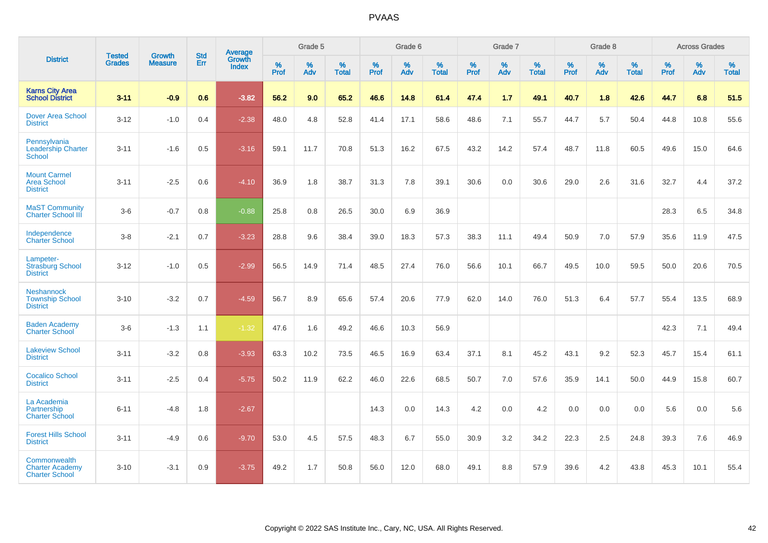# PVAAS

| District | Tested Grades | Growth Measure | Std Err | Average Growth Index | Grade 5 | | | Grade 6 | | | Grade 7 | | | Grade 8 | | | Across Grades | | |
|---|---|---|---|---|---|---|---|---|---|---|---|---|---|---|---|---|---|---|---|
| | | | | | % Prof | % Adv | % Total | % Prof | % Adv | % Total | % Prof | % Adv | % Total | % Prof | % Adv | % Total | % Prof | % Adv | % Total |
| **Karns City Area School District** | **3-11** | **-0.9** | **0.6** | **-3.82** | **56.2** | **9.0** | **65.2** | **46.6** | **14.8** | **61.4** | **47.4** | **1.7** | **49.1** | **40.7** | **1.8** | **42.6** | **44.7** | **6.8** | **51.5** |
| Dover Area School District | 3-12 | -1.0 | 0.4 | -2.38 | 48.0 | 4.8 | 52.8 | 41.4 | 17.1 | 58.6 | 48.6 | 7.1 | 55.7 | 44.7 | 5.7 | 50.4 | 44.8 | 10.8 | 55.6 |
| Pennsylvania Leadership Charter School | 3-11 | -1.6 | 0.5 | -3.16 | 59.1 | 11.7 | 70.8 | 51.3 | 16.2 | 67.5 | 43.2 | 14.2 | 57.4 | 48.7 | 11.8 | 60.5 | 49.6 | 15.0 | 64.6 |
| Mount Carmel Area School District | 3-11 | -2.5 | 0.6 | -4.10 | 36.9 | 1.8 | 38.7 | 31.3 | 7.8 | 39.1 | 30.6 | 0.0 | 30.6 | 29.0 | 2.6 | 31.6 | 32.7 | 4.4 | 37.2 |
| MaST Community Charter School III | 3-6 | -0.7 | 0.8 | -0.88 | 25.8 | 0.8 | 26.5 | 30.0 | 6.9 | 36.9 | | | | | | | 28.3 | 6.5 | 34.8 |
| Independence Charter School | 3-8 | -2.1 | 0.7 | -3.23 | 28.8 | 9.6 | 38.4 | 39.0 | 18.3 | 57.3 | 38.3 | 11.1 | 49.4 | 50.9 | 7.0 | 57.9 | 35.6 | 11.9 | 47.5 |
| Lampeter-Strasburg School District | 3-12 | -1.0 | 0.5 | -2.99 | 56.5 | 14.9 | 71.4 | 48.5 | 27.4 | 76.0 | 56.6 | 10.1 | 66.7 | 49.5 | 10.0 | 59.5 | 50.0 | 20.6 | 70.5 |
| Neshannock Township School District | 3-10 | -3.2 | 0.7 | -4.59 | 56.7 | 8.9 | 65.6 | 57.4 | 20.6 | 77.9 | 62.0 | 14.0 | 76.0 | 51.3 | 6.4 | 57.7 | 55.4 | 13.5 | 68.9 |
| Baden Academy Charter School | 3-6 | -1.3 | 1.1 | -1.32 | 47.6 | 1.6 | 49.2 | 46.6 | 10.3 | 56.9 | | | | | | | 42.3 | 7.1 | 49.4 |
| Lakeview School District | 3-11 | -3.2 | 0.8 | -3.93 | 63.3 | 10.2 | 73.5 | 46.5 | 16.9 | 63.4 | 37.1 | 8.1 | 45.2 | 43.1 | 9.2 | 52.3 | 45.7 | 15.4 | 61.1 |
| Cocalico School District | 3-11 | -2.5 | 0.4 | -5.75 | 50.2 | 11.9 | 62.2 | 46.0 | 22.6 | 68.5 | 50.7 | 7.0 | 57.6 | 35.9 | 14.1 | 50.0 | 44.9 | 15.8 | 60.7 |
| La Academia Partnership Charter School | 6-11 | -4.8 | 1.8 | -2.67 | | | | 14.3 | 0.0 | 14.3 | 4.2 | 0.0 | 4.2 | 0.0 | 0.0 | 0.0 | 5.6 | 0.0 | 5.6 |
| Forest Hills School District | 3-11 | -4.9 | 0.6 | -9.70 | 53.0 | 4.5 | 57.5 | 48.3 | 6.7 | 55.0 | 30.9 | 3.2 | 34.2 | 22.3 | 2.5 | 24.8 | 39.3 | 7.6 | 46.9 |
| Commonwealth Charter Academy Charter School | 3-10 | -3.1 | 0.9 | -3.75 | 49.2 | 1.7 | 50.8 | 56.0 | 12.0 | 68.0 | 49.1 | 8.8 | 57.9 | 39.6 | 4.2 | 43.8 | 45.3 | 10.1 | 55.4 |

Copyright © 2022 SAS Institute Inc., Cary, NC, USA. All Rights Reserved.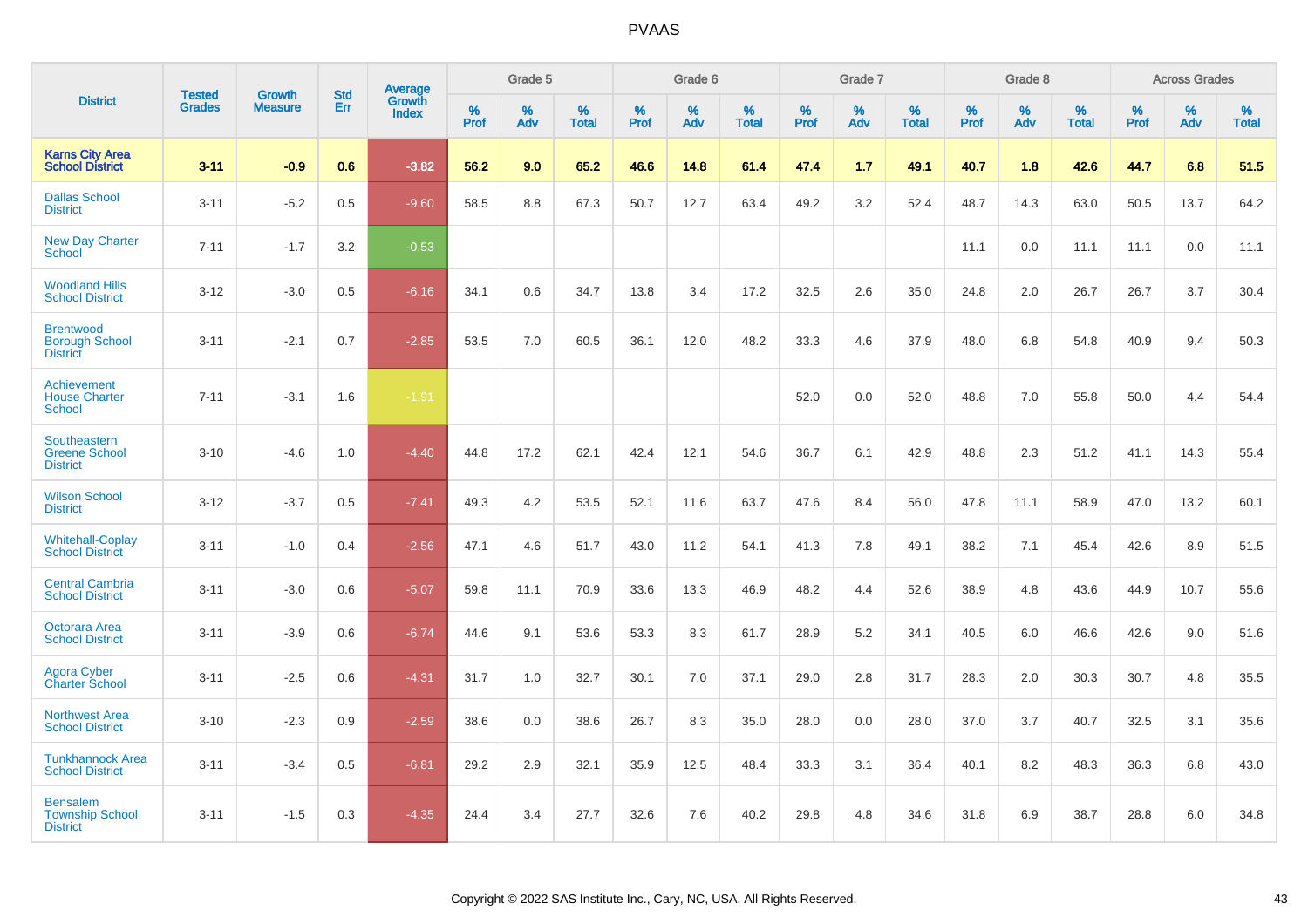PVAAS

| District | Tested Grades | Growth Measure | Std Err | Average Growth Index | Grade 5 | | | Grade 6 | | | Grade 7 | | | Grade 8 | | | Across Grades | | |
|---|---|---|---|---|---|---|---|---|---|---|---|---|---|---|---|---|---|---|---|
| | | | | | % Prof | % Adv | % Total | % Prof | % Adv | % Total | % Prof | % Adv | % Total | % Prof | % Adv | % Total | % Prof | % Adv | % Total |
| **Karns City Area School District** | **3-11** | **-0.9** | **0.6** | **-3.82** | **56.2** | **9.0** | **65.2** | **46.6** | **14.8** | **61.4** | **47.4** | **1.7** | **49.1** | **40.7** | **1.8** | **42.6** | **44.7** | **6.8** | **51.5** |
| Dallas School District | 3-11 | -5.2 | 0.5 | -9.60 | 58.5 | 8.8 | 67.3 | 50.7 | 12.7 | 63.4 | 49.2 | 3.2 | 52.4 | 48.7 | 14.3 | 63.0 | 50.5 | 13.7 | 64.2 |
| New Day Charter School | 7-11 | -1.7 | 3.2 | -0.53 | | | | | | | | | | 11.1 | 0.0 | 11.1 | 11.1 | 0.0 | 11.1 |
| Woodland Hills School District | 3-12 | -3.0 | 0.5 | -6.16 | 34.1 | 0.6 | 34.7 | 13.8 | 3.4 | 17.2 | 32.5 | 2.6 | 35.0 | 24.8 | 2.0 | 26.7 | 26.7 | 3.7 | 30.4 |
| Brentwood Borough School District | 3-11 | -2.1 | 0.7 | -2.85 | 53.5 | 7.0 | 60.5 | 36.1 | 12.0 | 48.2 | 33.3 | 4.6 | 37.9 | 48.0 | 6.8 | 54.8 | 40.9 | 9.4 | 50.3 |
| Achievement House Charter School | 7-11 | -3.1 | 1.6 | -1.91 | | | | | | | 52.0 | 0.0 | 52.0 | 48.8 | 7.0 | 55.8 | 50.0 | 4.4 | 54.4 |
| Southeastern Greene School District | 3-10 | -4.6 | 1.0 | -4.40 | 44.8 | 17.2 | 62.1 | 42.4 | 12.1 | 54.6 | 36.7 | 6.1 | 42.9 | 48.8 | 2.3 | 51.2 | 41.1 | 14.3 | 55.4 |
| Wilson School District | 3-12 | -3.7 | 0.5 | -7.41 | 49.3 | 4.2 | 53.5 | 52.1 | 11.6 | 63.7 | 47.6 | 8.4 | 56.0 | 47.8 | 11.1 | 58.9 | 47.0 | 13.2 | 60.1 |
| Whitehall-Coplay School District | 3-11 | -1.0 | 0.4 | -2.56 | 47.1 | 4.6 | 51.7 | 43.0 | 11.2 | 54.1 | 41.3 | 7.8 | 49.1 | 38.2 | 7.1 | 45.4 | 42.6 | 8.9 | 51.5 |
| Central Cambria School District | 3-11 | -3.0 | 0.6 | -5.07 | 59.8 | 11.1 | 70.9 | 33.6 | 13.3 | 46.9 | 48.2 | 4.4 | 52.6 | 38.9 | 4.8 | 43.6 | 44.9 | 10.7 | 55.6 |
| Octorara Area School District | 3-11 | -3.9 | 0.6 | -6.74 | 44.6 | 9.1 | 53.6 | 53.3 | 8.3 | 61.7 | 28.9 | 5.2 | 34.1 | 40.5 | 6.0 | 46.6 | 42.6 | 9.0 | 51.6 |
| Agora Cyber Charter School | 3-11 | -2.5 | 0.6 | -4.31 | 31.7 | 1.0 | 32.7 | 30.1 | 7.0 | 37.1 | 29.0 | 2.8 | 31.7 | 28.3 | 2.0 | 30.3 | 30.7 | 4.8 | 35.5 |
| Northwest Area School District | 3-10 | -2.3 | 0.9 | -2.59 | 38.6 | 0.0 | 38.6 | 26.7 | 8.3 | 35.0 | 28.0 | 0.0 | 28.0 | 37.0 | 3.7 | 40.7 | 32.5 | 3.1 | 35.6 |
| Tunkhannock Area School District | 3-11 | -3.4 | 0.5 | -6.81 | 29.2 | 2.9 | 32.1 | 35.9 | 12.5 | 48.4 | 33.3 | 3.1 | 36.4 | 40.1 | 8.2 | 48.3 | 36.3 | 6.8 | 43.0 |
| Bensalem Township School District | 3-11 | -1.5 | 0.3 | -4.35 | 24.4 | 3.4 | 27.7 | 32.6 | 7.6 | 40.2 | 29.8 | 4.8 | 34.6 | 31.8 | 6.9 | 38.7 | 28.8 | 6.0 | 34.8 |

Copyright © 2022 SAS Institute Inc., Cary, NC, USA. All Rights Reserved.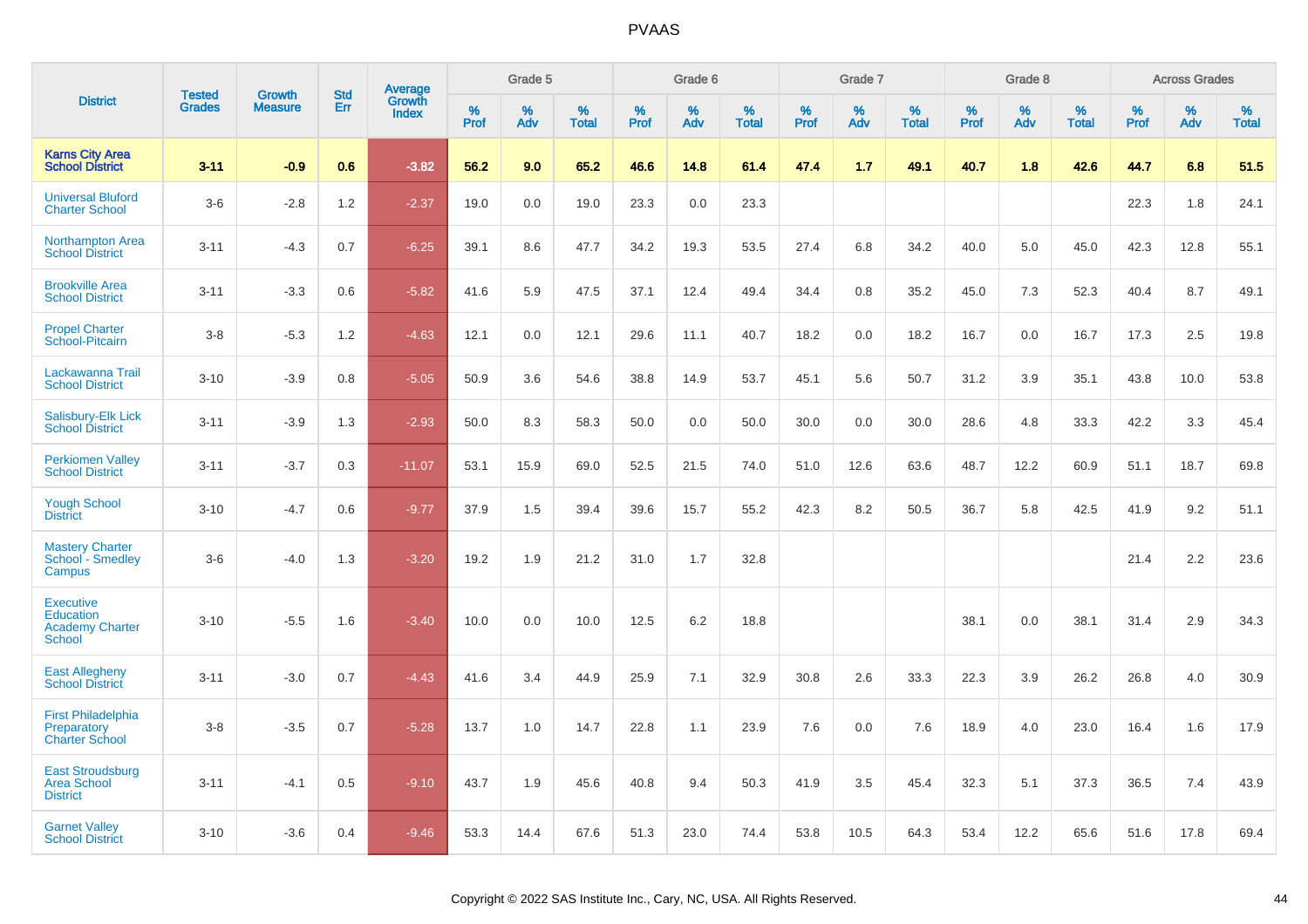| District | Tested Grades | Growth Measure | Std Err | Average Growth Index | Grade 5 | | | Grade 6 | | | Grade 7 | | | Grade 8 | | | Across Grades | | |
|---|---|---|---|---|---|---|---|---|---|---|---|---|---|---|---|---|---|---|---|
| | | | | | % Prof | % Adv | % Total | % Prof | % Adv | % Total | % Prof | % Adv | % Total | % Prof | % Adv | % Total | % Prof | % Adv | % Total |
| **Karns City Area School District** | **3-11** | **-0.9** | **0.6** | **-3.82** | **56.2** | **9.0** | **65.2** | **46.6** | **14.8** | **61.4** | **47.4** | **1.7** | **49.1** | **40.7** | **1.8** | **42.6** | **44.7** | **6.8** | **51.5** |
| Universal Bluford Charter School | 3-6 | -2.8 | 1.2 | -2.37 | 19.0 | 0.0 | 19.0 | 23.3 | 0.0 | 23.3 | | | | | | | 22.3 | 1.8 | 24.1 |
| Northampton Area School District | 3-11 | -4.3 | 0.7 | -6.25 | 39.1 | 8.6 | 47.7 | 34.2 | 19.3 | 53.5 | 27.4 | 6.8 | 34.2 | 40.0 | 5.0 | 45.0 | 42.3 | 12.8 | 55.1 |
| Brookville Area School District | 3-11 | -3.3 | 0.6 | -5.82 | 41.6 | 5.9 | 47.5 | 37.1 | 12.4 | 49.4 | 34.4 | 0.8 | 35.2 | 45.0 | 7.3 | 52.3 | 40.4 | 8.7 | 49.1 |
| Propel Charter School-Pitcairn | 3-8 | -5.3 | 1.2 | -4.63 | 12.1 | 0.0 | 12.1 | 29.6 | 11.1 | 40.7 | 18.2 | 0.0 | 18.2 | 16.7 | 0.0 | 16.7 | 17.3 | 2.5 | 19.8 |
| Lackawanna Trail School District | 3-10 | -3.9 | 0.8 | -5.05 | 50.9 | 3.6 | 54.6 | 38.8 | 14.9 | 53.7 | 45.1 | 5.6 | 50.7 | 31.2 | 3.9 | 35.1 | 43.8 | 10.0 | 53.8 |
| Salisbury-Elk Lick School District | 3-11 | -3.9 | 1.3 | -2.93 | 50.0 | 8.3 | 58.3 | 50.0 | 0.0 | 50.0 | 30.0 | 0.0 | 30.0 | 28.6 | 4.8 | 33.3 | 42.2 | 3.3 | 45.4 |
| Perkiomen Valley School District | 3-11 | -3.7 | 0.3 | -11.07 | 53.1 | 15.9 | 69.0 | 52.5 | 21.5 | 74.0 | 51.0 | 12.6 | 63.6 | 48.7 | 12.2 | 60.9 | 51.1 | 18.7 | 69.8 |
| Yough School District | 3-10 | -4.7 | 0.6 | -9.77 | 37.9 | 1.5 | 39.4 | 39.6 | 15.7 | 55.2 | 42.3 | 8.2 | 50.5 | 36.7 | 5.8 | 42.5 | 41.9 | 9.2 | 51.1 |
| Mastery Charter School - Smedley Campus | 3-6 | -4.0 | 1.3 | -3.20 | 19.2 | 1.9 | 21.2 | 31.0 | 1.7 | 32.8 | | | | | | | 21.4 | 2.2 | 23.6 |
| Executive Education Academy Charter School | 3-10 | -5.5 | 1.6 | -3.40 | 10.0 | 0.0 | 10.0 | 12.5 | 6.2 | 18.8 | | | | 38.1 | 0.0 | 38.1 | 31.4 | 2.9 | 34.3 |
| East Allegheny School District | 3-11 | -3.0 | 0.7 | -4.43 | 41.6 | 3.4 | 44.9 | 25.9 | 7.1 | 32.9 | 30.8 | 2.6 | 33.3 | 22.3 | 3.9 | 26.2 | 26.8 | 4.0 | 30.9 |
| First Philadelphia Preparatory Charter School | 3-8 | -3.5 | 0.7 | -5.28 | 13.7 | 1.0 | 14.7 | 22.8 | 1.1 | 23.9 | 7.6 | 0.0 | 7.6 | 18.9 | 4.0 | 23.0 | 16.4 | 1.6 | 17.9 |
| East Stroudsburg Area School District | 3-11 | -4.1 | 0.5 | -9.10 | 43.7 | 1.9 | 45.6 | 40.8 | 9.4 | 50.3 | 41.9 | 3.5 | 45.4 | 32.3 | 5.1 | 37.3 | 36.5 | 7.4 | 43.9 |
| Garnet Valley School District | 3-10 | -3.6 | 0.4 | -9.46 | 53.3 | 14.4 | 67.6 | 51.3 | 23.0 | 74.4 | 53.8 | 10.5 | 64.3 | 53.4 | 12.2 | 65.6 | 51.6 | 17.8 | 69.4 |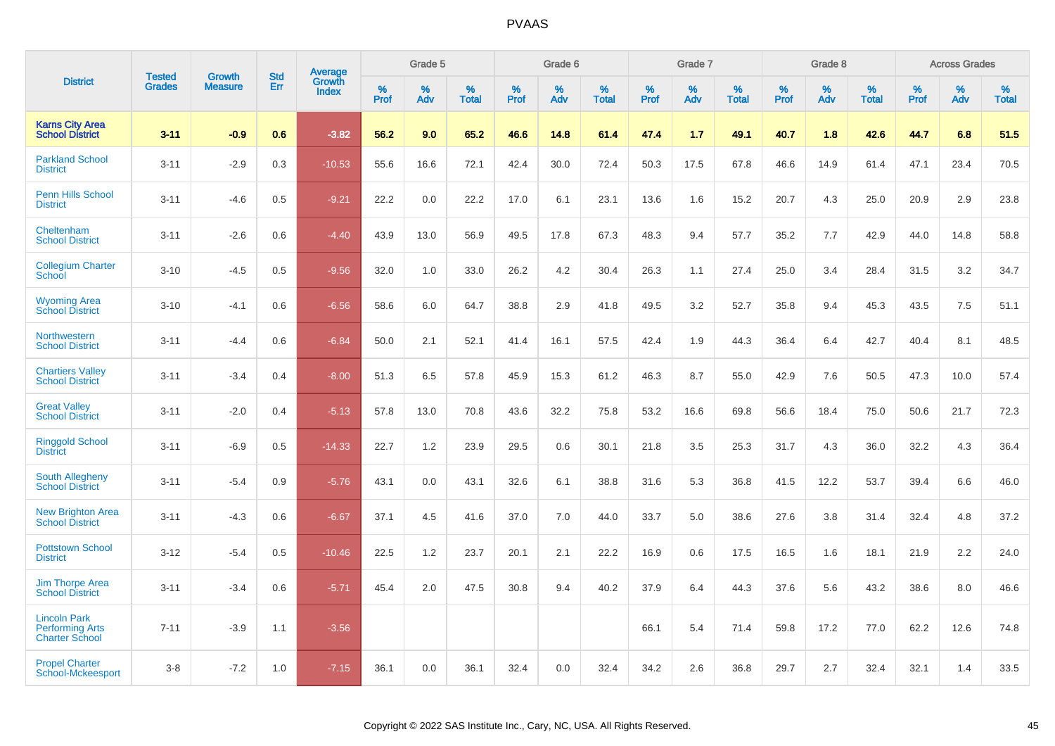# PVAAS

| District | Tested Grades | Growth Measure | Std Err | Average Growth Index | Grade 5 | | | Grade 6 | | | Grade 7 | | | Grade 8 | | | Across Grades | | |
|---|---|---|---|---|---|---|---|---|---|---|---|---|---|---|---|---|---|---|---|
| | | | | | % Prof | % Adv | % Total | % Prof | % Adv | % Total | % Prof | % Adv | % Total | % Prof | % Adv | % Total | % Prof | % Adv | % Total |
| **Karns City Area School District** | **3-11** | **-0.9** | **0.6** | **-3.82** | **56.2** | **9.0** | **65.2** | **46.6** | **14.8** | **61.4** | **47.4** | **1.7** | **49.1** | **40.7** | **1.8** | **42.6** | **44.7** | **6.8** | **51.5** |
| Parkland School District | 3-11 | -2.9 | 0.3 | -10.53 | 55.6 | 16.6 | 72.1 | 42.4 | 30.0 | 72.4 | 50.3 | 17.5 | 67.8 | 46.6 | 14.9 | 61.4 | 47.1 | 23.4 | 70.5 |
| Penn Hills School District | 3-11 | -4.6 | 0.5 | -9.21 | 22.2 | 0.0 | 22.2 | 17.0 | 6.1 | 23.1 | 13.6 | 1.6 | 15.2 | 20.7 | 4.3 | 25.0 | 20.9 | 2.9 | 23.8 |
| Cheltenham School District | 3-11 | -2.6 | 0.6 | -4.40 | 43.9 | 13.0 | 56.9 | 49.5 | 17.8 | 67.3 | 48.3 | 9.4 | 57.7 | 35.2 | 7.7 | 42.9 | 44.0 | 14.8 | 58.8 |
| Collegium Charter School | 3-10 | -4.5 | 0.5 | -9.56 | 32.0 | 1.0 | 33.0 | 26.2 | 4.2 | 30.4 | 26.3 | 1.1 | 27.4 | 25.0 | 3.4 | 28.4 | 31.5 | 3.2 | 34.7 |
| Wyoming Area School District | 3-10 | -4.1 | 0.6 | -6.56 | 58.6 | 6.0 | 64.7 | 38.8 | 2.9 | 41.8 | 49.5 | 3.2 | 52.7 | 35.8 | 9.4 | 45.3 | 43.5 | 7.5 | 51.1 |
| Northwestern School District | 3-11 | -4.4 | 0.6 | -6.84 | 50.0 | 2.1 | 52.1 | 41.4 | 16.1 | 57.5 | 42.4 | 1.9 | 44.3 | 36.4 | 6.4 | 42.7 | 40.4 | 8.1 | 48.5 |
| Chartiers Valley School District | 3-11 | -3.4 | 0.4 | -8.00 | 51.3 | 6.5 | 57.8 | 45.9 | 15.3 | 61.2 | 46.3 | 8.7 | 55.0 | 42.9 | 7.6 | 50.5 | 47.3 | 10.0 | 57.4 |
| Great Valley School District | 3-11 | -2.0 | 0.4 | -5.13 | 57.8 | 13.0 | 70.8 | 43.6 | 32.2 | 75.8 | 53.2 | 16.6 | 69.8 | 56.6 | 18.4 | 75.0 | 50.6 | 21.7 | 72.3 |
| Ringgold School District | 3-11 | -6.9 | 0.5 | -14.33 | 22.7 | 1.2 | 23.9 | 29.5 | 0.6 | 30.1 | 21.8 | 3.5 | 25.3 | 31.7 | 4.3 | 36.0 | 32.2 | 4.3 | 36.4 |
| South Allegheny School District | 3-11 | -5.4 | 0.9 | -5.76 | 43.1 | 0.0 | 43.1 | 32.6 | 6.1 | 38.8 | 31.6 | 5.3 | 36.8 | 41.5 | 12.2 | 53.7 | 39.4 | 6.6 | 46.0 |
| New Brighton Area School District | 3-11 | -4.3 | 0.6 | -6.67 | 37.1 | 4.5 | 41.6 | 37.0 | 7.0 | 44.0 | 33.7 | 5.0 | 38.6 | 27.6 | 3.8 | 31.4 | 32.4 | 4.8 | 37.2 |
| Pottstown School District | 3-12 | -5.4 | 0.5 | -10.46 | 22.5 | 1.2 | 23.7 | 20.1 | 2.1 | 22.2 | 16.9 | 0.6 | 17.5 | 16.5 | 1.6 | 18.1 | 21.9 | 2.2 | 24.0 |
| Jim Thorpe Area School District | 3-11 | -3.4 | 0.6 | -5.71 | 45.4 | 2.0 | 47.5 | 30.8 | 9.4 | 40.2 | 37.9 | 6.4 | 44.3 | 37.6 | 5.6 | 43.2 | 38.6 | 8.0 | 46.6 |
| Lincoln Park Performing Arts Charter School | 7-11 | -3.9 | 1.1 | -3.56 | | | | | | | 66.1 | 5.4 | 71.4 | 59.8 | 17.2 | 77.0 | 62.2 | 12.6 | 74.8 |
| Propel Charter School-Mckeesport | 3-8 | -7.2 | 1.0 | -7.15 | 36.1 | 0.0 | 36.1 | 32.4 | 0.0 | 32.4 | 34.2 | 2.6 | 36.8 | 29.7 | 2.7 | 32.4 | 32.1 | 1.4 | 33.5 |

Copyright © 2022 SAS Institute Inc., Cary, NC, USA. All Rights Reserved.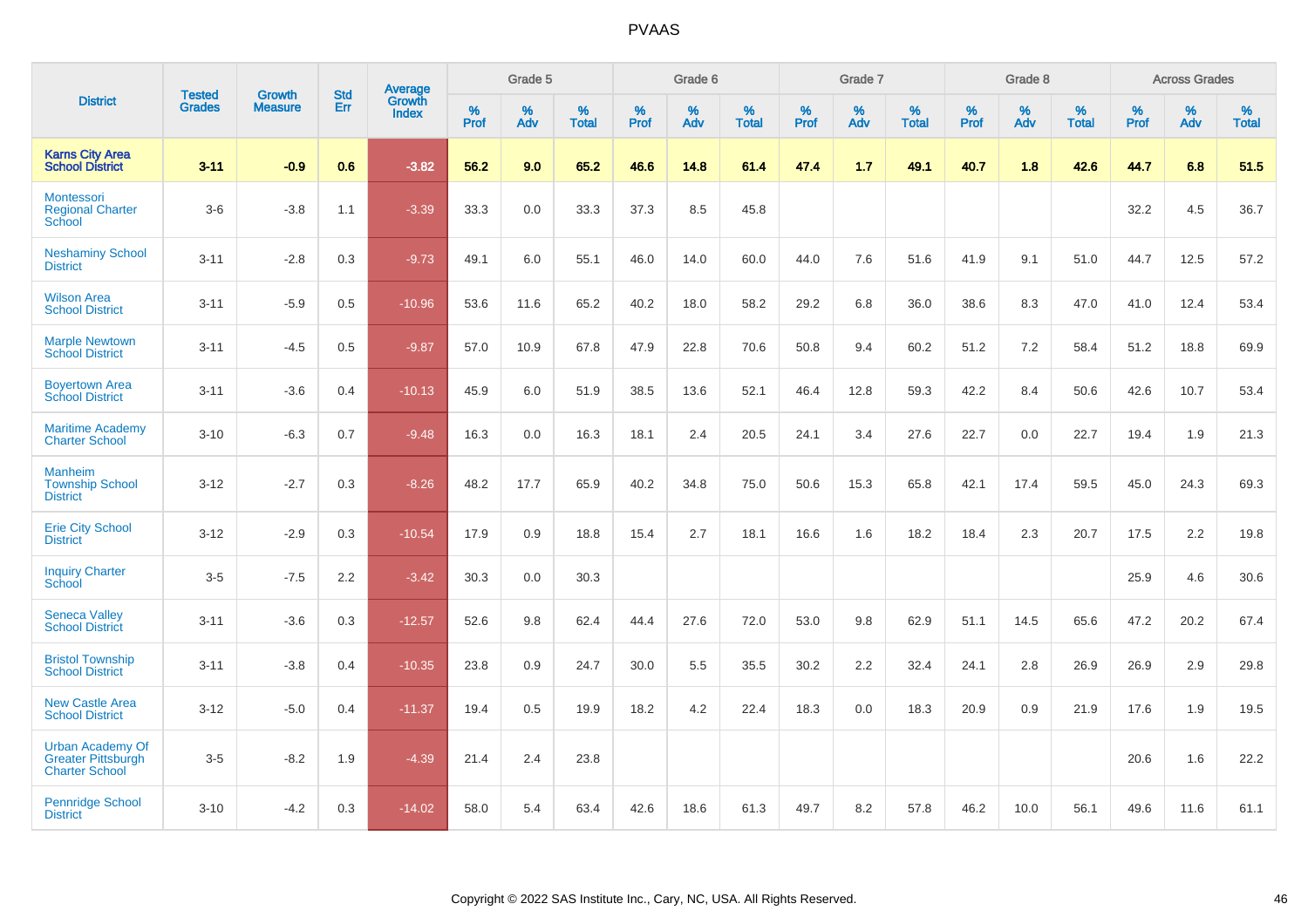PVAAS

| District | Tested Grades | Growth Measure | Std Err | Average Growth Index | Grade 5 | | | Grade 6 | | | Grade 7 | | | Grade 8 | | | Across Grades | | |
|---|---|---|---|---|---|---|---|---|---|---|---|---|---|---|---|---|---|---|---|
| | | | | | % Prof | % Adv | % Total | % Prof | % Adv | % Total | % Prof | % Adv | % Total | % Prof | % Adv | % Total | % Prof | % Adv | % Total |
| **Karns City Area School District** | **3-11** | **-0.9** | **0.6** | **-3.82** | **56.2** | **9.0** | **65.2** | **46.6** | **14.8** | **61.4** | **47.4** | **1.7** | **49.1** | **40.7** | **1.8** | **42.6** | **44.7** | **6.8** | **51.5** |
| Montessori Regional Charter School | 3-6 | -3.8 | 1.1 | -3.39 | 33.3 | 0.0 | 33.3 | 37.3 | 8.5 | 45.8 | | | | | | | 32.2 | 4.5 | 36.7 |
| Neshaminy School District | 3-11 | -2.8 | 0.3 | -9.73 | 49.1 | 6.0 | 55.1 | 46.0 | 14.0 | 60.0 | 44.0 | 7.6 | 51.6 | 41.9 | 9.1 | 51.0 | 44.7 | 12.5 | 57.2 |
| Wilson Area School District | 3-11 | -5.9 | 0.5 | -10.96 | 53.6 | 11.6 | 65.2 | 40.2 | 18.0 | 58.2 | 29.2 | 6.8 | 36.0 | 38.6 | 8.3 | 47.0 | 41.0 | 12.4 | 53.4 |
| Marple Newtown School District | 3-11 | -4.5 | 0.5 | -9.87 | 57.0 | 10.9 | 67.8 | 47.9 | 22.8 | 70.6 | 50.8 | 9.4 | 60.2 | 51.2 | 7.2 | 58.4 | 51.2 | 18.8 | 69.9 |
| Boyertown Area School District | 3-11 | -3.6 | 0.4 | -10.13 | 45.9 | 6.0 | 51.9 | 38.5 | 13.6 | 52.1 | 46.4 | 12.8 | 59.3 | 42.2 | 8.4 | 50.6 | 42.6 | 10.7 | 53.4 |
| Maritime Academy Charter School | 3-10 | -6.3 | 0.7 | -9.48 | 16.3 | 0.0 | 16.3 | 18.1 | 2.4 | 20.5 | 24.1 | 3.4 | 27.6 | 22.7 | 0.0 | 22.7 | 19.4 | 1.9 | 21.3 |
| Manheim Township School District | 3-12 | -2.7 | 0.3 | -8.26 | 48.2 | 17.7 | 65.9 | 40.2 | 34.8 | 75.0 | 50.6 | 15.3 | 65.8 | 42.1 | 17.4 | 59.5 | 45.0 | 24.3 | 69.3 |
| Erie City School District | 3-12 | -2.9 | 0.3 | -10.54 | 17.9 | 0.9 | 18.8 | 15.4 | 2.7 | 18.1 | 16.6 | 1.6 | 18.2 | 18.4 | 2.3 | 20.7 | 17.5 | 2.2 | 19.8 |
| Inquiry Charter School | 3-5 | -7.5 | 2.2 | -3.42 | 30.3 | 0.0 | 30.3 | | | | | | | | | | 25.9 | 4.6 | 30.6 |
| Seneca Valley School District | 3-11 | -3.6 | 0.3 | -12.57 | 52.6 | 9.8 | 62.4 | 44.4 | 27.6 | 72.0 | 53.0 | 9.8 | 62.9 | 51.1 | 14.5 | 65.6 | 47.2 | 20.2 | 67.4 |
| Bristol Township School District | 3-11 | -3.8 | 0.4 | -10.35 | 23.8 | 0.9 | 24.7 | 30.0 | 5.5 | 35.5 | 30.2 | 2.2 | 32.4 | 24.1 | 2.8 | 26.9 | 26.9 | 2.9 | 29.8 |
| New Castle Area School District | 3-12 | -5.0 | 0.4 | -11.37 | 19.4 | 0.5 | 19.9 | 18.2 | 4.2 | 22.4 | 18.3 | 0.0 | 18.3 | 20.9 | 0.9 | 21.9 | 17.6 | 1.9 | 19.5 |
| Urban Academy Of Greater Pittsburgh Charter School | 3-5 | -8.2 | 1.9 | -4.39 | 21.4 | 2.4 | 23.8 | | | | | | | | | | 20.6 | 1.6 | 22.2 |
| Pennridge School District | 3-10 | -4.2 | 0.3 | -14.02 | 58.0 | 5.4 | 63.4 | 42.6 | 18.6 | 61.3 | 49.7 | 8.2 | 57.8 | 46.2 | 10.0 | 56.1 | 49.6 | 11.6 | 61.1 |

Copyright © 2022 SAS Institute Inc., Cary, NC, USA. All Rights Reserved.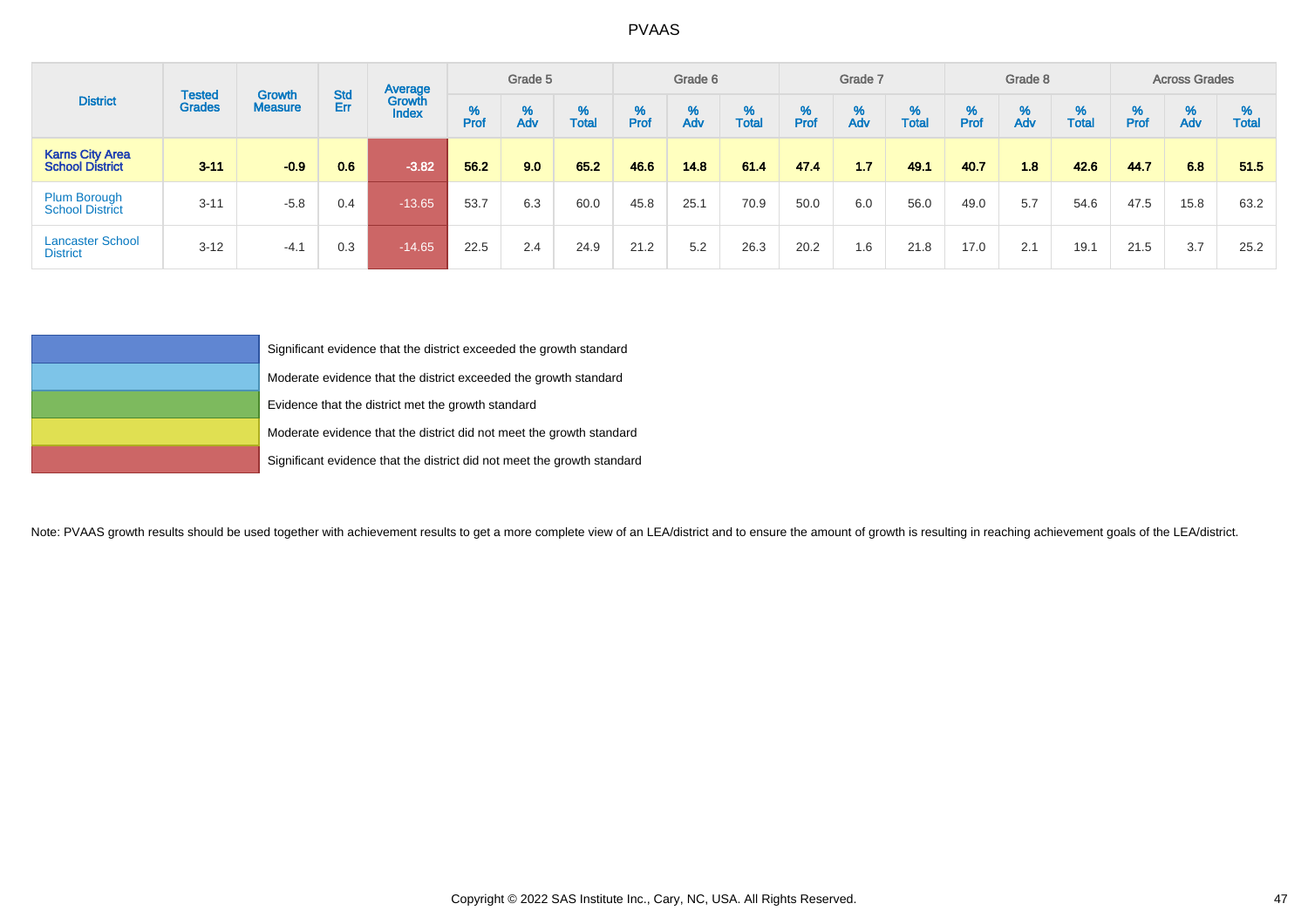# PVAAS

| District | Tested Grades | Growth Measure | Std Err | Average Growth Index | Grade 5 | | | Grade 6 | | | Grade 7 | | | Grade 8 | | | Across Grades | | |
|---|---|---|---|---|---|---|---|---|---|---|---|---|---|---|---|---|---|---|---|
| | | | | | % Prof | % Adv | % Total | % Prof | % Adv | % Total | % Prof | % Adv | % Total | % Prof | % Adv | % Total | % Prof | % Adv | % Total |
| **Karns City Area School District** | **3-11** | **-0.9** | **0.6** | **-3.82** | **56.2** | **9.0** | **65.2** | **46.6** | **14.8** | **61.4** | **47.4** | **1.7** | **49.1** | **40.7** | **1.8** | **42.6** | **44.7** | **6.8** | **51.5** |
| Plum Borough School District | 3-11 | -5.8 | 0.4 | -13.65 | 53.7 | 6.3 | 60.0 | 45.8 | 25.1 | 70.9 | 50.0 | 6.0 | 56.0 | 49.0 | 5.7 | 54.6 | 47.5 | 15.8 | 63.2 |
| Lancaster School District | 3-12 | -4.1 | 0.3 | -14.65 | 22.5 | 2.4 | 24.9 | 21.2 | 5.2 | 26.3 | 20.2 | 1.6 | 21.8 | 17.0 | 2.1 | 19.1 | 21.5 | 3.7 | 25.2 |

Significant evidence that the district exceeded the growth standard

Moderate evidence that the district exceeded the growth standard

Evidence that the district met the growth standard

Moderate evidence that the district did not meet the growth standard

Significant evidence that the district did not meet the growth standard

Note: PVAAS growth results should be used together with achievement results to get a more complete view of an LEA/district and to ensure the amount of growth is resulting in reaching achievement goals of the LEA/district.

Copyright © 2022 SAS Institute Inc., Cary, NC, USA. All Rights Reserved.